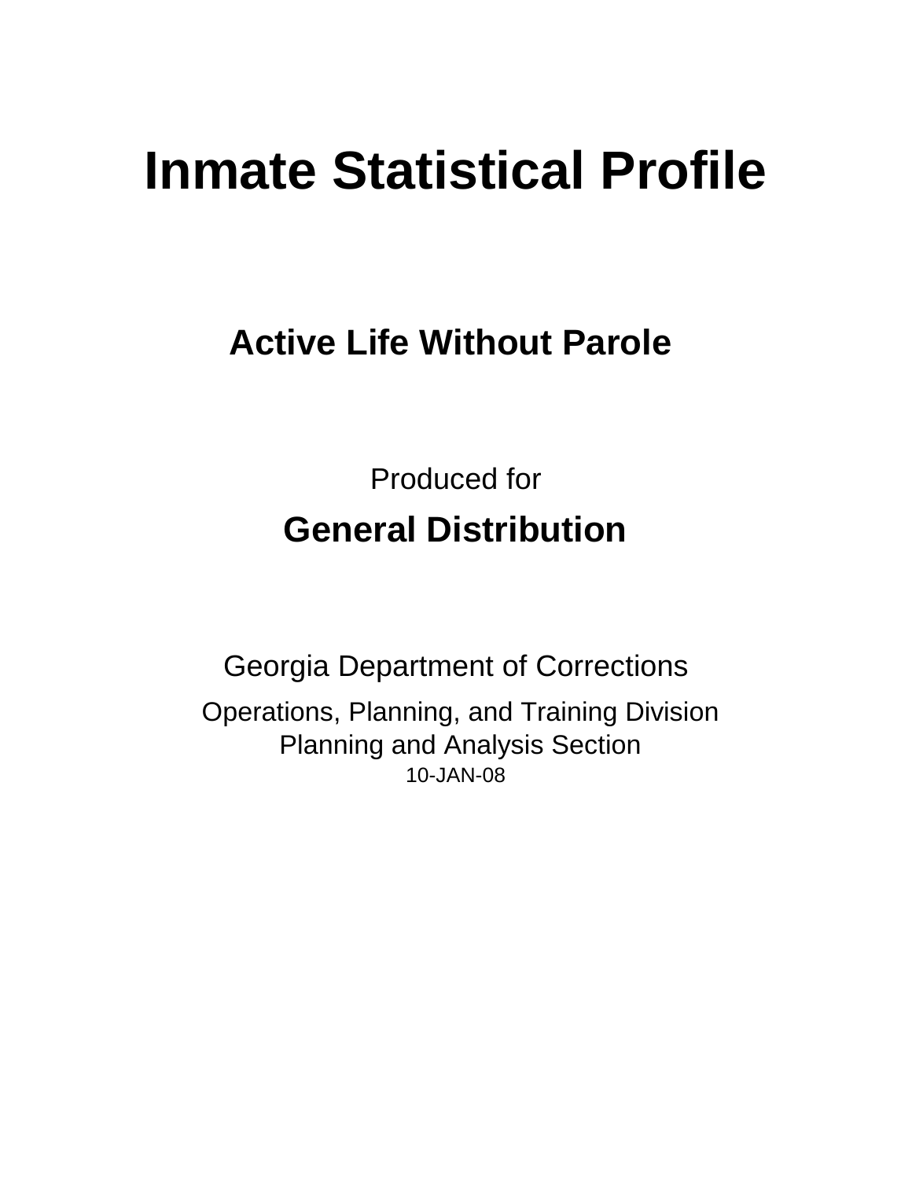# Inmate Statistical Profile

## Active Life Without Parole

Produced for

## General Distribution

Georgia Department of Corrections

Operations, Planning, and Training Division
Planning and Analysis Section
10-JAN-08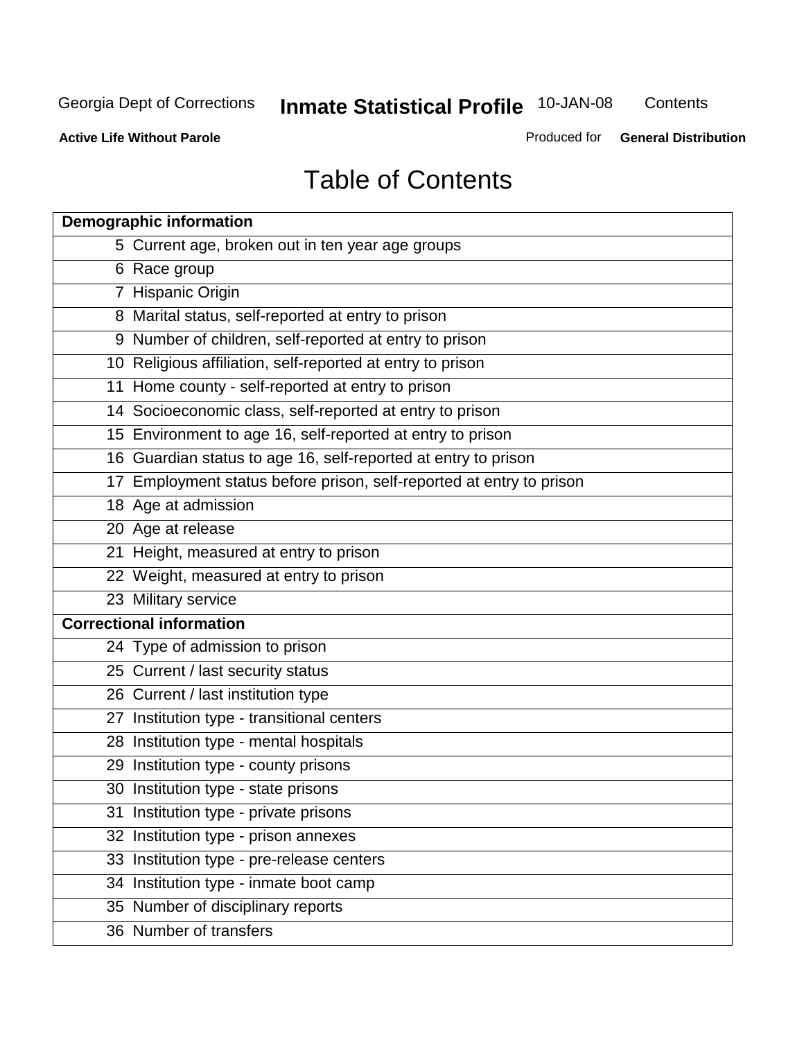Georgia Dept of Corrections **Inmate Statistical Profile** 10-JAN-08 Contents

**Active Life Without Parole** Produced for **General Distribution**

# Table of Contents

| Page | Section |
|---|---|
| **Demographic information** | |
| 5 | Current age, broken out in ten year age groups |
| 6 | Race group |
| 7 | Hispanic Origin |
| 8 | Marital status, self-reported at entry to prison |
| 9 | Number of children, self-reported at entry to prison |
| 10 | Religious affiliation, self-reported at entry to prison |
| 11 | Home county - self-reported at entry to prison |
| 14 | Socioeconomic class, self-reported at entry to prison |
| 15 | Environment to age 16, self-reported at entry to prison |
| 16 | Guardian status to age 16, self-reported at entry to prison |
| 17 | Employment status before prison, self-reported at entry to prison |
| 18 | Age at admission |
| 20 | Age at release |
| 21 | Height, measured at entry to prison |
| 22 | Weight, measured at entry to prison |
| 23 | Military service |
| **Correctional information** | |
| 24 | Type of admission to prison |
| 25 | Current / last security status |
| 26 | Current / last institution type |
| 27 | Institution type - transitional centers |
| 28 | Institution type - mental hospitals |
| 29 | Institution type - county prisons |
| 30 | Institution type - state prisons |
| 31 | Institution type - private prisons |
| 32 | Institution type - prison annexes |
| 33 | Institution type - pre-release centers |
| 34 | Institution type - inmate boot camp |
| 35 | Number of disciplinary reports |
| 36 | Number of transfers |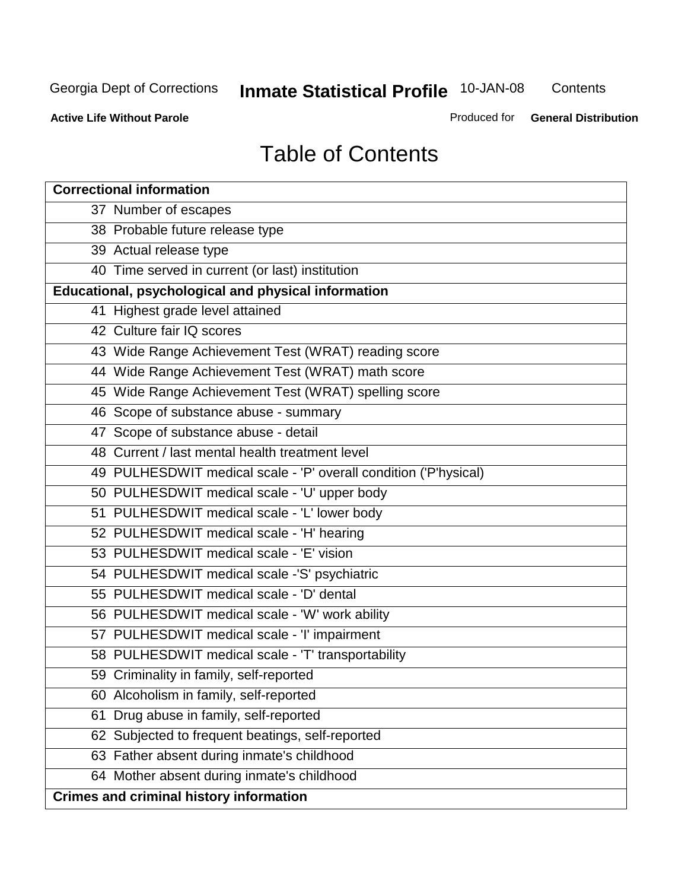Georgia Dept of Corrections **Inmate Statistical Profile** 10-JAN-08 Contents

**Active Life Without Parole** Produced for **General Distribution**

# Table of Contents

| **Correctional information** |
|---|
| 37 Number of escapes |
| 38 Probable future release type |
| 39 Actual release type |
| 40 Time served in current (or last) institution |
| **Educational, psychological and physical information** |
| 41 Highest grade level attained |
| 42 Culture fair IQ scores |
| 43 Wide Range Achievement Test (WRAT) reading score |
| 44 Wide Range Achievement Test (WRAT) math score |
| 45 Wide Range Achievement Test (WRAT) spelling score |
| 46 Scope of substance abuse - summary |
| 47 Scope of substance abuse - detail |
| 48 Current / last mental health treatment level |
| 49 PULHESDWIT medical scale - 'P' overall condition ('P'hysical) |
| 50 PULHESDWIT medical scale - 'U' upper body |
| 51 PULHESDWIT medical scale - 'L' lower body |
| 52 PULHESDWIT medical scale - 'H' hearing |
| 53 PULHESDWIT medical scale - 'E' vision |
| 54 PULHESDWIT medical scale -'S' psychiatric |
| 55 PULHESDWIT medical scale - 'D' dental |
| 56 PULHESDWIT medical scale - 'W' work ability |
| 57 PULHESDWIT medical scale - 'I' impairment |
| 58 PULHESDWIT medical scale - 'T' transportability |
| 59 Criminality in family, self-reported |
| 60 Alcoholism in family, self-reported |
| 61 Drug abuse in family, self-reported |
| 62 Subjected to frequent beatings, self-reported |
| 63 Father absent during inmate's childhood |
| 64 Mother absent during inmate's childhood |
| **Crimes and criminal history information** |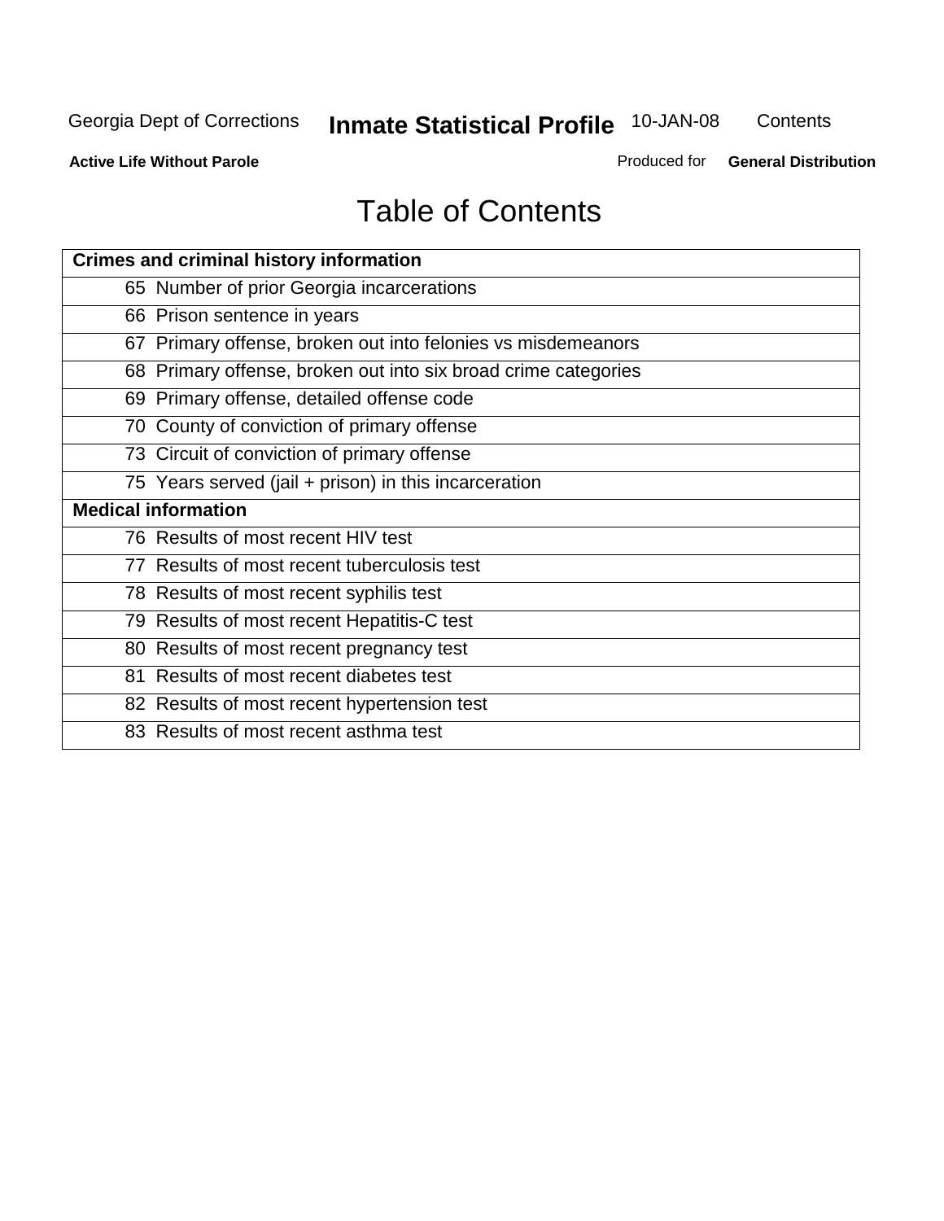# Table of Contents

| Crimes and criminal history information |
|---|
| 65 Number of prior Georgia incarcerations |
| 66 Prison sentence in years |
| 67 Primary offense, broken out into felonies vs misdemeanors |
| 68 Primary offense, broken out into six broad crime categories |
| 69 Primary offense, detailed offense code |
| 70 County of conviction of primary offense |
| 73 Circuit of conviction of primary offense |
| 75 Years served (jail + prison) in this incarceration |
| **Medical information** |
| 76 Results of most recent HIV test |
| 77 Results of most recent tuberculosis test |
| 78 Results of most recent syphilis test |
| 79 Results of most recent Hepatitis-C test |
| 80 Results of most recent pregnancy test |
| 81 Results of most recent diabetes test |
| 82 Results of most recent hypertension test |
| 83 Results of most recent asthma test |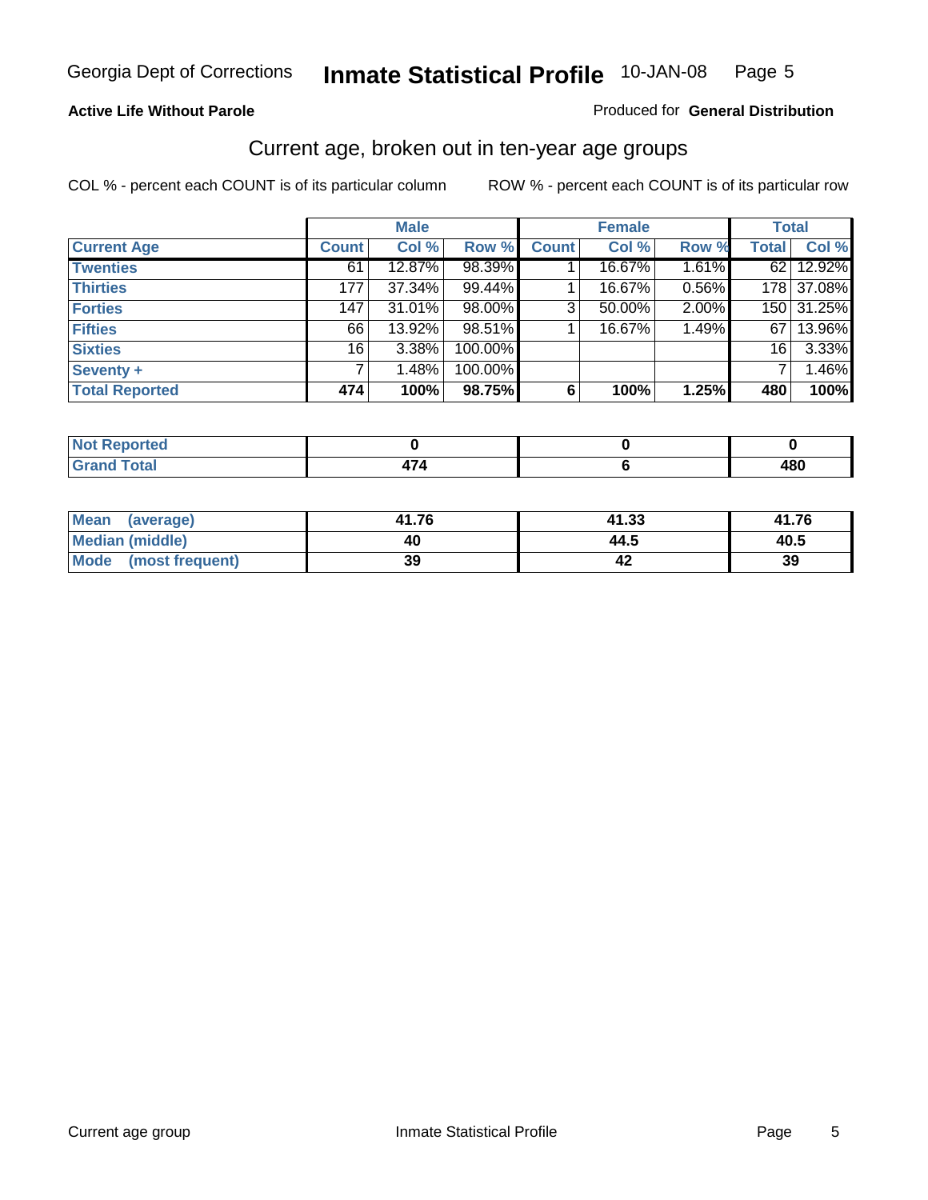Georgia Dept of Corrections **Inmate Statistical Profile** 10-JAN-08

**Active Life Without Parole**

Produced for **General Distribution**

## Current age, broken out in ten-year age groups

COL % - percent each COUNT is of its particular column

ROW % - percent each COUNT is of its particular row

| | Male | | | Female | | | Total | |
|---|---|---|---|---|---|---|---|---|
| **Current Age** | **Count** | **Col %** | **Row %** | **Count** | **Col %** | **Row %** | **Total** | **Col %** |
| **Twenties** | 61 | 12.87% | 98.39% | 1 | 16.67% | 1.61% | 62 | 12.92% |
| **Thirties** | 177 | 37.34% | 99.44% | 1 | 16.67% | 0.56% | 178 | 37.08% |
| **Forties** | 147 | 31.01% | 98.00% | 3 | 50.00% | 2.00% | 150 | 31.25% |
| **Fifties** | 66 | 13.92% | 98.51% | 1 | 16.67% | 1.49% | 67 | 13.96% |
| **Sixties** | 16 | 3.38% | 100.00% | | | | 16 | 3.33% |
| **Seventy +** | 7 | 1.48% | 100.00% | | | | 7 | 1.46% |
| **Total Reported** | **474** | **100%** | **98.75%** | **6** | **100%** | **1.25%** | **480** | **100%** |

| | Male | Female | Total |
|---|---|---|---|
| **Not Reported** | **0** | **0** | **0** |
| **Grand Total** | **474** | **6** | **480** |

| | Male | Female | Total |
|---|---|---|---|
| **Mean (average)** | **41.76** | **41.33** | **41.76** |
| **Median (middle)** | **40** | **44.5** | **40.5** |
| **Mode (most frequent)** | **39** | **42** | **39** |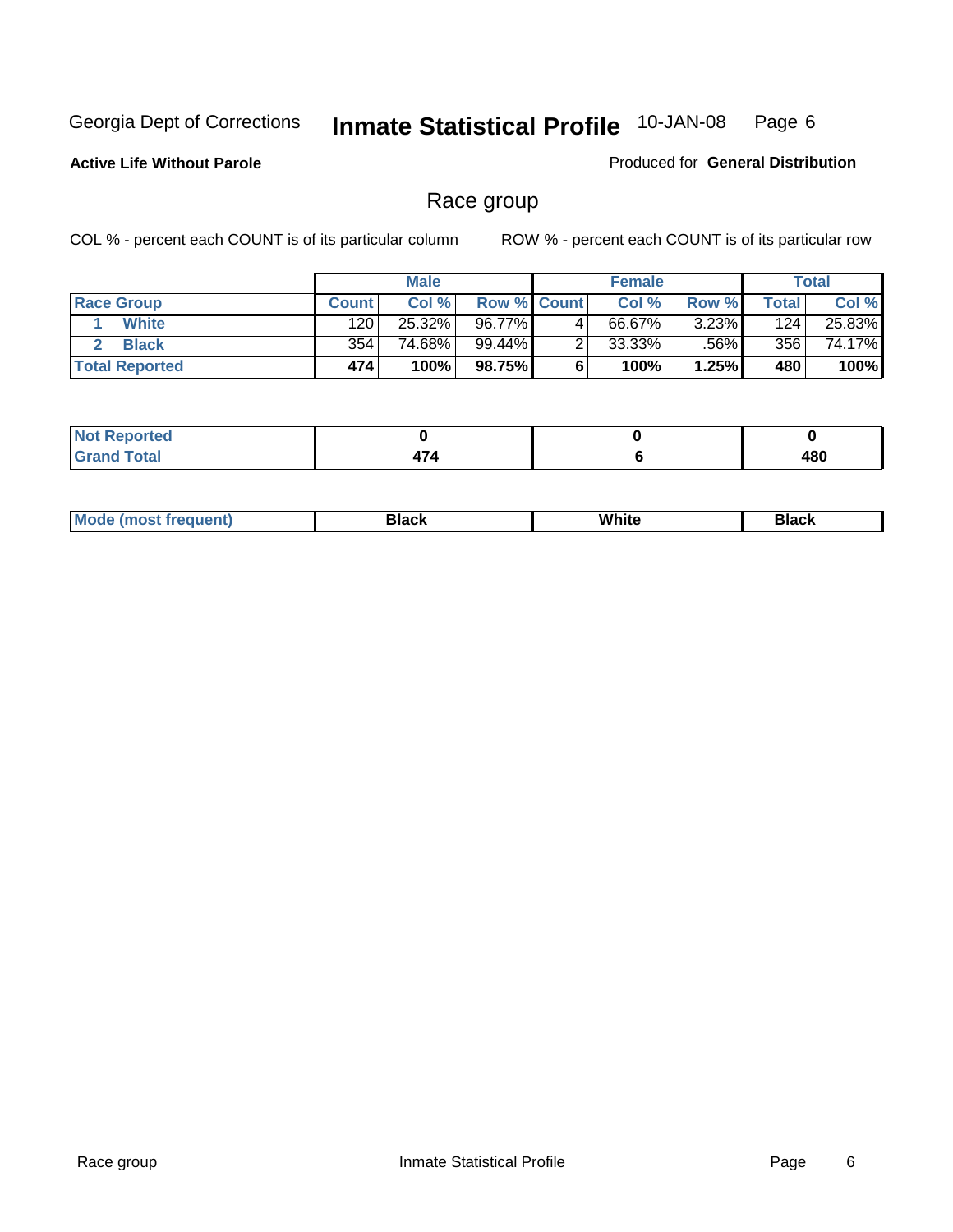Georgia Dept of Corrections **Inmate Statistical Profile** 10-JAN-08

**Active Life Without Parole**

Produced for **General Distribution**

## Race group

COL % - percent each COUNT is of its particular column ROW % - percent each COUNT is of its particular row

| | Male | | | Female | | | Total | |
|---|---|---|---|---|---|---|---|---|
| **Race Group** | **Count** | **Col %** | **Row %** | **Count** | **Col %** | **Row %** | **Total** | **Col %** |
| 1 **White** | 120 | 25.32% | 96.77% | 4 | 66.67% | 3.23% | 124 | 25.83% |
| 2 **Black** | 354 | 74.68% | 99.44% | 2 | 33.33% | .56% | 356 | 74.17% |
| **Total Reported** | **474** | **100%** | **98.75%** | **6** | **100%** | **1.25%** | **480** | **100%** |

| | Male | Female | Total |
|---|---|---|---|
| **Not Reported** | **0** | **0** | **0** |
| **Grand Total** | **474** | **6** | **480** |

| | Male | Female | Total |
|---|---|---|---|
| **Mode (most frequent)** | **Black** | **White** | **Black** |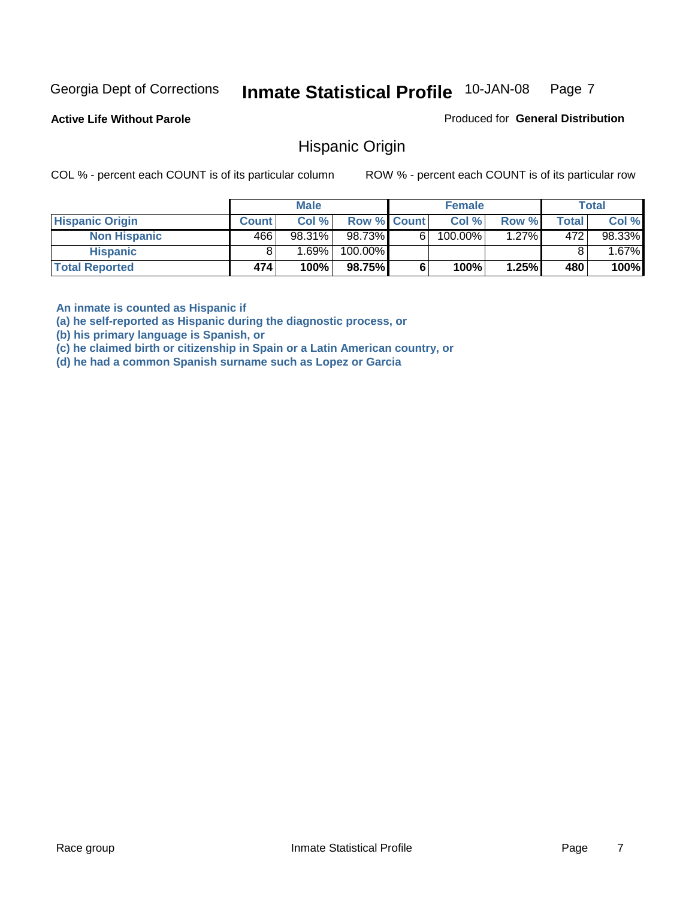Georgia Dept of Corrections **Inmate Statistical Profile** 10-JAN-08

**Active Life Without Parole**

Produced for **General Distribution**

## Hispanic Origin

COL % - percent each COUNT is of its particular column ROW % - percent each COUNT is of its particular row

| | Male | | | Female | | | Total | |
|---|---|---|---|---|---|---|---|---|
| **Hispanic Origin** | **Count** | **Col %** | **Row %** | **Count** | **Col %** | **Row %** | **Total** | **Col %** |
| **Non Hispanic** | 466 | 98.31% | 98.73% | 6 | 100.00% | 1.27% | 472 | 98.33% |
| **Hispanic** | 8 | 1.69% | 100.00% | | | | 8 | 1.67% |
| **Total Reported** | **474** | **100%** | **98.75%** | **6** | **100%** | **1.25%** | **480** | **100%** |

**An inmate is counted as Hispanic if**
**(a) he self-reported as Hispanic during the diagnostic process, or**
**(b) his primary language is Spanish, or**
**(c) he claimed birth or citizenship in Spain or a Latin American country, or**
**(d) he had a common Spanish surname such as Lopez or Garcia**

Race group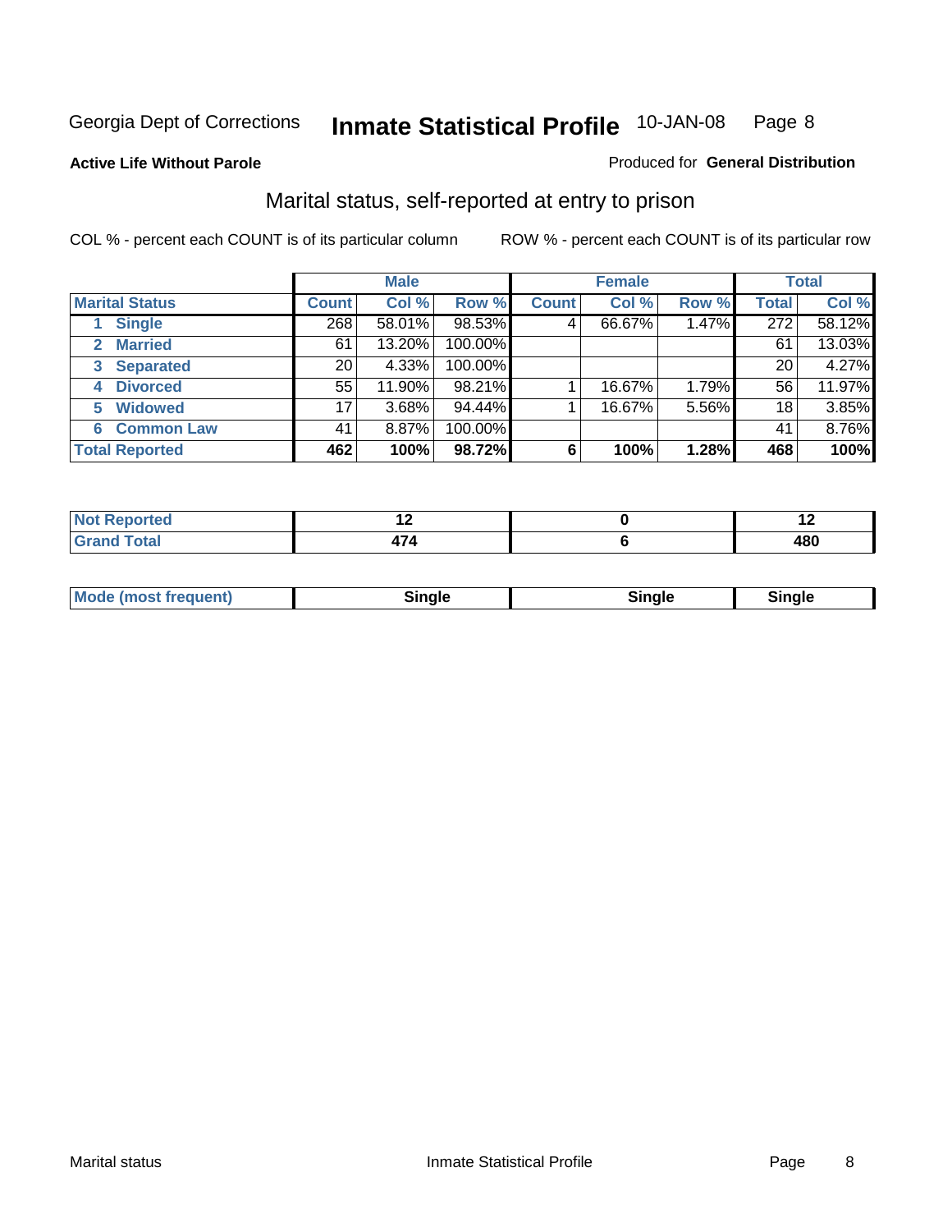Georgia Dept of Corrections **Inmate Statistical Profile** 10-JAN-08

**Active Life Without Parole**

Produced for **General Distribution**

## Marital status, self-reported at entry to prison

COL % - percent each COUNT is of its particular column

ROW % - percent each COUNT is of its particular row

| | Male | | | Female | | | Total | |
|---|---|---|---|---|---|---|---|---|
| **Marital Status** | **Count** | **Col %** | **Row %** | **Count** | **Col %** | **Row %** | **Total** | **Col %** |
| 1 **Single** | 268 | 58.01% | 98.53% | 4 | 66.67% | 1.47% | 272 | 58.12% |
| 2 **Married** | 61 | 13.20% | 100.00% | | | | 61 | 13.03% |
| 3 **Separated** | 20 | 4.33% | 100.00% | | | | 20 | 4.27% |
| 4 **Divorced** | 55 | 11.90% | 98.21% | 1 | 16.67% | 1.79% | 56 | 11.97% |
| 5 **Widowed** | 17 | 3.68% | 94.44% | 1 | 16.67% | 5.56% | 18 | 3.85% |
| 6 **Common Law** | 41 | 8.87% | 100.00% | | | | 41 | 8.76% |
| **Total Reported** | **462** | **100%** | **98.72%** | **6** | **100%** | **1.28%** | **468** | **100%** |

| | Male | Female | Total |
|---|---|---|---|
| **Not Reported** | **12** | **0** | **12** |
| **Grand Total** | **474** | **6** | **480** |

| | Male | Female | Total |
|---|---|---|---|
| **Mode (most frequent)** | **Single** | **Single** | **Single** |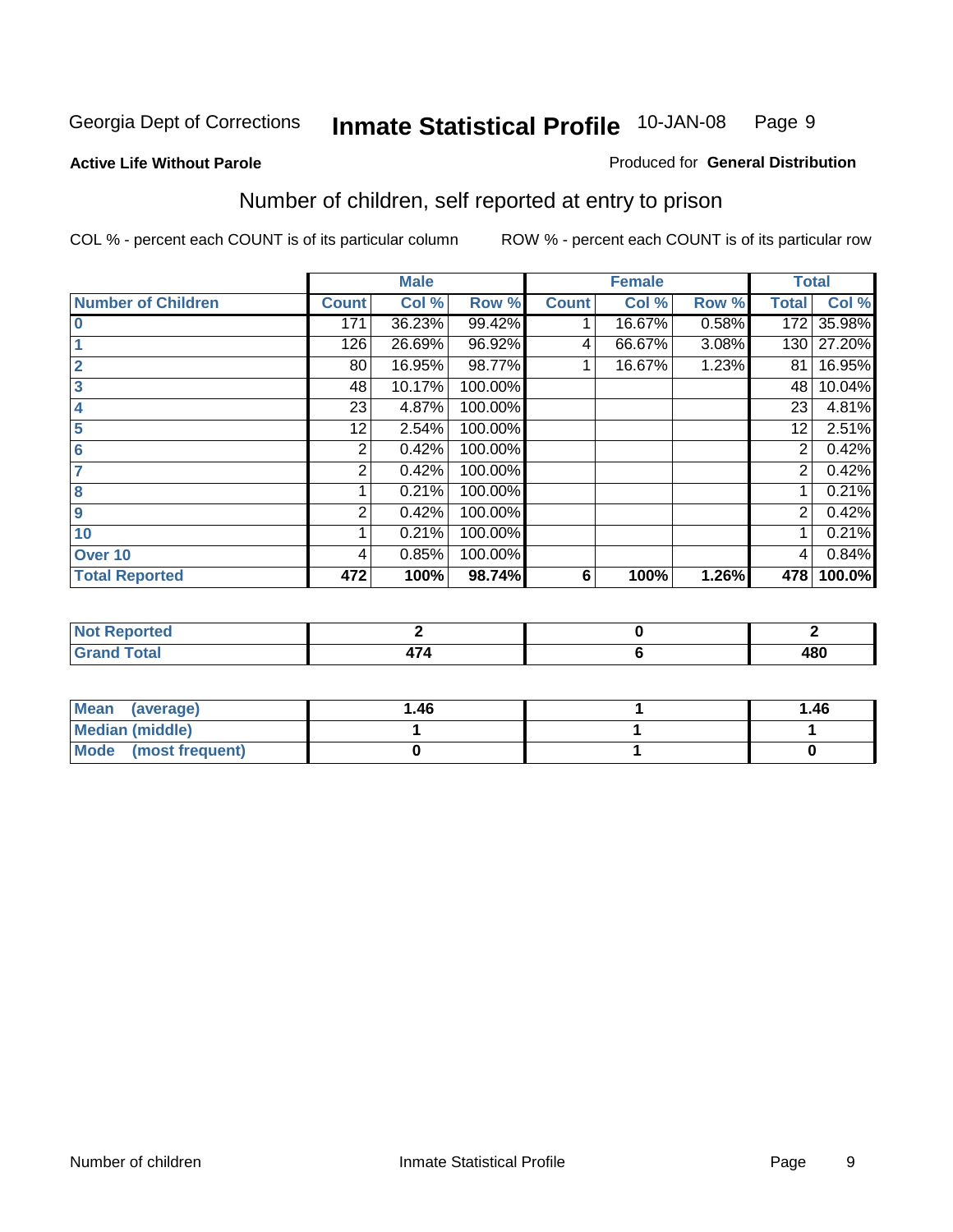Georgia Dept of Corrections **Inmate Statistical Profile** 10-JAN-08

**Active Life Without Parole**

Produced for **General Distribution**

## Number of children, self reported at entry to prison

COL % - percent each COUNT is of its particular column ROW % - percent each COUNT is of its particular row

| | Male | | | Female | | | Total | |
|---|---|---|---|---|---|---|---|---|
| **Number of Children** | **Count** | **Col %** | **Row %** | **Count** | **Col %** | **Row %** | **Total** | **Col %** |
| **0** | 171 | 36.23% | 99.42% | 1 | 16.67% | 0.58% | 172 | 35.98% |
| **1** | 126 | 26.69% | 96.92% | 4 | 66.67% | 3.08% | 130 | 27.20% |
| **2** | 80 | 16.95% | 98.77% | 1 | 16.67% | 1.23% | 81 | 16.95% |
| **3** | 48 | 10.17% | 100.00% | | | | 48 | 10.04% |
| **4** | 23 | 4.87% | 100.00% | | | | 23 | 4.81% |
| **5** | 12 | 2.54% | 100.00% | | | | 12 | 2.51% |
| **6** | 2 | 0.42% | 100.00% | | | | 2 | 0.42% |
| **7** | 2 | 0.42% | 100.00% | | | | 2 | 0.42% |
| **8** | 1 | 0.21% | 100.00% | | | | 1 | 0.21% |
| **9** | 2 | 0.42% | 100.00% | | | | 2 | 0.42% |
| **10** | 1 | 0.21% | 100.00% | | | | 1 | 0.21% |
| **Over 10** | 4 | 0.85% | 100.00% | | | | 4 | 0.84% |
| **Total Reported** | **472** | **100%** | **98.74%** | **6** | **100%** | **1.26%** | **478** | **100.0%** |

| | Male | Female | Total |
|---|---|---|---|
| **Not Reported** | **2** | **0** | **2** |
| **Grand Total** | **474** | **6** | **480** |

| | Male | Female | Total |
|---|---|---|---|
| **Mean (average)** | **1.46** | **1** | **1.46** |
| **Median (middle)** | **1** | **1** | **1** |
| **Mode (most frequent)** | **0** | **1** | **0** |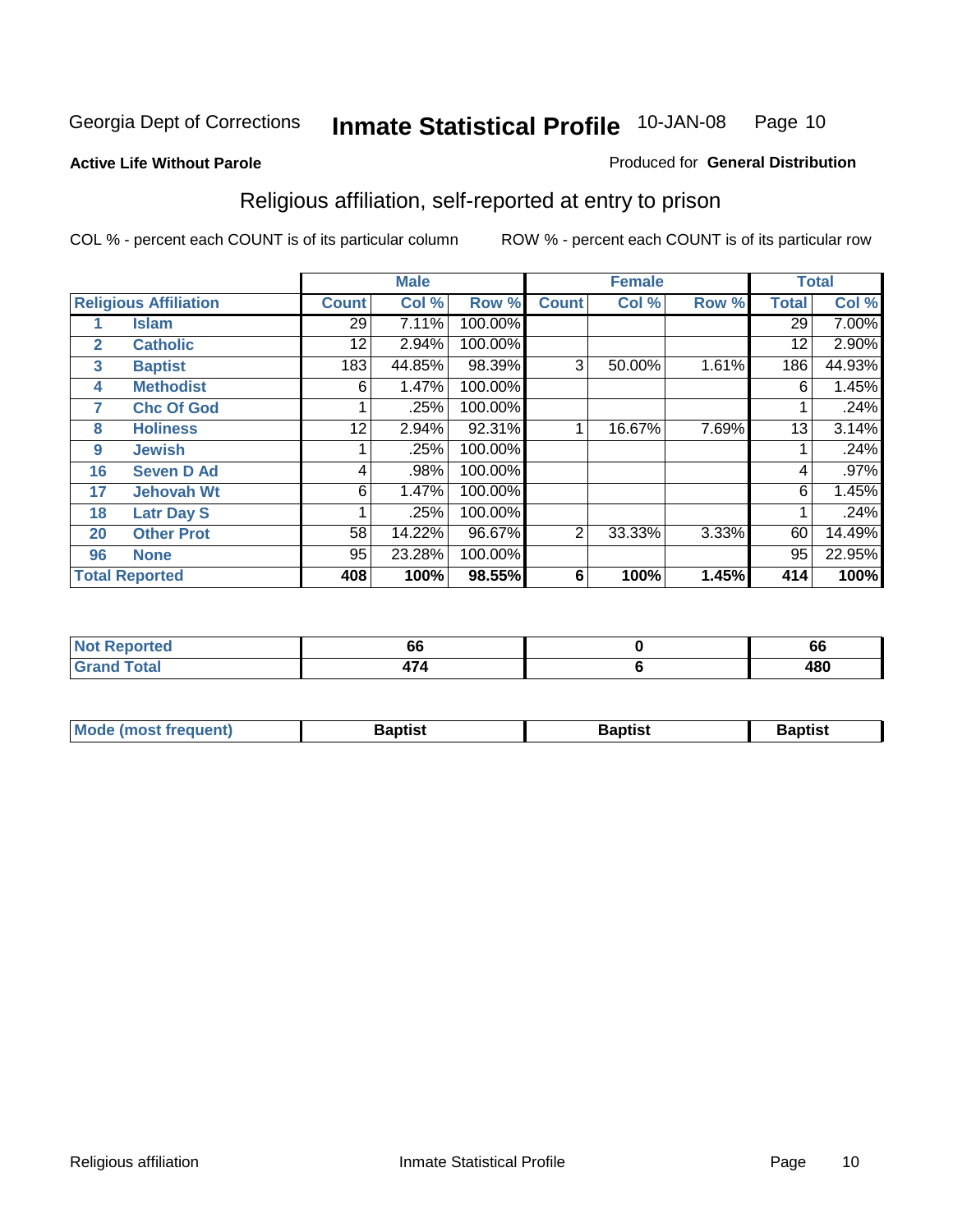Georgia Dept of Corrections **Inmate Statistical Profile** 10-JAN-08

**Active Life Without Parole**

Produced for **General Distribution**

## Religious affiliation, self-reported at entry to prison

COL % - percent each COUNT is of its particular column ROW % - percent each COUNT is of its particular row

| Religious Affiliation | | Male | | | Female | | | Total | |
|---|---|---|---|---|---|---|---|---|---|
| | | Count | Col % | Row % | Count | Col % | Row % | Total | Col % |
| 1 | Islam | 29 | 7.11% | 100.00% | | | | 29 | 7.00% |
| 2 | Catholic | 12 | 2.94% | 100.00% | | | | 12 | 2.90% |
| 3 | Baptist | 183 | 44.85% | 98.39% | 3 | 50.00% | 1.61% | 186 | 44.93% |
| 4 | Methodist | 6 | 1.47% | 100.00% | | | | 6 | 1.45% |
| 7 | Chc Of God | 1 | .25% | 100.00% | | | | 1 | .24% |
| 8 | Holiness | 12 | 2.94% | 92.31% | 1 | 16.67% | 7.69% | 13 | 3.14% |
| 9 | Jewish | 1 | .25% | 100.00% | | | | 1 | .24% |
| 16 | Seven D Ad | 4 | .98% | 100.00% | | | | 4 | .97% |
| 17 | Jehovah Wt | 6 | 1.47% | 100.00% | | | | 6 | 1.45% |
| 18 | Latr Day S | 1 | .25% | 100.00% | | | | 1 | .24% |
| 20 | Other Prot | 58 | 14.22% | 96.67% | 2 | 33.33% | 3.33% | 60 | 14.49% |
| 96 | None | 95 | 23.28% | 100.00% | | | | 95 | 22.95% |
| **Total Reported** | | **408** | **100%** | **98.55%** | **6** | **100%** | **1.45%** | **414** | **100%** |

| | Male | Female | Total |
|---|---|---|---|
| Not Reported | 66 | 0 | 66 |
| Grand Total | 474 | 6 | 480 |

| | Male | Female | Total |
|---|---|---|---|
| Mode (most frequent) | Baptist | Baptist | Baptist |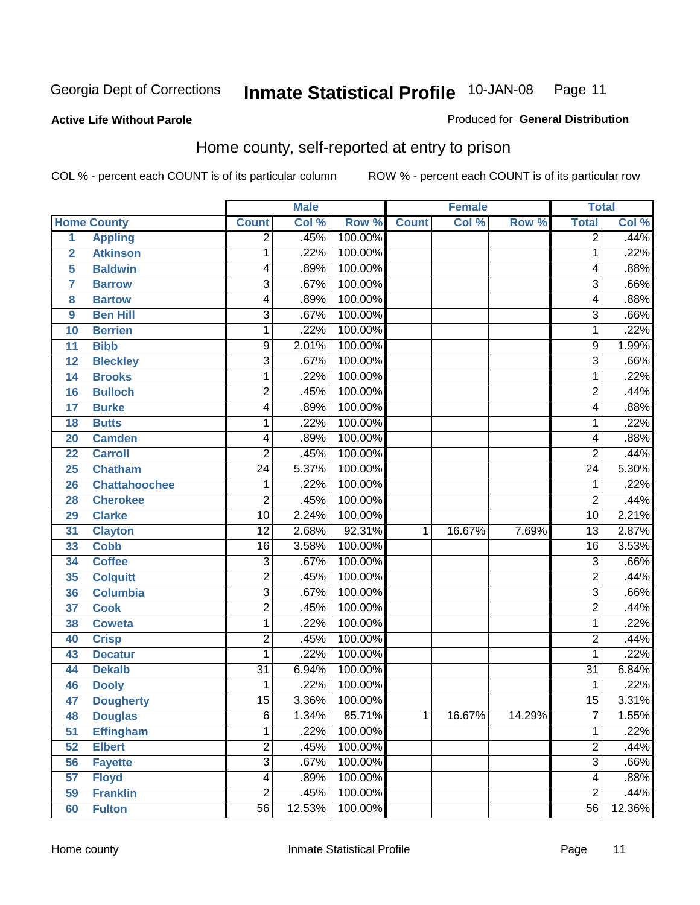Georgia Dept of Corrections **Inmate Statistical Profile** 10-JAN-08

**Active Life Without Parole**

Produced for **General Distribution**

## Home county, self-reported at entry to prison

COL % - percent each COUNT is of its particular column ROW % - percent each COUNT is of its particular row

| | | Male | | | Female | | | Total | |
|---|---|---|---|---|---|---|---|---|---|
| Home County | | Count | Col % | Row % | Count | Col % | Row % | Total | Col % |
| 1 | Appling | 2 | .45% | 100.00% | | | | 2 | .44% |
| 2 | Atkinson | 1 | .22% | 100.00% | | | | 1 | .22% |
| 5 | Baldwin | 4 | .89% | 100.00% | | | | 4 | .88% |
| 7 | Barrow | 3 | .67% | 100.00% | | | | 3 | .66% |
| 8 | Bartow | 4 | .89% | 100.00% | | | | 4 | .88% |
| 9 | Ben Hill | 3 | .67% | 100.00% | | | | 3 | .66% |
| 10 | Berrien | 1 | .22% | 100.00% | | | | 1 | .22% |
| 11 | Bibb | 9 | 2.01% | 100.00% | | | | 9 | 1.99% |
| 12 | Bleckley | 3 | .67% | 100.00% | | | | 3 | .66% |
| 14 | Brooks | 1 | .22% | 100.00% | | | | 1 | .22% |
| 16 | Bulloch | 2 | .45% | 100.00% | | | | 2 | .44% |
| 17 | Burke | 4 | .89% | 100.00% | | | | 4 | .88% |
| 18 | Butts | 1 | .22% | 100.00% | | | | 1 | .22% |
| 20 | Camden | 4 | .89% | 100.00% | | | | 4 | .88% |
| 22 | Carroll | 2 | .45% | 100.00% | | | | 2 | .44% |
| 25 | Chatham | 24 | 5.37% | 100.00% | | | | 24 | 5.30% |
| 26 | Chattahoochee | 1 | .22% | 100.00% | | | | 1 | .22% |
| 28 | Cherokee | 2 | .45% | 100.00% | | | | 2 | .44% |
| 29 | Clarke | 10 | 2.24% | 100.00% | | | | 10 | 2.21% |
| 31 | Clayton | 12 | 2.68% | 92.31% | 1 | 16.67% | 7.69% | 13 | 2.87% |
| 33 | Cobb | 16 | 3.58% | 100.00% | | | | 16 | 3.53% |
| 34 | Coffee | 3 | .67% | 100.00% | | | | 3 | .66% |
| 35 | Colquitt | 2 | .45% | 100.00% | | | | 2 | .44% |
| 36 | Columbia | 3 | .67% | 100.00% | | | | 3 | .66% |
| 37 | Cook | 2 | .45% | 100.00% | | | | 2 | .44% |
| 38 | Coweta | 1 | .22% | 100.00% | | | | 1 | .22% |
| 40 | Crisp | 2 | .45% | 100.00% | | | | 2 | .44% |
| 43 | Decatur | 1 | .22% | 100.00% | | | | 1 | .22% |
| 44 | Dekalb | 31 | 6.94% | 100.00% | | | | 31 | 6.84% |
| 46 | Dooly | 1 | .22% | 100.00% | | | | 1 | .22% |
| 47 | Dougherty | 15 | 3.36% | 100.00% | | | | 15 | 3.31% |
| 48 | Douglas | 6 | 1.34% | 85.71% | 1 | 16.67% | 14.29% | 7 | 1.55% |
| 51 | Effingham | 1 | .22% | 100.00% | | | | 1 | .22% |
| 52 | Elbert | 2 | .45% | 100.00% | | | | 2 | .44% |
| 56 | Fayette | 3 | .67% | 100.00% | | | | 3 | .66% |
| 57 | Floyd | 4 | .89% | 100.00% | | | | 4 | .88% |
| 59 | Franklin | 2 | .45% | 100.00% | | | | 2 | .44% |
| 60 | Fulton | 56 | 12.53% | 100.00% | | | | 56 | 12.36% |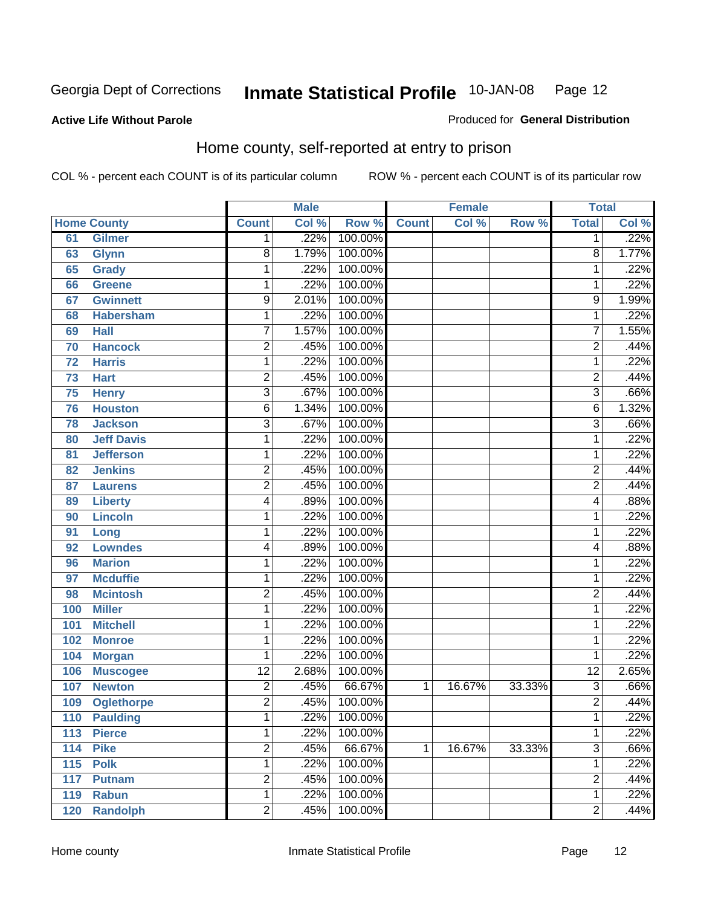Georgia Dept of Corrections **Inmate Statistical Profile** 10-JAN-08

**Active Life Without Parole**

Produced for **General Distribution**

## Home county, self-reported at entry to prison

COL % - percent each COUNT is of its particular column ROW % - percent each COUNT is of its particular row

| Home County | | Male | | | Female | | | Total | |
|---|---|---|---|---|---|---|---|---|---|
| | | Count | Col % | Row % | Count | Col % | Row % | Total | Col % |
| 61 | Gilmer | 1 | .22% | 100.00% | | | | 1 | .22% |
| 63 | Glynn | 8 | 1.79% | 100.00% | | | | 8 | 1.77% |
| 65 | Grady | 1 | .22% | 100.00% | | | | 1 | .22% |
| 66 | Greene | 1 | .22% | 100.00% | | | | 1 | .22% |
| 67 | Gwinnett | 9 | 2.01% | 100.00% | | | | 9 | 1.99% |
| 68 | Habersham | 1 | .22% | 100.00% | | | | 1 | .22% |
| 69 | Hall | 7 | 1.57% | 100.00% | | | | 7 | 1.55% |
| 70 | Hancock | 2 | .45% | 100.00% | | | | 2 | .44% |
| 72 | Harris | 1 | .22% | 100.00% | | | | 1 | .22% |
| 73 | Hart | 2 | .45% | 100.00% | | | | 2 | .44% |
| 75 | Henry | 3 | .67% | 100.00% | | | | 3 | .66% |
| 76 | Houston | 6 | 1.34% | 100.00% | | | | 6 | 1.32% |
| 78 | Jackson | 3 | .67% | 100.00% | | | | 3 | .66% |
| 80 | Jeff Davis | 1 | .22% | 100.00% | | | | 1 | .22% |
| 81 | Jefferson | 1 | .22% | 100.00% | | | | 1 | .22% |
| 82 | Jenkins | 2 | .45% | 100.00% | | | | 2 | .44% |
| 87 | Laurens | 2 | .45% | 100.00% | | | | 2 | .44% |
| 89 | Liberty | 4 | .89% | 100.00% | | | | 4 | .88% |
| 90 | Lincoln | 1 | .22% | 100.00% | | | | 1 | .22% |
| 91 | Long | 1 | .22% | 100.00% | | | | 1 | .22% |
| 92 | Lowndes | 4 | .89% | 100.00% | | | | 4 | .88% |
| 96 | Marion | 1 | .22% | 100.00% | | | | 1 | .22% |
| 97 | Mcduffie | 1 | .22% | 100.00% | | | | 1 | .22% |
| 98 | Mcintosh | 2 | .45% | 100.00% | | | | 2 | .44% |
| 100 | Miller | 1 | .22% | 100.00% | | | | 1 | .22% |
| 101 | Mitchell | 1 | .22% | 100.00% | | | | 1 | .22% |
| 102 | Monroe | 1 | .22% | 100.00% | | | | 1 | .22% |
| 104 | Morgan | 1 | .22% | 100.00% | | | | 1 | .22% |
| 106 | Muscogee | 12 | 2.68% | 100.00% | | | | 12 | 2.65% |
| 107 | Newton | 2 | .45% | 66.67% | 1 | 16.67% | 33.33% | 3 | .66% |
| 109 | Oglethorpe | 2 | .45% | 100.00% | | | | 2 | .44% |
| 110 | Paulding | 1 | .22% | 100.00% | | | | 1 | .22% |
| 113 | Pierce | 1 | .22% | 100.00% | | | | 1 | .22% |
| 114 | Pike | 2 | .45% | 66.67% | 1 | 16.67% | 33.33% | 3 | .66% |
| 115 | Polk | 1 | .22% | 100.00% | | | | 1 | .22% |
| 117 | Putnam | 2 | .45% | 100.00% | | | | 2 | .44% |
| 119 | Rabun | 1 | .22% | 100.00% | | | | 1 | .22% |
| 120 | Randolph | 2 | .45% | 100.00% | | | | 2 | .44% |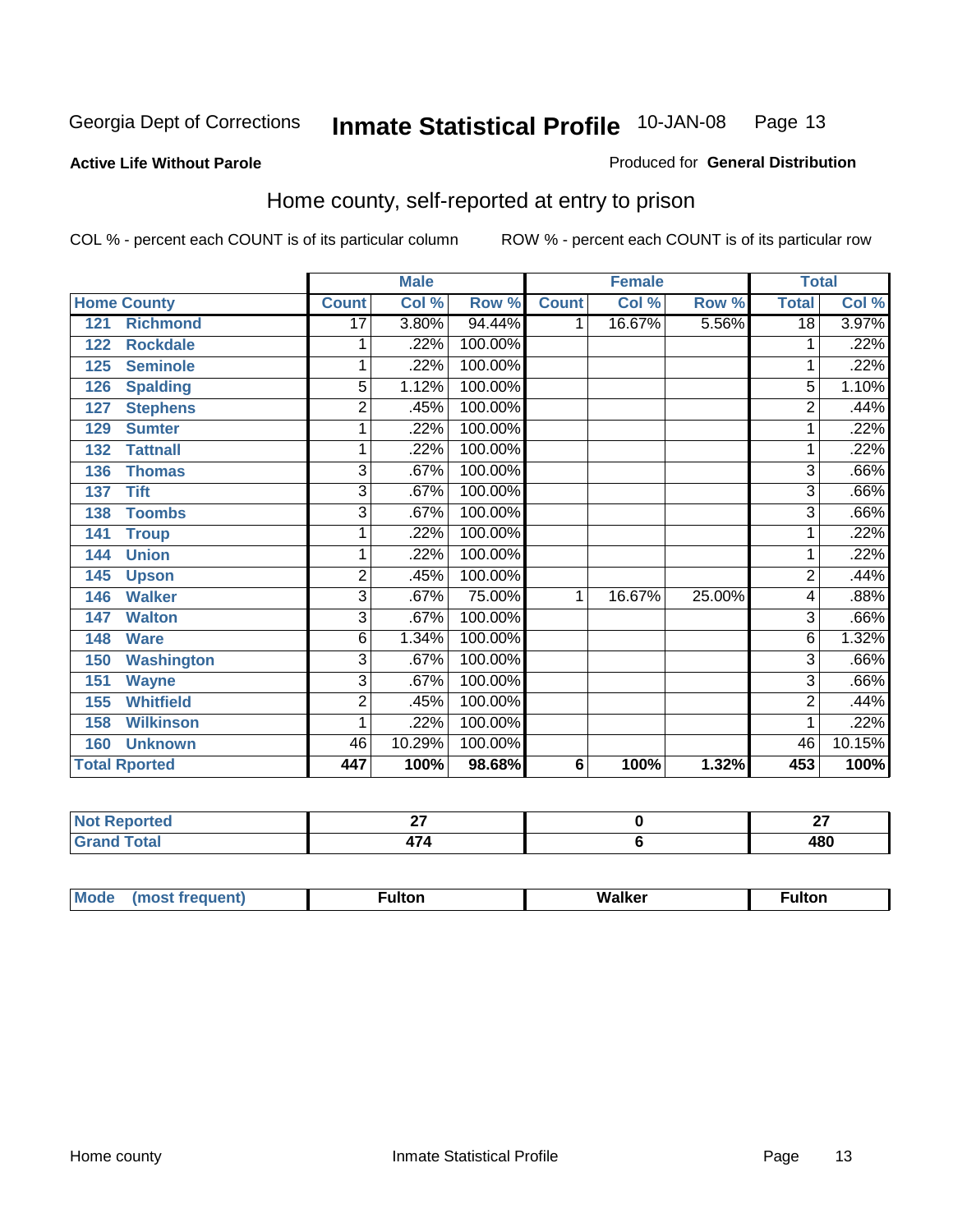Georgia Dept of Corrections **Inmate Statistical Profile** 10-JAN-08

**Active Life Without Parole**

Produced for **General Distribution**

## Home county, self-reported at entry to prison

COL % - percent each COUNT is of its particular column ROW % - percent each COUNT is of its particular row

| Home County | | Male | | | Female | | | Total | |
|---|---|---|---|---|---|---|---|---|---|
| | | Count | Col % | Row % | Count | Col % | Row % | Total | Col % |
| 121 | Richmond | 17 | 3.80% | 94.44% | 1 | 16.67% | 5.56% | 18 | 3.97% |
| 122 | Rockdale | 1 | .22% | 100.00% | | | | 1 | .22% |
| 125 | Seminole | 1 | .22% | 100.00% | | | | 1 | .22% |
| 126 | Spalding | 5 | 1.12% | 100.00% | | | | 5 | 1.10% |
| 127 | Stephens | 2 | .45% | 100.00% | | | | 2 | .44% |
| 129 | Sumter | 1 | .22% | 100.00% | | | | 1 | .22% |
| 132 | Tattnall | 1 | .22% | 100.00% | | | | 1 | .22% |
| 136 | Thomas | 3 | .67% | 100.00% | | | | 3 | .66% |
| 137 | Tift | 3 | .67% | 100.00% | | | | 3 | .66% |
| 138 | Toombs | 3 | .67% | 100.00% | | | | 3 | .66% |
| 141 | Troup | 1 | .22% | 100.00% | | | | 1 | .22% |
| 144 | Union | 1 | .22% | 100.00% | | | | 1 | .22% |
| 145 | Upson | 2 | .45% | 100.00% | | | | 2 | .44% |
| 146 | Walker | 3 | .67% | 75.00% | 1 | 16.67% | 25.00% | 4 | .88% |
| 147 | Walton | 3 | .67% | 100.00% | | | | 3 | .66% |
| 148 | Ware | 6 | 1.34% | 100.00% | | | | 6 | 1.32% |
| 150 | Washington | 3 | .67% | 100.00% | | | | 3 | .66% |
| 151 | Wayne | 3 | .67% | 100.00% | | | | 3 | .66% |
| 155 | Whitfield | 2 | .45% | 100.00% | | | | 2 | .44% |
| 158 | Wilkinson | 1 | .22% | 100.00% | | | | 1 | .22% |
| 160 | Unknown | 46 | 10.29% | 100.00% | | | | 46 | 10.15% |
| **Total Rported** | | **447** | **100%** | **98.68%** | **6** | **100%** | **1.32%** | **453** | **100%** |

| | Male | Female | Total |
|---|---|---|---|
| Not Reported | **27** | **0** | **27** |
| Grand Total | **474** | **6** | **480** |

| | Male | Female | Total |
|---|---|---|---|
| Mode (most frequent) | **Fulton** | **Walker** | **Fulton** |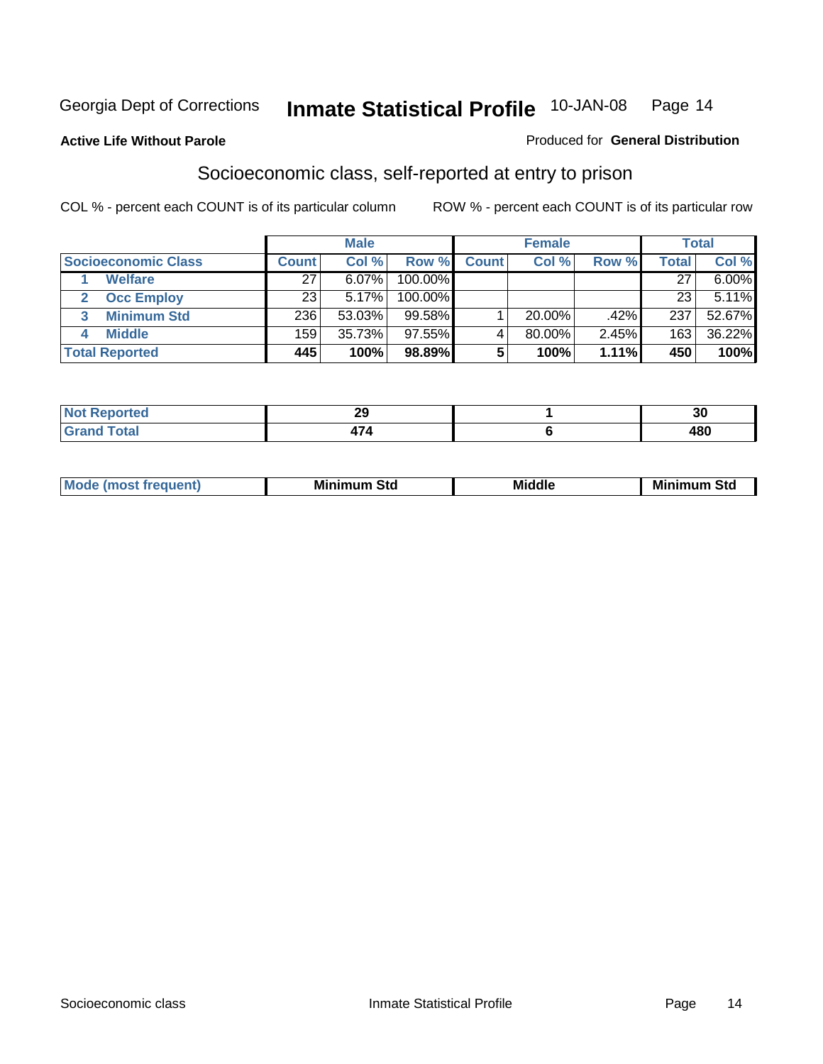Georgia Dept of Corrections **Inmate Statistical Profile** 10-JAN-08

**Active Life Without Parole**

Produced for **General Distribution**

## Socioeconomic class, self-reported at entry to prison

COL % - percent each COUNT is of its particular column ROW % - percent each COUNT is of its particular row

| | Male | | | Female | | | Total | |
|---|---|---|---|---|---|---|---|---|
| **Socioeconomic Class** | **Count** | **Col %** | **Row %** | **Count** | **Col %** | **Row %** | **Total** | **Col %** |
| 1 **Welfare** | 27 | 6.07% | 100.00% | | | | 27 | 6.00% |
| 2 **Occ Employ** | 23 | 5.17% | 100.00% | | | | 23 | 5.11% |
| 3 **Minimum Std** | 236 | 53.03% | 99.58% | 1 | 20.00% | .42% | 237 | 52.67% |
| 4 **Middle** | 159 | 35.73% | 97.55% | 4 | 80.00% | 2.45% | 163 | 36.22% |
| **Total Reported** | **445** | **100%** | **98.89%** | **5** | **100%** | **1.11%** | **450** | **100%** |

| | Male | Female | Total |
|---|---|---|---|
| **Not Reported** | **29** | **1** | **30** |
| **Grand Total** | **474** | **6** | **480** |

| | Male | Female | Total |
|---|---|---|---|
| **Mode (most frequent)** | **Minimum Std** | **Middle** | **Minimum Std** |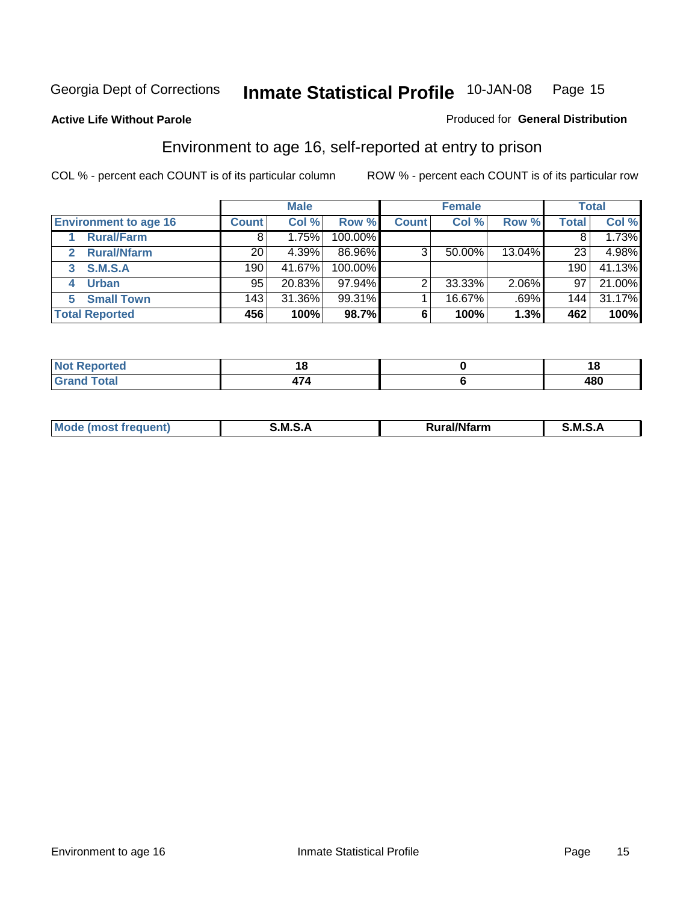Georgia Dept of Corrections **Inmate Statistical Profile** 10-JAN-08

**Active Life Without Parole**

Produced for **General Distribution**

## Environment to age 16, self-reported at entry to prison

COL % - percent each COUNT is of its particular column

ROW % - percent each COUNT is of its particular row

| | Male | | | Female | | | Total | |
|---|---|---|---|---|---|---|---|---|
| **Environment to age 16** | **Count** | **Col %** | **Row %** | **Count** | **Col %** | **Row %** | **Total** | **Col %** |
| **1 Rural/Farm** | 8 | 1.75% | 100.00% | | | | 8 | 1.73% |
| **2 Rural/Nfarm** | 20 | 4.39% | 86.96% | 3 | 50.00% | 13.04% | 23 | 4.98% |
| **3 S.M.S.A** | 190 | 41.67% | 100.00% | | | | 190 | 41.13% |
| **4 Urban** | 95 | 20.83% | 97.94% | 2 | 33.33% | 2.06% | 97 | 21.00% |
| **5 Small Town** | 143 | 31.36% | 99.31% | 1 | 16.67% | .69% | 144 | 31.17% |
| **Total Reported** | **456** | **100%** | **98.7%** | **6** | **100%** | **1.3%** | **462** | **100%** |

| | Male | Female | Total |
|---|---|---|---|
| **Not Reported** | **18** | **0** | **18** |
| **Grand Total** | **474** | **6** | **480** |

| | Male | Female | Total |
|---|---|---|---|
| **Mode (most frequent)** | **S.M.S.A** | **Rural/Nfarm** | **S.M.S.A** |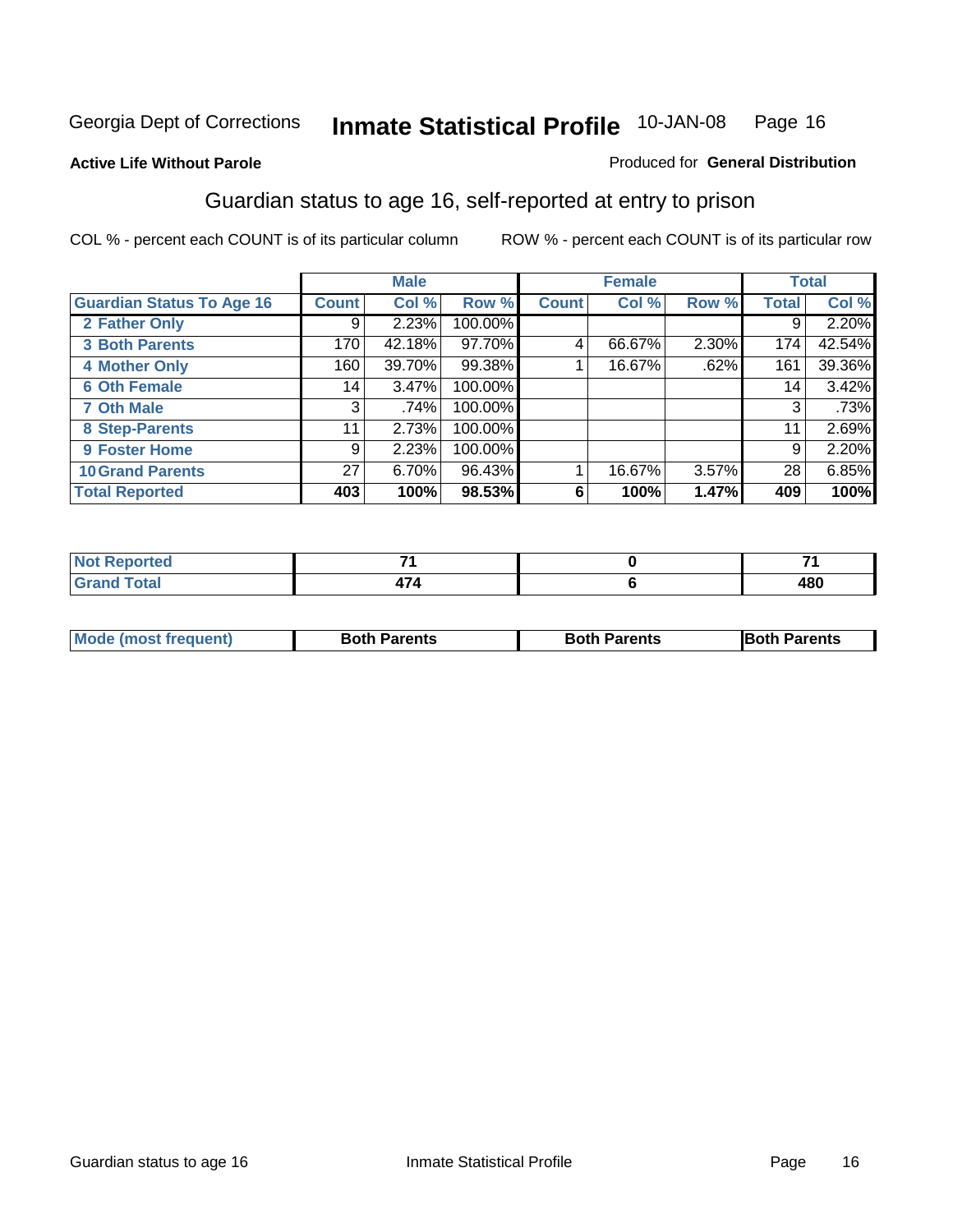Georgia Dept of Corrections **Inmate Statistical Profile** 10-JAN-08

**Active Life Without Parole**

Produced for **General Distribution**

## Guardian status to age 16, self-reported at entry to prison

COL % - percent each COUNT is of its particular column

ROW % - percent each COUNT is of its particular row

| | Male | | | Female | | | Total | |
|---|---|---|---|---|---|---|---|---|
| **Guardian Status To Age 16** | **Count** | **Col %** | **Row %** | **Count** | **Col %** | **Row %** | **Total** | **Col %** |
| 2 Father Only | 9 | 2.23% | 100.00% | | | | 9 | 2.20% |
| 3 Both Parents | 170 | 42.18% | 97.70% | 4 | 66.67% | 2.30% | 174 | 42.54% |
| 4 Mother Only | 160 | 39.70% | 99.38% | 1 | 16.67% | .62% | 161 | 39.36% |
| 6 Oth Female | 14 | 3.47% | 100.00% | | | | 14 | 3.42% |
| 7 Oth Male | 3 | .74% | 100.00% | | | | 3 | .73% |
| 8 Step-Parents | 11 | 2.73% | 100.00% | | | | 11 | 2.69% |
| 9 Foster Home | 9 | 2.23% | 100.00% | | | | 9 | 2.20% |
| 10 Grand Parents | 27 | 6.70% | 96.43% | 1 | 16.67% | 3.57% | 28 | 6.85% |
| **Total Reported** | **403** | **100%** | **98.53%** | **6** | **100%** | **1.47%** | **409** | **100%** |

| | Male | Female | Total |
|---|---|---|---|
| Not Reported | 71 | 0 | 71 |
| Grand Total | 474 | 6 | 480 |

| | Male | Female | Total |
|---|---|---|---|
| Mode (most frequent) | Both Parents | Both Parents | Both Parents |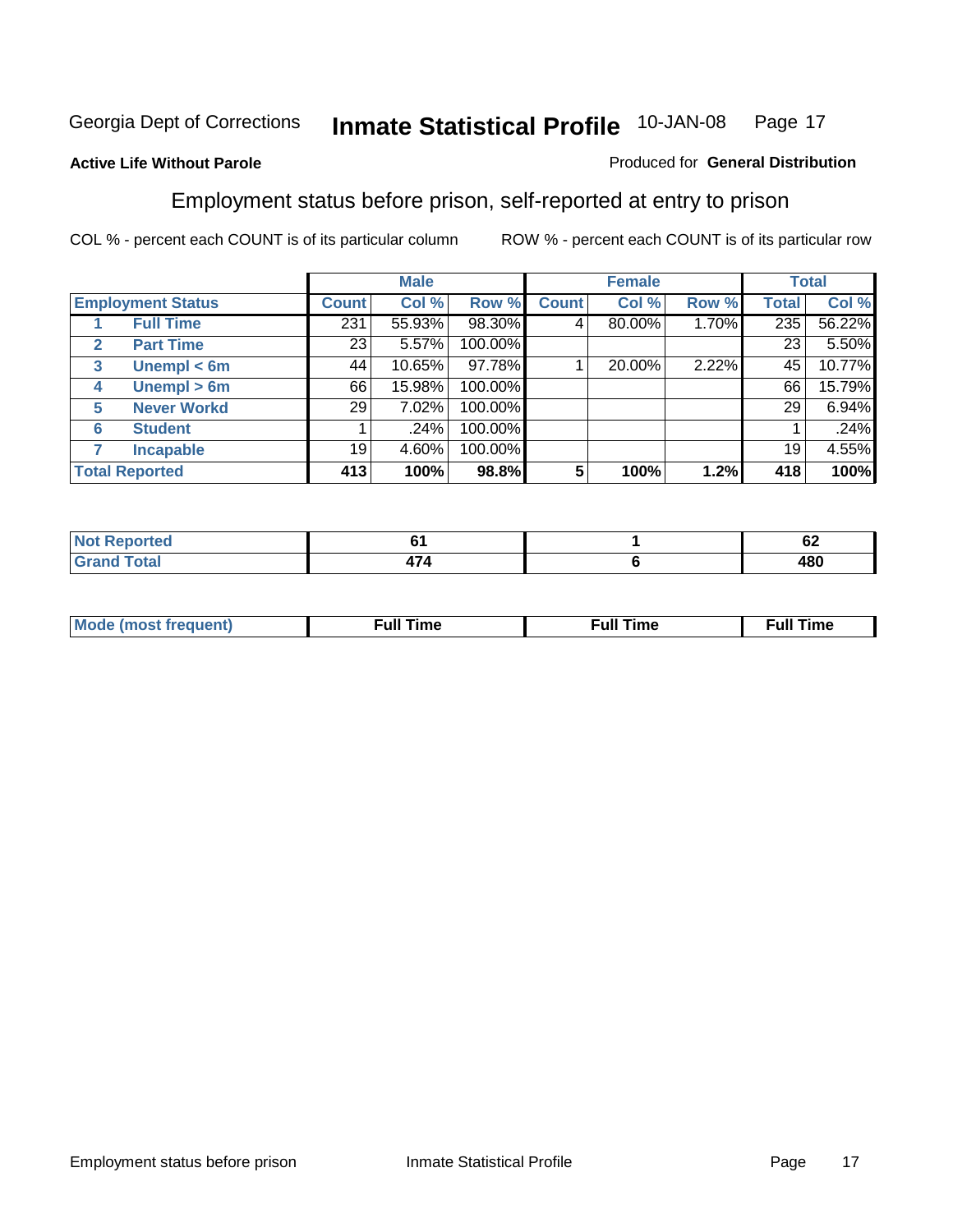Georgia Dept of Corrections **Inmate Statistical Profile** 10-JAN-08

**Active Life Without Parole**

Produced for **General Distribution**

## Employment status before prison, self-reported at entry to prison

COL % - percent each COUNT is of its particular column ROW % - percent each COUNT is of its particular row

| | | Male | | | Female | | | Total | |
|---|---|---|---|---|---|---|---|---|---|
| **Employment Status** | | **Count** | **Col %** | **Row %** | **Count** | **Col %** | **Row %** | **Total** | **Col %** |
| 1 | **Full Time** | 231 | 55.93% | 98.30% | 4 | 80.00% | 1.70% | 235 | 56.22% |
| 2 | **Part Time** | 23 | 5.57% | 100.00% | | | | 23 | 5.50% |
| 3 | **Unempl < 6m** | 44 | 10.65% | 97.78% | 1 | 20.00% | 2.22% | 45 | 10.77% |
| 4 | **Unempl > 6m** | 66 | 15.98% | 100.00% | | | | 66 | 15.79% |
| 5 | **Never Workd** | 29 | 7.02% | 100.00% | | | | 29 | 6.94% |
| 6 | **Student** | 1 | .24% | 100.00% | | | | 1 | .24% |
| 7 | **Incapable** | 19 | 4.60% | 100.00% | | | | 19 | 4.55% |
| **Total Reported** | | **413** | **100%** | **98.8%** | **5** | **100%** | **1.2%** | **418** | **100%** |

| | Male | Female | Total |
|---|---|---|---|
| **Not Reported** | **61** | **1** | **62** |
| **Grand Total** | **474** | **6** | **480** |

| | Male | Female | Total |
|---|---|---|---|
| **Mode (most frequent)** | **Full Time** | **Full Time** | **Full Time** |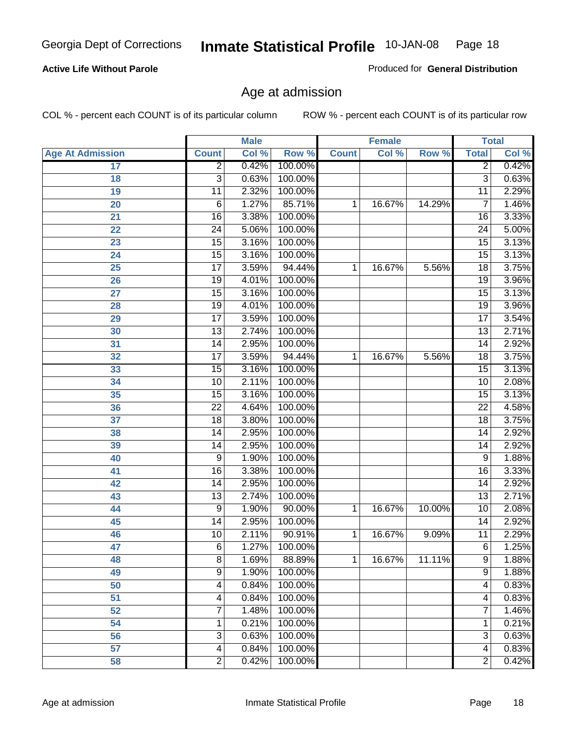Georgia Dept of Corrections **Inmate Statistical Profile** 10-JAN-08

**Active Life Without Parole**

Produced for **General Distribution**

## Age at admission

COL % - percent each COUNT is of its particular column ROW % - percent each COUNT is of its particular row

| | Male | | | Female | | | Total | |
|---|---|---|---|---|---|---|---|---|
| **Age At Admission** | **Count** | **Col %** | **Row %** | **Count** | **Col %** | **Row %** | **Total** | **Col %** |
| 17 | 2 | 0.42% | 100.00% | | | | 2 | 0.42% |
| 18 | 3 | 0.63% | 100.00% | | | | 3 | 0.63% |
| 19 | 11 | 2.32% | 100.00% | | | | 11 | 2.29% |
| 20 | 6 | 1.27% | 85.71% | 1 | 16.67% | 14.29% | 7 | 1.46% |
| 21 | 16 | 3.38% | 100.00% | | | | 16 | 3.33% |
| 22 | 24 | 5.06% | 100.00% | | | | 24 | 5.00% |
| 23 | 15 | 3.16% | 100.00% | | | | 15 | 3.13% |
| 24 | 15 | 3.16% | 100.00% | | | | 15 | 3.13% |
| 25 | 17 | 3.59% | 94.44% | 1 | 16.67% | 5.56% | 18 | 3.75% |
| 26 | 19 | 4.01% | 100.00% | | | | 19 | 3.96% |
| 27 | 15 | 3.16% | 100.00% | | | | 15 | 3.13% |
| 28 | 19 | 4.01% | 100.00% | | | | 19 | 3.96% |
| 29 | 17 | 3.59% | 100.00% | | | | 17 | 3.54% |
| 30 | 13 | 2.74% | 100.00% | | | | 13 | 2.71% |
| 31 | 14 | 2.95% | 100.00% | | | | 14 | 2.92% |
| 32 | 17 | 3.59% | 94.44% | 1 | 16.67% | 5.56% | 18 | 3.75% |
| 33 | 15 | 3.16% | 100.00% | | | | 15 | 3.13% |
| 34 | 10 | 2.11% | 100.00% | | | | 10 | 2.08% |
| 35 | 15 | 3.16% | 100.00% | | | | 15 | 3.13% |
| 36 | 22 | 4.64% | 100.00% | | | | 22 | 4.58% |
| 37 | 18 | 3.80% | 100.00% | | | | 18 | 3.75% |
| 38 | 14 | 2.95% | 100.00% | | | | 14 | 2.92% |
| 39 | 14 | 2.95% | 100.00% | | | | 14 | 2.92% |
| 40 | 9 | 1.90% | 100.00% | | | | 9 | 1.88% |
| 41 | 16 | 3.38% | 100.00% | | | | 16 | 3.33% |
| 42 | 14 | 2.95% | 100.00% | | | | 14 | 2.92% |
| 43 | 13 | 2.74% | 100.00% | | | | 13 | 2.71% |
| 44 | 9 | 1.90% | 90.00% | 1 | 16.67% | 10.00% | 10 | 2.08% |
| 45 | 14 | 2.95% | 100.00% | | | | 14 | 2.92% |
| 46 | 10 | 2.11% | 90.91% | 1 | 16.67% | 9.09% | 11 | 2.29% |
| 47 | 6 | 1.27% | 100.00% | | | | 6 | 1.25% |
| 48 | 8 | 1.69% | 88.89% | 1 | 16.67% | 11.11% | 9 | 1.88% |
| 49 | 9 | 1.90% | 100.00% | | | | 9 | 1.88% |
| 50 | 4 | 0.84% | 100.00% | | | | 4 | 0.83% |
| 51 | 4 | 0.84% | 100.00% | | | | 4 | 0.83% |
| 52 | 7 | 1.48% | 100.00% | | | | 7 | 1.46% |
| 54 | 1 | 0.21% | 100.00% | | | | 1 | 0.21% |
| 56 | 3 | 0.63% | 100.00% | | | | 3 | 0.63% |
| 57 | 4 | 0.84% | 100.00% | | | | 4 | 0.83% |
| 58 | 2 | 0.42% | 100.00% | | | | 2 | 0.42% |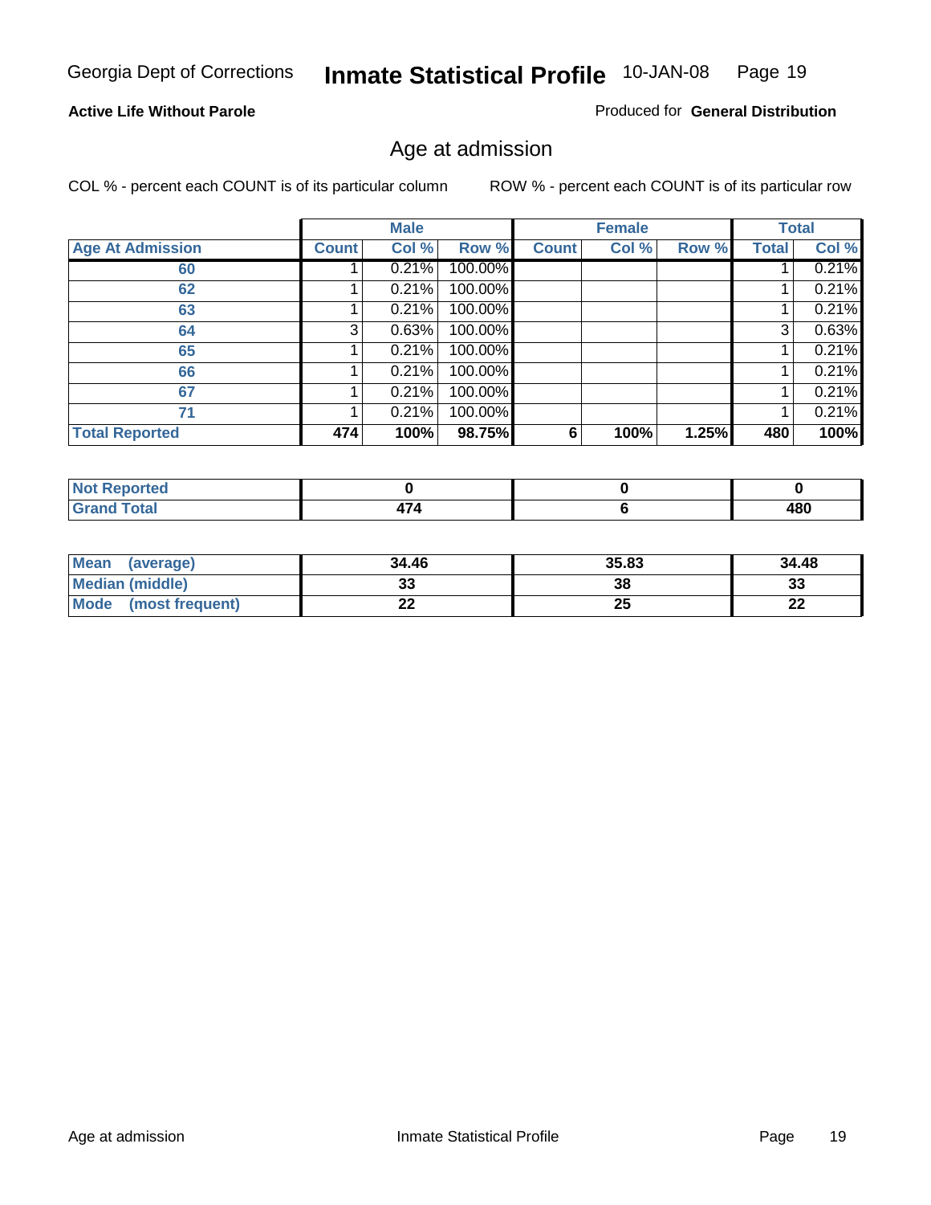**Active Life Without Parole**

Produced for **General Distribution**

## Age at admission

COL % - percent each COUNT is of its particular column

ROW % - percent each COUNT is of its particular row

| | Male | | | Female | | | Total | |
|---|---|---|---|---|---|---|---|---|
| **Age At Admission** | **Count** | **Col %** | **Row %** | **Count** | **Col %** | **Row %** | **Total** | **Col %** |
| 60 | 1 | 0.21% | 100.00% | | | | 1 | 0.21% |
| 62 | 1 | 0.21% | 100.00% | | | | 1 | 0.21% |
| 63 | 1 | 0.21% | 100.00% | | | | 1 | 0.21% |
| 64 | 3 | 0.63% | 100.00% | | | | 3 | 0.63% |
| 65 | 1 | 0.21% | 100.00% | | | | 1 | 0.21% |
| 66 | 1 | 0.21% | 100.00% | | | | 1 | 0.21% |
| 67 | 1 | 0.21% | 100.00% | | | | 1 | 0.21% |
| 71 | 1 | 0.21% | 100.00% | | | | 1 | 0.21% |
| **Total Reported** | **474** | **100%** | **98.75%** | **6** | **100%** | **1.25%** | **480** | **100%** |

| | Male | Female | Total |
|---|---|---|---|
| **Not Reported** | **0** | **0** | **0** |
| **Grand Total** | **474** | **6** | **480** |

| | Male | Female | Total |
|---|---|---|---|
| **Mean (average)** | **34.46** | **35.83** | **34.48** |
| **Median (middle)** | **33** | **38** | **33** |
| **Mode (most frequent)** | **22** | **25** | **22** |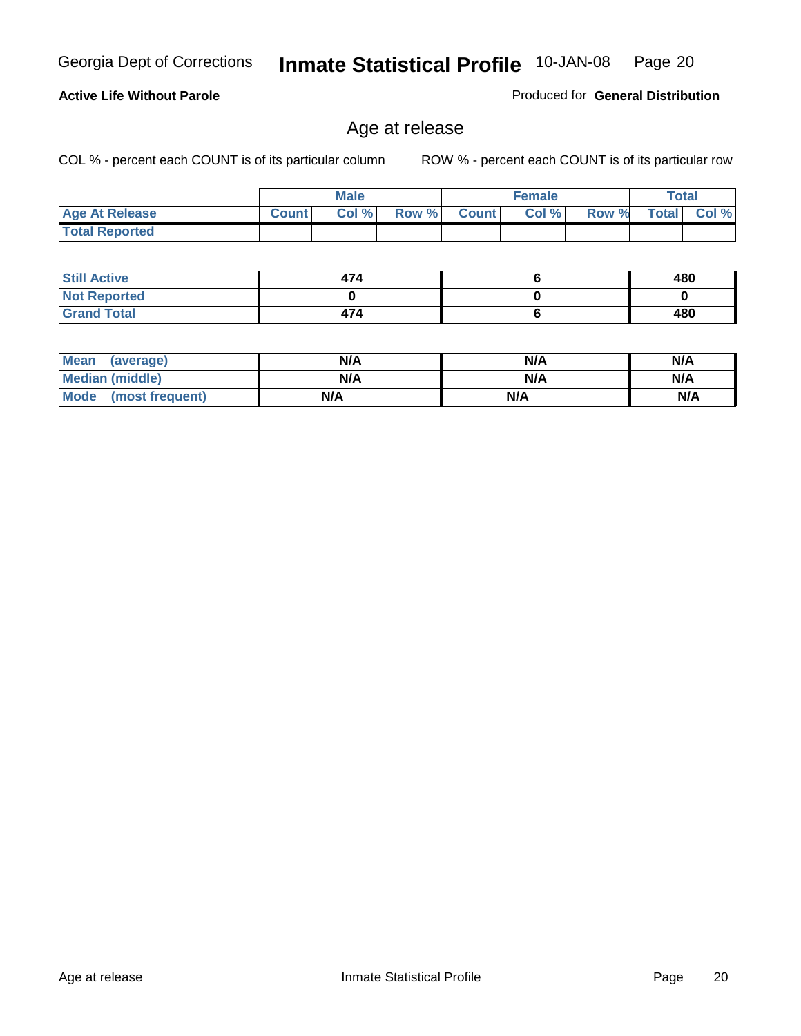Georgia Dept of Corrections **Inmate Statistical Profile** 10-JAN-08

**Active Life Without Parole**

Produced for **General Distribution**

## Age at release

COL % - percent each COUNT is of its particular column

ROW % - percent each COUNT is of its particular row

| | Male | | | Female | | | Total | |
|---|---|---|---|---|---|---|---|---|
| **Age At Release** | **Count** | **Col %** | **Row %** | **Count** | **Col %** | **Row %** | **Total** | **Col %** |
| **Total Reported** | | | | | | | | |

| | Male | Female | Total |
|---|---|---|---|
| **Still Active** | **474** | **6** | **480** |
| **Not Reported** | **0** | **0** | **0** |
| **Grand Total** | **474** | **6** | **480** |

| | Male | Female | Total |
|---|---|---|---|
| **Mean (average)** | **N/A** | **N/A** | **N/A** |
| **Median (middle)** | **N/A** | **N/A** | **N/A** |
| **Mode (most frequent)** | **N/A** | **N/A** | **N/A** |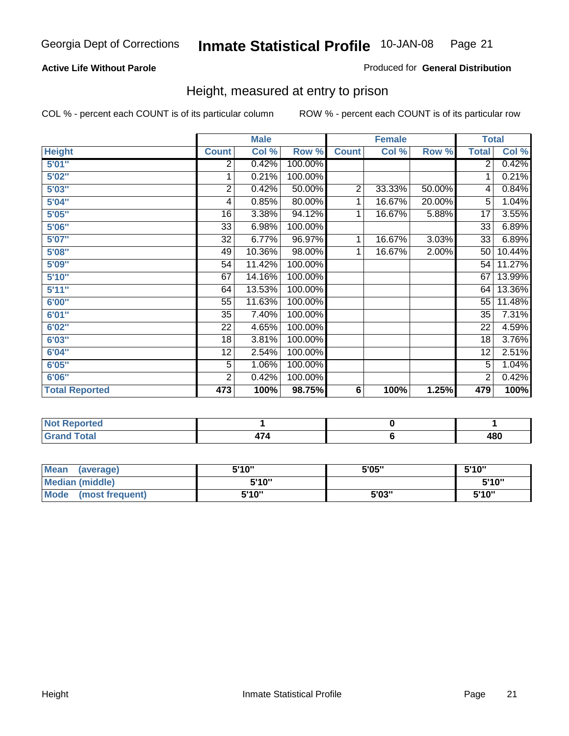Georgia Dept of Corrections **Inmate Statistical Profile** 10-JAN-08

**Active Life Without Parole**

Produced for **General Distribution**

## Height, measured at entry to prison

COL % - percent each COUNT is of its particular column     ROW % - percent each COUNT is of its particular row

| | Male | | | Female | | | Total | |
|---|---|---|---|---|---|---|---|---|
| **Height** | **Count** | **Col %** | **Row %** | **Count** | **Col %** | **Row %** | **Total** | **Col %** |
| **5'01"** | 2 | 0.42% | 100.00% | | | | 2 | 0.42% |
| **5'02"** | 1 | 0.21% | 100.00% | | | | 1 | 0.21% |
| **5'03"** | 2 | 0.42% | 50.00% | 2 | 33.33% | 50.00% | 4 | 0.84% |
| **5'04"** | 4 | 0.85% | 80.00% | 1 | 16.67% | 20.00% | 5 | 1.04% |
| **5'05"** | 16 | 3.38% | 94.12% | 1 | 16.67% | 5.88% | 17 | 3.55% |
| **5'06"** | 33 | 6.98% | 100.00% | | | | 33 | 6.89% |
| **5'07"** | 32 | 6.77% | 96.97% | 1 | 16.67% | 3.03% | 33 | 6.89% |
| **5'08"** | 49 | 10.36% | 98.00% | 1 | 16.67% | 2.00% | 50 | 10.44% |
| **5'09"** | 54 | 11.42% | 100.00% | | | | 54 | 11.27% |
| **5'10"** | 67 | 14.16% | 100.00% | | | | 67 | 13.99% |
| **5'11"** | 64 | 13.53% | 100.00% | | | | 64 | 13.36% |
| **6'00"** | 55 | 11.63% | 100.00% | | | | 55 | 11.48% |
| **6'01"** | 35 | 7.40% | 100.00% | | | | 35 | 7.31% |
| **6'02"** | 22 | 4.65% | 100.00% | | | | 22 | 4.59% |
| **6'03"** | 18 | 3.81% | 100.00% | | | | 18 | 3.76% |
| **6'04"** | 12 | 2.54% | 100.00% | | | | 12 | 2.51% |
| **6'05"** | 5 | 1.06% | 100.00% | | | | 5 | 1.04% |
| **6'06"** | 2 | 0.42% | 100.00% | | | | 2 | 0.42% |
| **Total Reported** | **473** | **100%** | **98.75%** | **6** | **100%** | **1.25%** | **479** | **100%** |

| | Male | Female | Total |
|---|---|---|---|
| **Not Reported** | **1** | **0** | **1** |
| **Grand Total** | **474** | **6** | **480** |

| | Male | Female | Total |
|---|---|---|---|
| **Mean (average)** | **5'10"** | **5'05"** | **5'10"** |
| **Median (middle)** | **5'10"** | | **5'10"** |
| **Mode (most frequent)** | **5'10"** | **5'03"** | **5'10"** |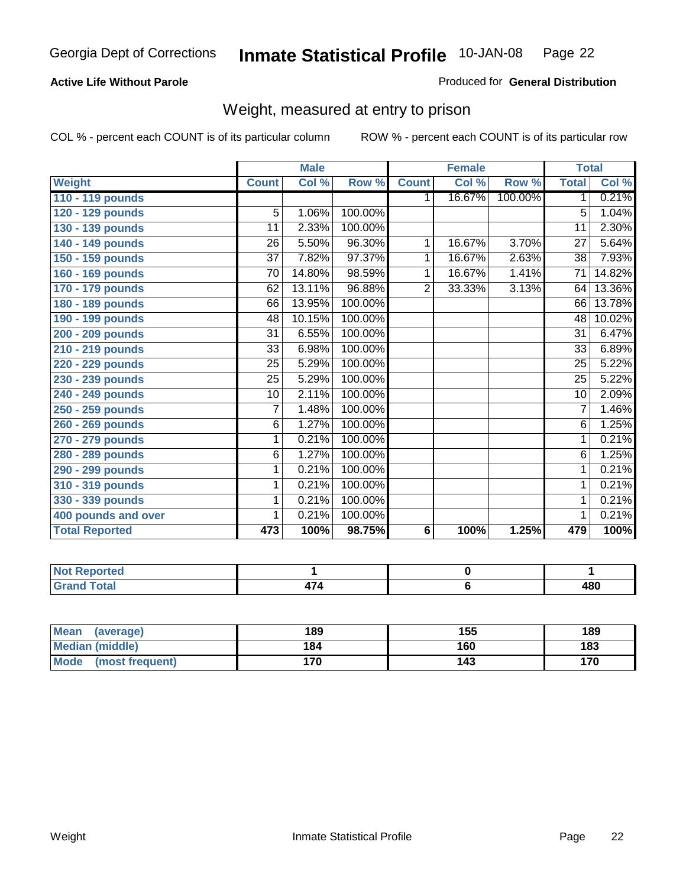Georgia Dept of Corrections **Inmate Statistical Profile** 10-JAN-08

**Active Life Without Parole**

Produced for **General Distribution**

## Weight, measured at entry to prison

COL % - percent each COUNT is of its particular column ROW % - percent each COUNT is of its particular row

| | Male | | | Female | | | Total | |
|---|---|---|---|---|---|---|---|---|
| **Weight** | **Count** | **Col %** | **Row %** | **Count** | **Col %** | **Row %** | **Total** | **Col %** |
| **110 - 119 pounds** | | | | 1 | 16.67% | 100.00% | 1 | 0.21% |
| **120 - 129 pounds** | 5 | 1.06% | 100.00% | | | | 5 | 1.04% |
| **130 - 139 pounds** | 11 | 2.33% | 100.00% | | | | 11 | 2.30% |
| **140 - 149 pounds** | 26 | 5.50% | 96.30% | 1 | 16.67% | 3.70% | 27 | 5.64% |
| **150 - 159 pounds** | 37 | 7.82% | 97.37% | 1 | 16.67% | 2.63% | 38 | 7.93% |
| **160 - 169 pounds** | 70 | 14.80% | 98.59% | 1 | 16.67% | 1.41% | 71 | 14.82% |
| **170 - 179 pounds** | 62 | 13.11% | 96.88% | 2 | 33.33% | 3.13% | 64 | 13.36% |
| **180 - 189 pounds** | 66 | 13.95% | 100.00% | | | | 66 | 13.78% |
| **190 - 199 pounds** | 48 | 10.15% | 100.00% | | | | 48 | 10.02% |
| **200 - 209 pounds** | 31 | 6.55% | 100.00% | | | | 31 | 6.47% |
| **210 - 219 pounds** | 33 | 6.98% | 100.00% | | | | 33 | 6.89% |
| **220 - 229 pounds** | 25 | 5.29% | 100.00% | | | | 25 | 5.22% |
| **230 - 239 pounds** | 25 | 5.29% | 100.00% | | | | 25 | 5.22% |
| **240 - 249 pounds** | 10 | 2.11% | 100.00% | | | | 10 | 2.09% |
| **250 - 259 pounds** | 7 | 1.48% | 100.00% | | | | 7 | 1.46% |
| **260 - 269 pounds** | 6 | 1.27% | 100.00% | | | | 6 | 1.25% |
| **270 - 279 pounds** | 1 | 0.21% | 100.00% | | | | 1 | 0.21% |
| **280 - 289 pounds** | 6 | 1.27% | 100.00% | | | | 6 | 1.25% |
| **290 - 299 pounds** | 1 | 0.21% | 100.00% | | | | 1 | 0.21% |
| **310 - 319 pounds** | 1 | 0.21% | 100.00% | | | | 1 | 0.21% |
| **330 - 339 pounds** | 1 | 0.21% | 100.00% | | | | 1 | 0.21% |
| **400 pounds and over** | 1 | 0.21% | 100.00% | | | | 1 | 0.21% |
| **Total Reported** | **473** | **100%** | **98.75%** | **6** | **100%** | **1.25%** | **479** | **100%** |

| | Male | Female | Total |
|---|---|---|---|
| **Not Reported** | **1** | **0** | **1** |
| **Grand Total** | **474** | **6** | **480** |

| | Male | Female | Total |
|---|---|---|---|
| **Mean (average)** | **189** | **155** | **189** |
| **Median (middle)** | **184** | **160** | **183** |
| **Mode (most frequent)** | **170** | **143** | **170** |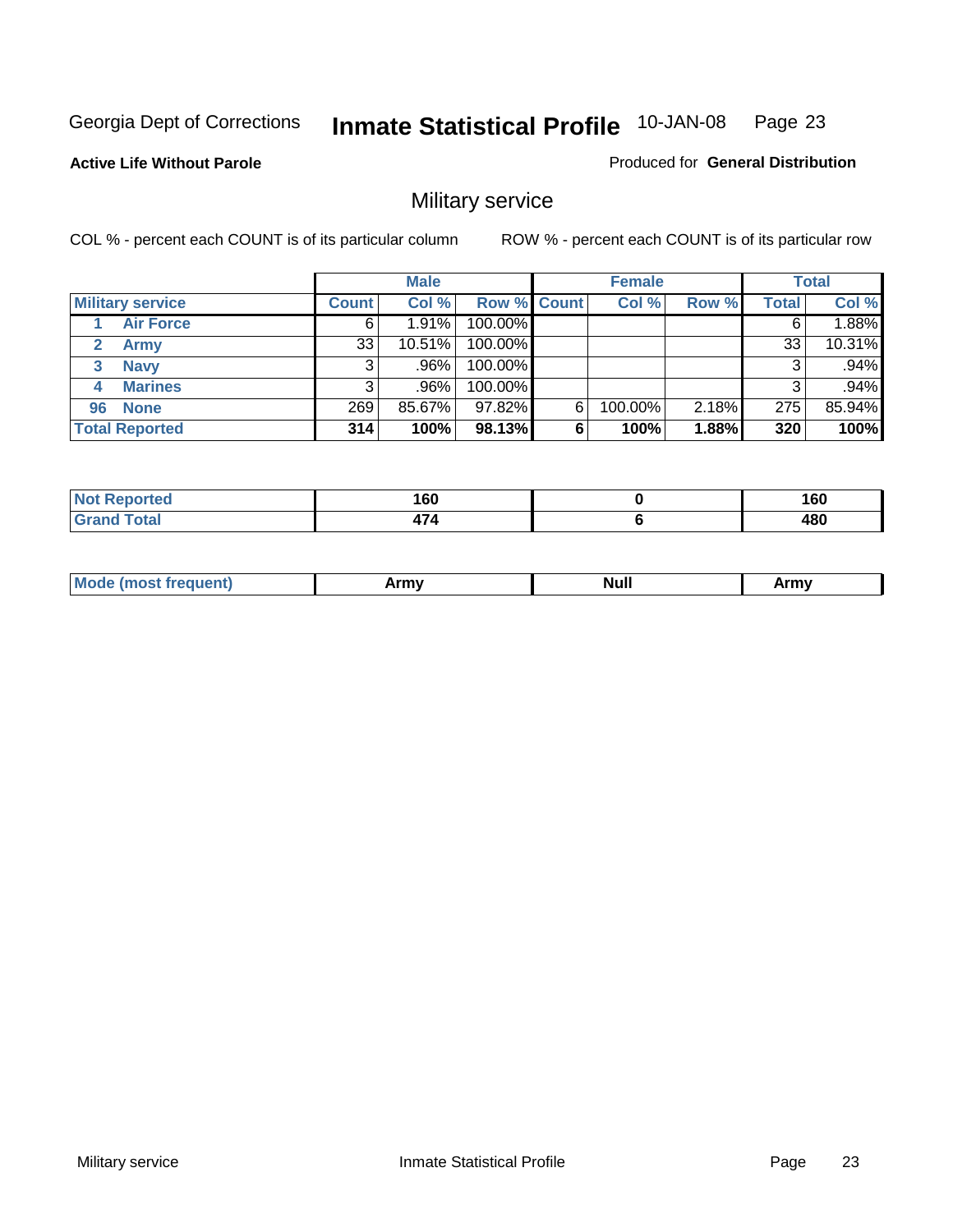Georgia Dept of Corrections **Inmate Statistical Profile** 10-JAN-08 Page 23

**Active Life Without Parole**

Produced for **General Distribution**

## Military service

COL % - percent each COUNT is of its particular column

ROW % - percent each COUNT is of its particular row

| | Male | | | Female | | | Total | |
|---|---|---|---|---|---|---|---|---|
| **Military service** | **Count** | **Col %** | **Row %** | **Count** | **Col %** | **Row %** | **Total** | **Col %** |
| 1 **Air Force** | 6 | 1.91% | 100.00% | | | | 6 | 1.88% |
| 2 **Army** | 33 | 10.51% | 100.00% | | | | 33 | 10.31% |
| 3 **Navy** | 3 | .96% | 100.00% | | | | 3 | .94% |
| 4 **Marines** | 3 | .96% | 100.00% | | | | 3 | .94% |
| 96 **None** | 269 | 85.67% | 97.82% | 6 | 100.00% | 2.18% | 275 | 85.94% |
| **Total Reported** | **314** | **100%** | **98.13%** | **6** | **100%** | **1.88%** | **320** | **100%** |

| | Male | Female | Total |
|---|---|---|---|
| **Not Reported** | **160** | **0** | **160** |
| **Grand Total** | **474** | **6** | **480** |

| | Male | Female | Total |
|---|---|---|---|
| **Mode (most frequent)** | **Army** | **Null** | **Army** |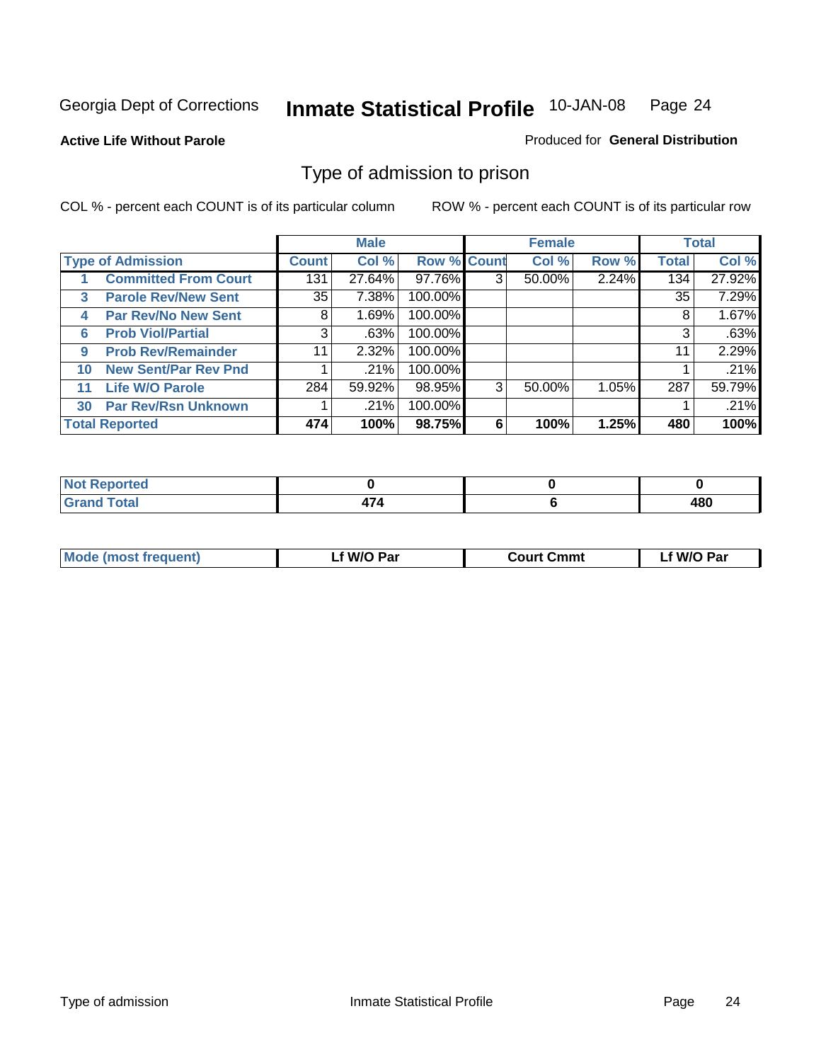Georgia Dept of Corrections **Inmate Statistical Profile** 10-JAN-08

**Active Life Without Parole**

Produced for **General Distribution**

## Type of admission to prison

COL % - percent each COUNT is of its particular column

ROW % - percent each COUNT is of its particular row

| | | Male | | | Female | | | Total | |
|---|---|---|---|---|---|---|---|---|---|
| **Type of Admission** | | **Count** | **Col %** | **Row %** | **Count** | **Col %** | **Row %** | **Total** | **Col %** |
| 1 | Committed From Court | 131 | 27.64% | 97.76% | 3 | 50.00% | 2.24% | 134 | 27.92% |
| 3 | Parole Rev/New Sent | 35 | 7.38% | 100.00% | | | | 35 | 7.29% |
| 4 | Par Rev/No New Sent | 8 | 1.69% | 100.00% | | | | 8 | 1.67% |
| 6 | Prob Viol/Partial | 3 | .63% | 100.00% | | | | 3 | .63% |
| 9 | Prob Rev/Remainder | 11 | 2.32% | 100.00% | | | | 11 | 2.29% |
| 10 | New Sent/Par Rev Pnd | 1 | .21% | 100.00% | | | | 1 | .21% |
| 11 | Life W/O Parole | 284 | 59.92% | 98.95% | 3 | 50.00% | 1.05% | 287 | 59.79% |
| 30 | Par Rev/Rsn Unknown | 1 | .21% | 100.00% | | | | 1 | .21% |
| **Total Reported** | | **474** | **100%** | **98.75%** | **6** | **100%** | **1.25%** | **480** | **100%** |

| | Male | Female | Total |
|---|---|---|---|
| Not Reported | 0 | 0 | 0 |
| Grand Total | 474 | 6 | 480 |

| | Male | Female | Total |
|---|---|---|---|
| Mode (most frequent) | Lf W/O Par | Court Cmmt | Lf W/O Par |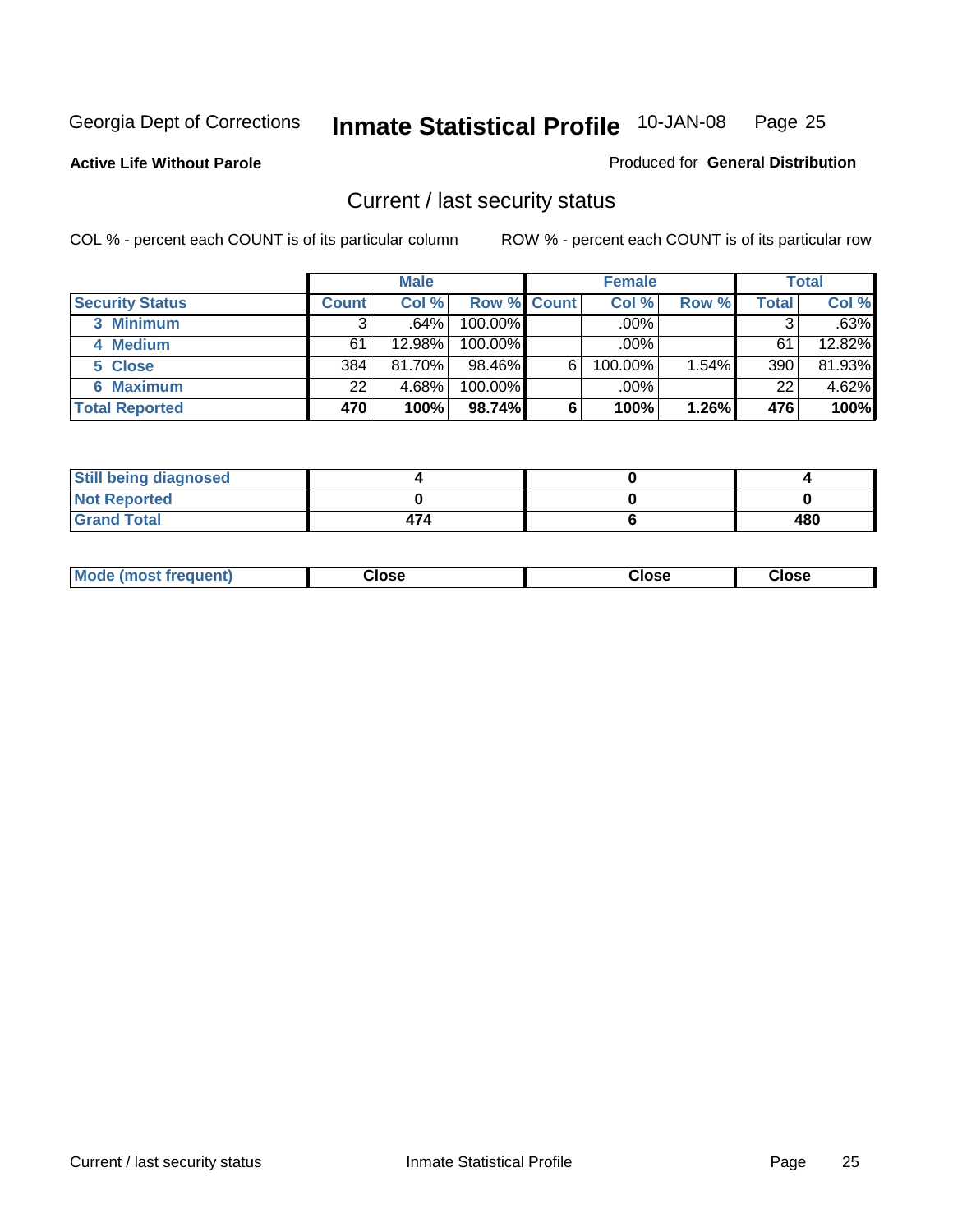Georgia Dept of Corrections **Inmate Statistical Profile** 10-JAN-08

**Active Life Without Parole**

Produced for **General Distribution**

## Current / last security status

COL % - percent each COUNT is of its particular column

ROW % - percent each COUNT is of its particular row

| | Male | | | Female | | | Total | |
|---|---|---|---|---|---|---|---|---|
| **Security Status** | **Count** | **Col %** | **Row %** | **Count** | **Col %** | **Row %** | **Total** | **Col %** |
| 3 Minimum | 3 | .64% | 100.00% | | .00% | | 3 | .63% |
| 4 Medium | 61 | 12.98% | 100.00% | | .00% | | 61 | 12.82% |
| 5 Close | 384 | 81.70% | 98.46% | 6 | 100.00% | 1.54% | 390 | 81.93% |
| 6 Maximum | 22 | 4.68% | 100.00% | | .00% | | 22 | 4.62% |
| **Total Reported** | **470** | **100%** | **98.74%** | **6** | **100%** | **1.26%** | **476** | **100%** |

| | Male | Female | Total |
|---|---|---|---|
| Still being diagnosed | 4 | 0 | 4 |
| Not Reported | 0 | 0 | 0 |
| Grand Total | 474 | 6 | 480 |

| | Male | Female | Total |
|---|---|---|---|
| Mode (most frequent) | Close | Close | Close |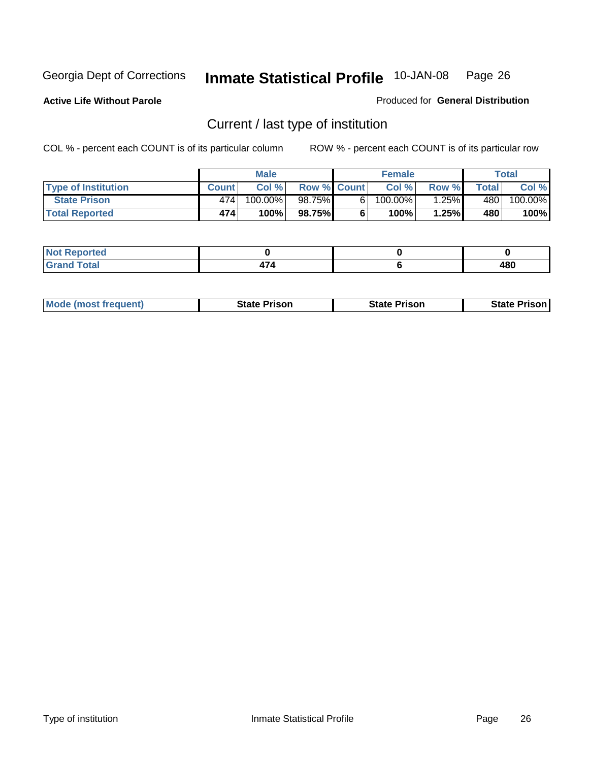Georgia Dept of Corrections **Inmate Statistical Profile** 10-JAN-08

**Active Life Without Parole**

Produced for **General Distribution**

## Current / last type of institution

COL % - percent each COUNT is of its particular column

ROW % - percent each COUNT is of its particular row

| | Male | | | Female | | | Total | |
|---|---|---|---|---|---|---|---|---|
| **Type of Institution** | **Count** | **Col %** | **Row %** | **Count** | **Col %** | **Row %** | **Total** | **Col %** |
| **State Prison** | 474 | 100.00% | 98.75% | 6 | 100.00% | 1.25% | 480 | 100.00% |
| **Total Reported** | **474** | **100%** | **98.75%** | **6** | **100%** | **1.25%** | **480** | **100%** |

| | Male | Female | Total |
|---|---|---|---|
| **Not Reported** | **0** | **0** | **0** |
| **Grand Total** | **474** | **6** | **480** |

| | Male | Female | Total |
|---|---|---|---|
| **Mode (most frequent)** | **State Prison** | **State Prison** | **State Prison** |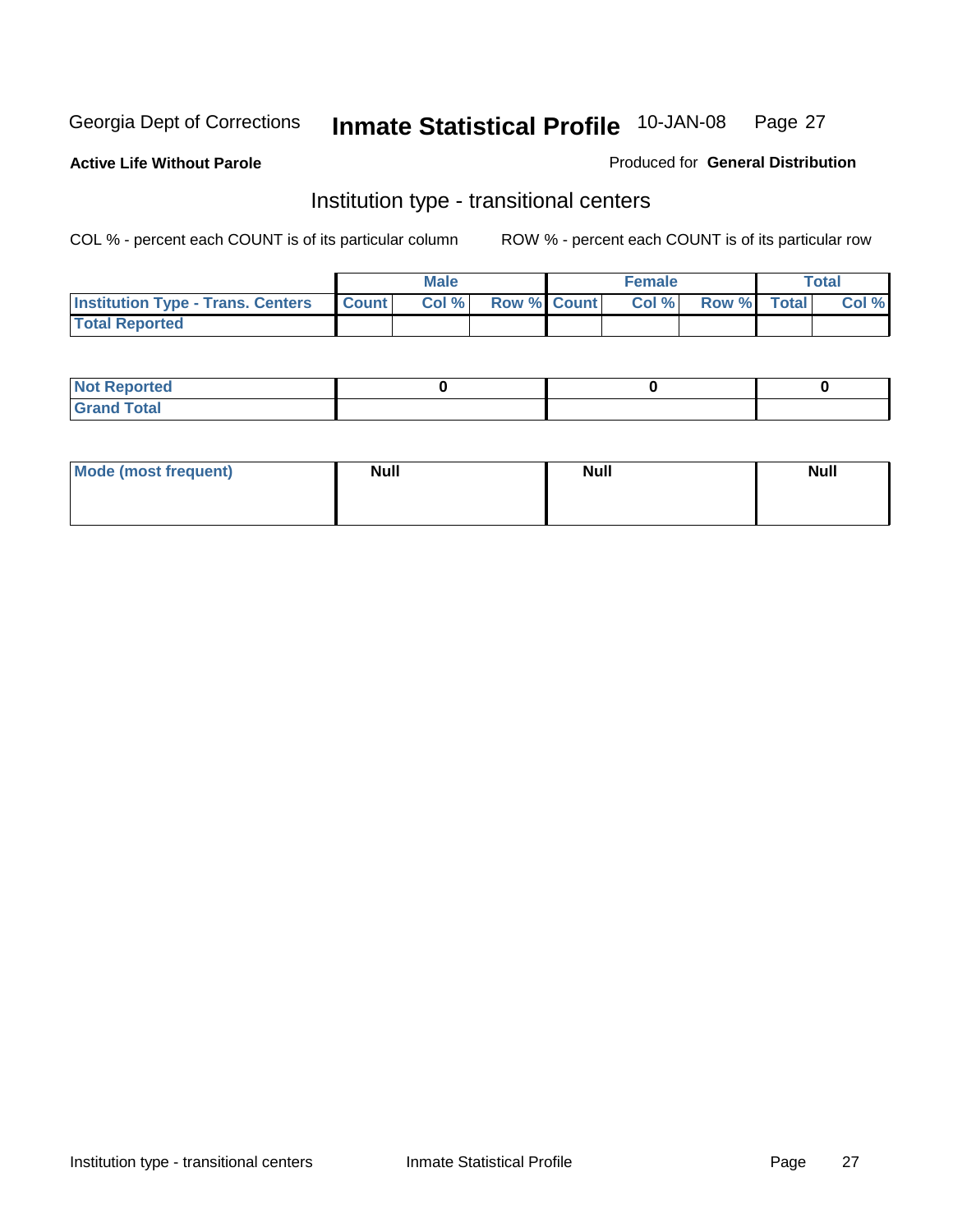Georgia Dept of Corrections **Inmate Statistical Profile** 10-JAN-08

**Active Life Without Parole**

Produced for **General Distribution**

## Institution type - transitional centers

COL % - percent each COUNT is of its particular column

ROW % - percent each COUNT is of its particular row

| | Male | | | Female | | | Total | |
|---|---|---|---|---|---|---|---|---|
| **Institution Type - Trans. Centers** | **Count** | **Col %** | **Row %** | **Count** | **Col %** | **Row %** | **Total** | **Col %** |
| **Total Reported** | | | | | | | | |

| | Male | Female | Total |
|---|---|---|---|
| **Not Reported** | 0 | 0 | 0 |
| **Grand Total** | | | |

| | Male | Female | Total |
|---|---|---|---|
| **Mode (most frequent)** | **Null** | **Null** | **Null** |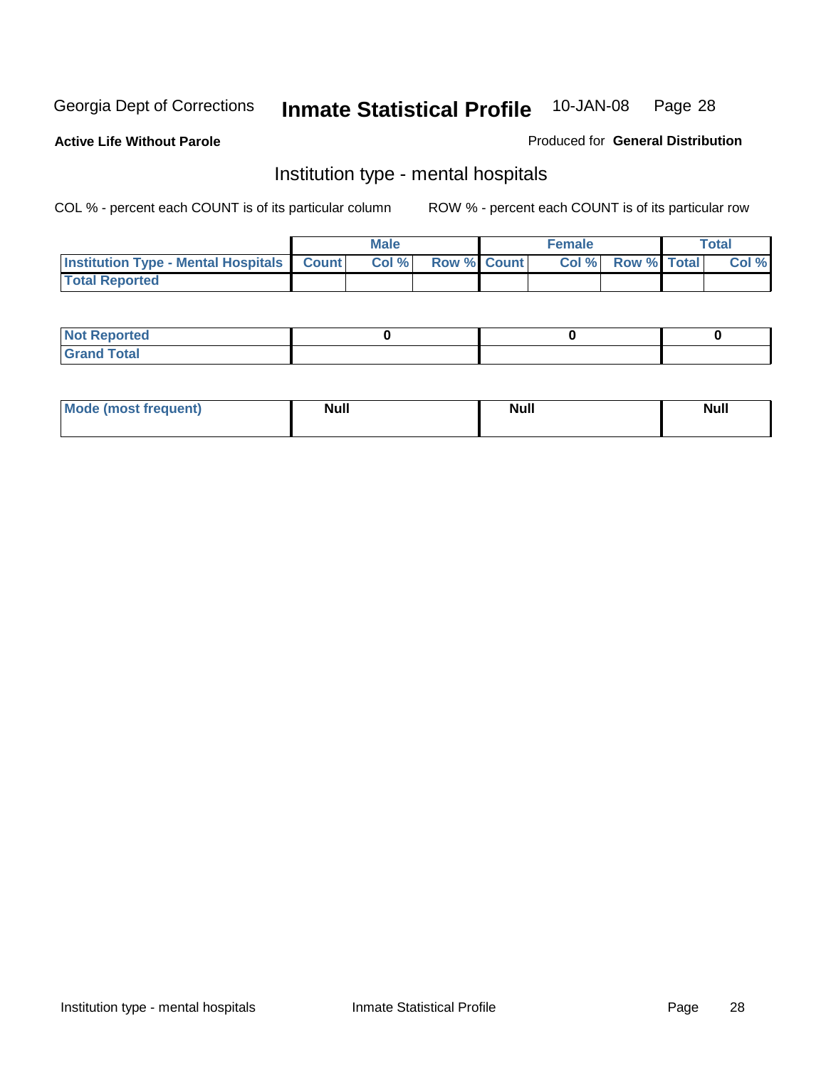Georgia Dept of Corrections **Inmate Statistical Profile** 10-JAN-08

**Active Life Without Parole**

Produced for **General Distribution**

## Institution type - mental hospitals

COL % - percent each COUNT is of its particular column

ROW % - percent each COUNT is of its particular row

| | Male | | | Female | | | Total | |
|---|---|---|---|---|---|---|---|---|
| **Institution Type - Mental Hospitals** | **Count** | **Col %** | **Row %** | **Count** | **Col %** | **Row %** | **Total** | **Col %** |
| **Total Reported** | | | | | | | | |

| | Male | Female | Total |
|---|---|---|---|
| **Not Reported** | 0 | 0 | 0 |
| **Grand Total** | | | |

| | Male | Female | Total |
|---|---|---|---|
| **Mode (most frequent)** | Null | Null | Null |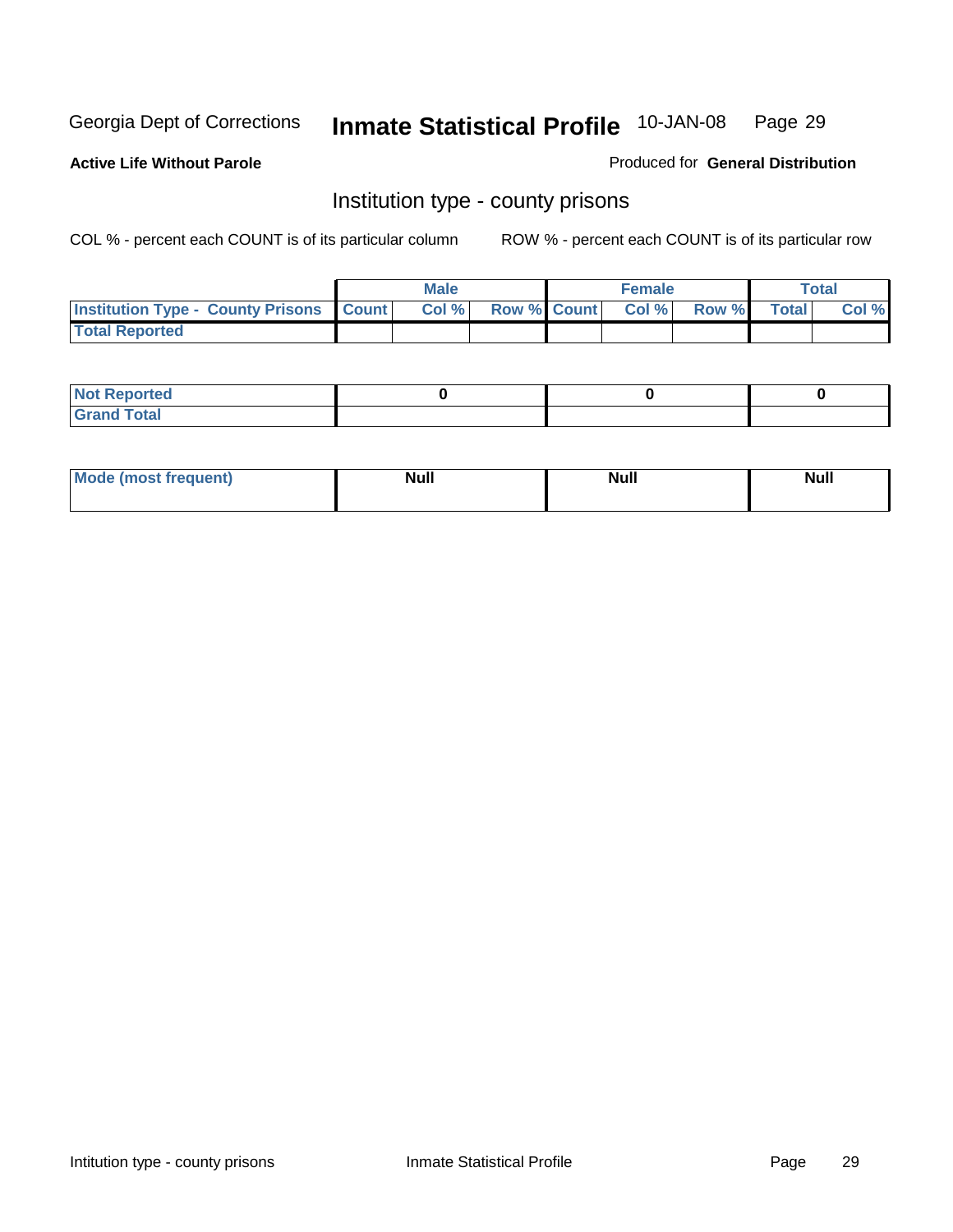Georgia Dept of Corrections **Inmate Statistical Profile** 10-JAN-08

**Active Life Without Parole**

Produced for **General Distribution**

## Institution type - county prisons

COL % - percent each COUNT is of its particular column

ROW % - percent each COUNT is of its particular row

| | Male | | | Female | | | Total | |
|---|---|---|---|---|---|---|---|---|
| **Institution Type - County Prisons** | **Count** | **Col %** | **Row %** | **Count** | **Col %** | **Row %** | **Total** | **Col %** |
| **Total Reported** | | | | | | | | |

| | Male | Female | Total |
|---|---|---|---|
| **Not Reported** | **0** | **0** | **0** |
| **Grand Total** | | | |

| | Male | Female | Total |
|---|---|---|---|
| **Mode (most frequent)** | **Null** | **Null** | **Null** |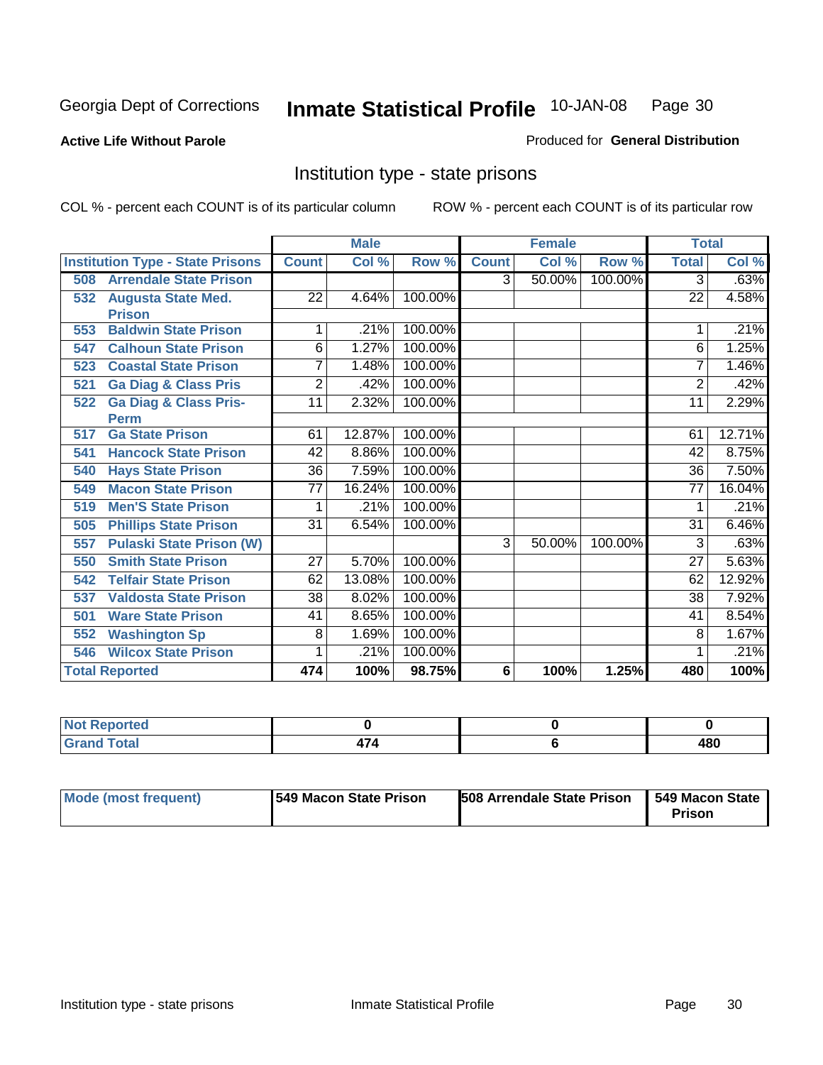Georgia Dept of Corrections **Inmate Statistical Profile** 10-JAN-08

**Active Life Without Parole**

Produced for **General Distribution**

## Institution type - state prisons

COL % - percent each COUNT is of its particular column    ROW % - percent each COUNT is of its particular row

| | Male | | | Female | | | Total | |
|---|---|---|---|---|---|---|---|---|
| Institution Type - State Prisons | Count | Col % | Row % | Count | Col % | Row % | Total | Col % |
| 508 Arrendale State Prison | | | | 3 | 50.00% | 100.00% | 3 | .63% |
| 532 Augusta State Med. Prison | 22 | 4.64% | 100.00% | | | | 22 | 4.58% |
| 553 Baldwin State Prison | 1 | .21% | 100.00% | | | | 1 | .21% |
| 547 Calhoun State Prison | 6 | 1.27% | 100.00% | | | | 6 | 1.25% |
| 523 Coastal State Prison | 7 | 1.48% | 100.00% | | | | 7 | 1.46% |
| 521 Ga Diag & Class Pris | 2 | .42% | 100.00% | | | | 2 | .42% |
| 522 Ga Diag & Class Pris-Perm | 11 | 2.32% | 100.00% | | | | 11 | 2.29% |
| 517 Ga State Prison | 61 | 12.87% | 100.00% | | | | 61 | 12.71% |
| 541 Hancock State Prison | 42 | 8.86% | 100.00% | | | | 42 | 8.75% |
| 540 Hays State Prison | 36 | 7.59% | 100.00% | | | | 36 | 7.50% |
| 549 Macon State Prison | 77 | 16.24% | 100.00% | | | | 77 | 16.04% |
| 519 Men'S State Prison | 1 | .21% | 100.00% | | | | 1 | .21% |
| 505 Phillips State Prison | 31 | 6.54% | 100.00% | | | | 31 | 6.46% |
| 557 Pulaski State Prison (W) | | | | 3 | 50.00% | 100.00% | 3 | .63% |
| 550 Smith State Prison | 27 | 5.70% | 100.00% | | | | 27 | 5.63% |
| 542 Telfair State Prison | 62 | 13.08% | 100.00% | | | | 62 | 12.92% |
| 537 Valdosta State Prison | 38 | 8.02% | 100.00% | | | | 38 | 7.92% |
| 501 Ware State Prison | 41 | 8.65% | 100.00% | | | | 41 | 8.54% |
| 552 Washington Sp | 8 | 1.69% | 100.00% | | | | 8 | 1.67% |
| 546 Wilcox State Prison | 1 | .21% | 100.00% | | | | 1 | .21% |
| **Total Reported** | **474** | **100%** | **98.75%** | **6** | **100%** | **1.25%** | **480** | **100%** |

| | Male | Female | Total |
|---|---|---|---|
| Not Reported | 0 | 0 | 0 |
| Grand Total | 474 | 6 | 480 |

| | Male | Female | Total |
|---|---|---|---|
| Mode (most frequent) | 549 Macon State Prison | 508 Arrendale State Prison | 549 Macon State Prison |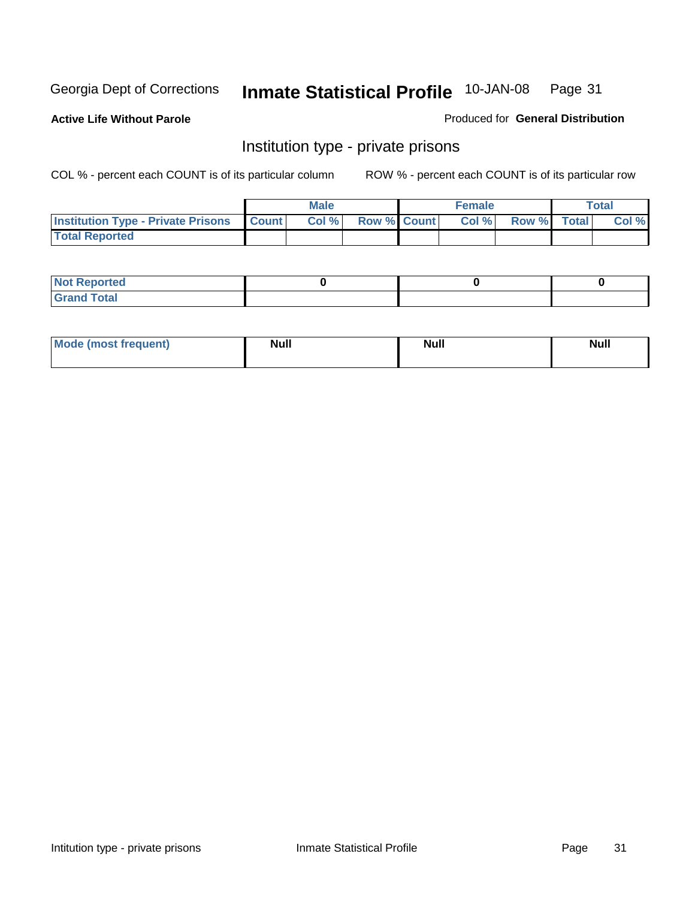Georgia Dept of Corrections **Inmate Statistical Profile** 10-JAN-08

**Active Life Without Parole**

Produced for **General Distribution**

## Institution type - private prisons

COL % - percent each COUNT is of its particular column

ROW % - percent each COUNT is of its particular row

| | Male | | | Female | | | Total | |
|---|---|---|---|---|---|---|---|---|
| **Institution Type - Private Prisons** | **Count** | **Col %** | **Row %** | **Count** | **Col %** | **Row %** | **Total** | **Col %** |
| **Total Reported** | | | | | | | | |

| | Male | Female | Total |
|---|---|---|---|
| **Not Reported** | 0 | 0 | 0 |
| **Grand Total** | | | |

| | Male | Female | Total |
|---|---|---|---|
| **Mode (most frequent)** | Null | Null | Null |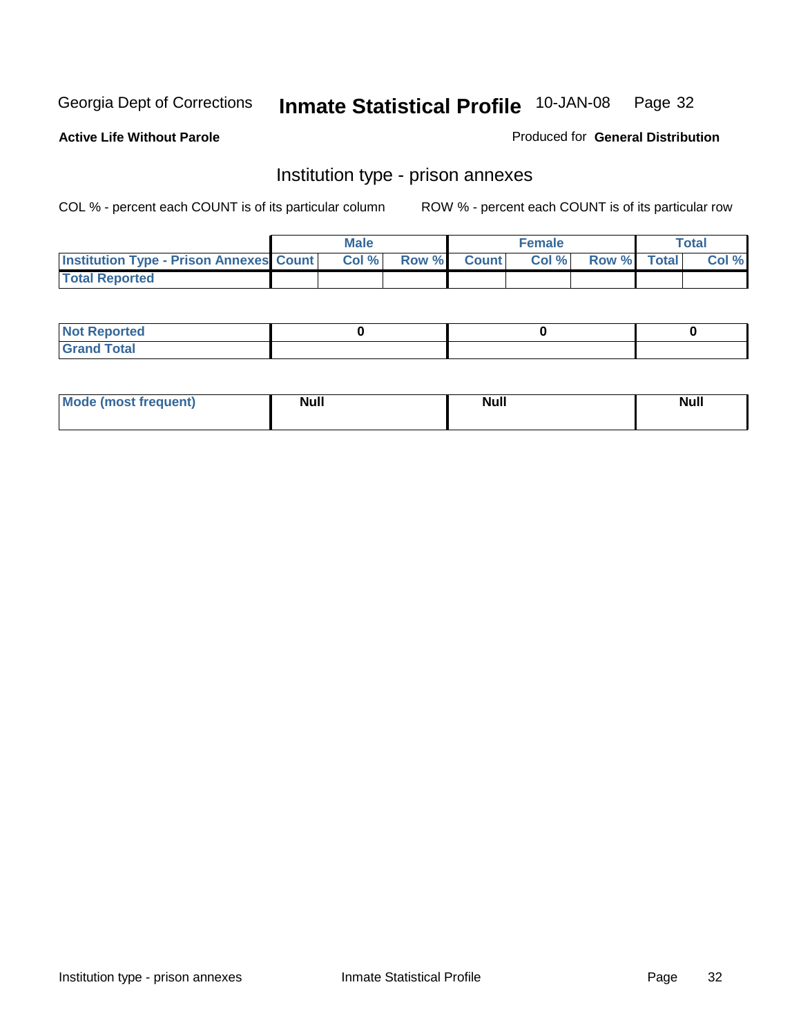Georgia Dept of Corrections **Inmate Statistical Profile** 10-JAN-08

**Active Life Without Parole**

Produced for **General Distribution**

## Institution type - prison annexes

COL % - percent each COUNT is of its particular column ROW % - percent each COUNT is of its particular row

| | Male | | | Female | | | Total | |
|---|---|---|---|---|---|---|---|---|
| **Institution Type - Prison Annexes** | **Count** | **Col %** | **Row %** | **Count** | **Col %** | **Row %** | **Total** | **Col %** |
| **Total Reported** | | | | | | | | |

| | Male | Female | Total |
|---|---|---|---|
| **Not Reported** | 0 | 0 | 0 |
| **Grand Total** | | | |

| | Male | Female | Total |
|---|---|---|---|
| **Mode (most frequent)** | Null | Null | Null |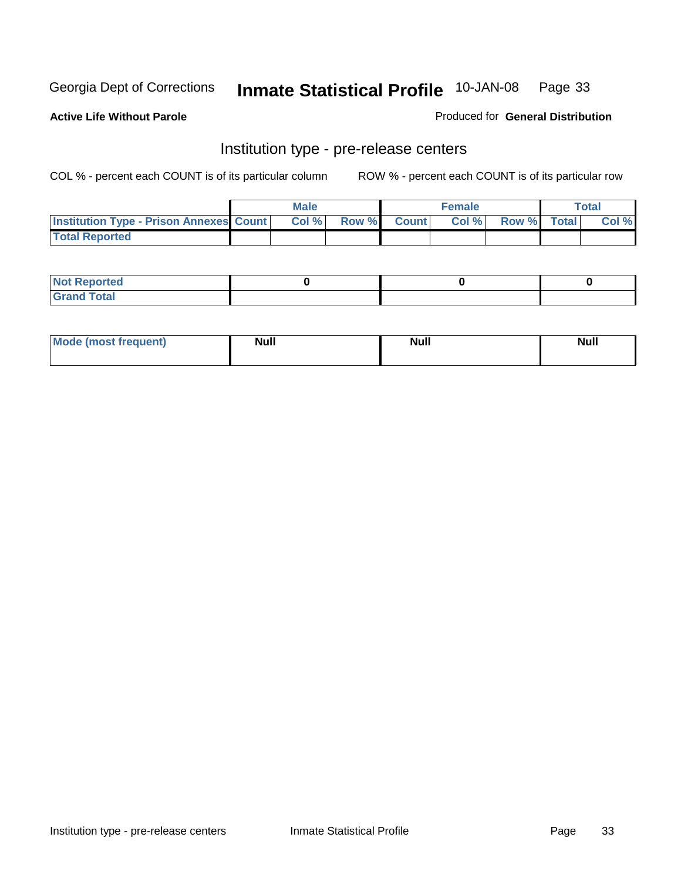**Active Life Without Parole**

Produced for **General Distribution**

## Institution type - pre-release centers

COL % - percent each COUNT is of its particular column ROW % - percent each COUNT is of its particular row

| | Male | | | Female | | | Total | |
|---|---|---|---|---|---|---|---|---|
| **Institution Type - Prison Annexes** | **Count** | **Col %** | **Row %** | **Count** | **Col %** | **Row %** | **Total** | **Col %** |
| **Total Reported** | | | | | | | | |

| | Male | Female | Total |
|---|---|---|---|
| **Not Reported** | 0 | 0 | 0 |
| **Grand Total** | | | |

| | Male | Female | Total |
|---|---|---|---|
| **Mode (most frequent)** | Null | Null | Null |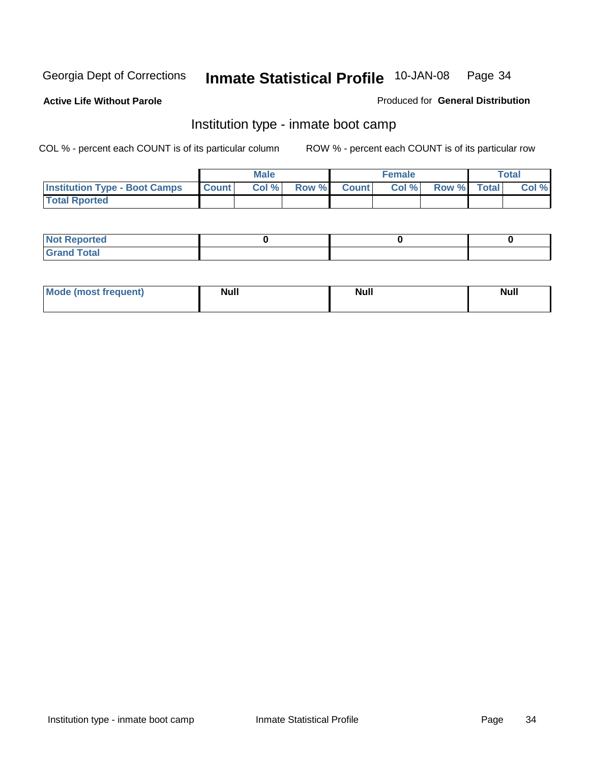Georgia Dept of Corrections

# Inmate Statistical Profile

10-JAN-08

**Active Life Without Parole**

Produced for **General Distribution**

## Institution type - inmate boot camp

COL % - percent each COUNT is of its particular column

ROW % - percent each COUNT is of its particular row

| | Male | | | Female | | | Total | |
|---|---|---|---|---|---|---|---|---|
| **Institution Type - Boot Camps** | **Count** | **Col %** | **Row %** | **Count** | **Col %** | **Row %** | **Total** | **Col %** |
| **Total Rported** | | | | | | | | |

| | | | |
|---|---|---|---|
| **Not Reported** | 0 | 0 | 0 |
| **Grand Total** | | | |

| | | | |
|---|---|---|---|
| **Mode (most frequent)** | Null | Null | Null |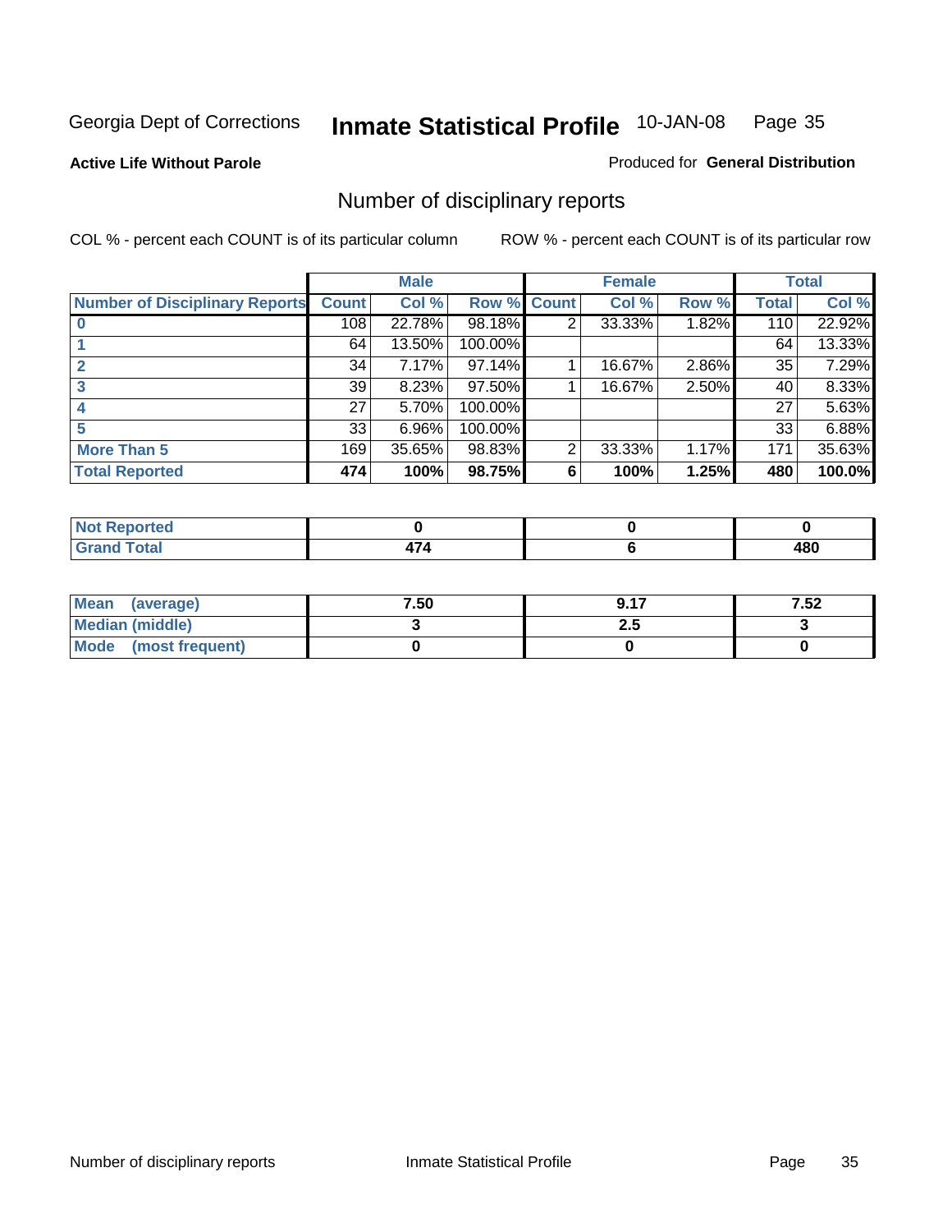Georgia Dept of Corrections **Inmate Statistical Profile** 10-JAN-08

**Active Life Without Parole**

Produced for **General Distribution**

## Number of disciplinary reports

COL % - percent each COUNT is of its particular column

ROW % - percent each COUNT is of its particular row

| | Male | | | Female | | | Total | |
|---|---|---|---|---|---|---|---|---|
| **Number of Disciplinary Reports** | **Count** | **Col %** | **Row %** | **Count** | **Col %** | **Row %** | **Total** | **Col %** |
| **0** | 108 | 22.78% | 98.18% | 2 | 33.33% | 1.82% | 110 | 22.92% |
| **1** | 64 | 13.50% | 100.00% | | | | 64 | 13.33% |
| **2** | 34 | 7.17% | 97.14% | 1 | 16.67% | 2.86% | 35 | 7.29% |
| **3** | 39 | 8.23% | 97.50% | 1 | 16.67% | 2.50% | 40 | 8.33% |
| **4** | 27 | 5.70% | 100.00% | | | | 27 | 5.63% |
| **5** | 33 | 6.96% | 100.00% | | | | 33 | 6.88% |
| **More Than 5** | 169 | 35.65% | 98.83% | 2 | 33.33% | 1.17% | 171 | 35.63% |
| **Total Reported** | **474** | **100%** | **98.75%** | **6** | **100%** | **1.25%** | **480** | **100.0%** |

| | Male | Female | Total |
|---|---|---|---|
| **Not Reported** | **0** | **0** | **0** |
| **Grand Total** | **474** | **6** | **480** |

| | Male | Female | Total |
|---|---|---|---|
| **Mean (average)** | **7.50** | **9.17** | **7.52** |
| **Median (middle)** | **3** | **2.5** | **3** |
| **Mode (most frequent)** | **0** | **0** | **0** |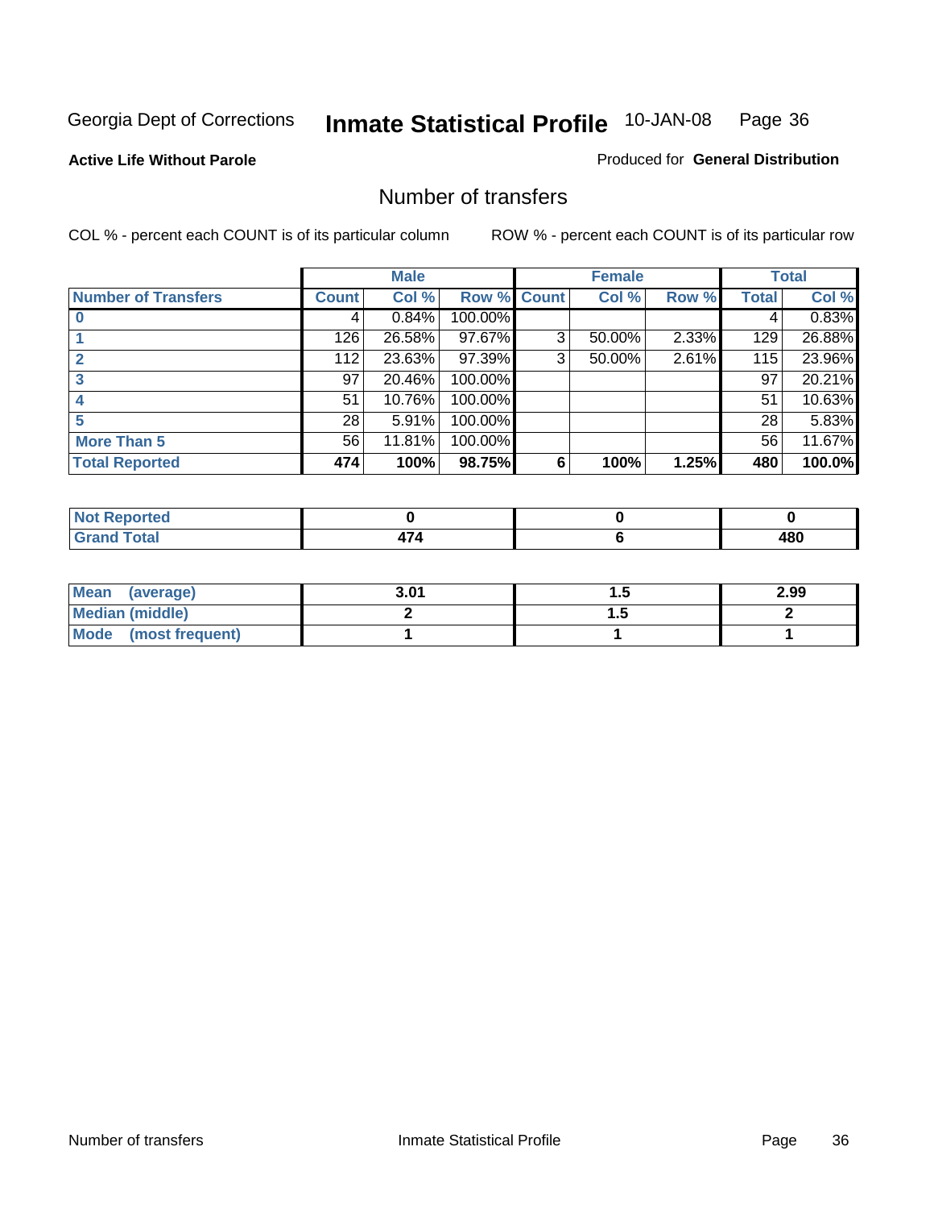Georgia Dept of Corrections **Inmate Statistical Profile** 10-JAN-08

**Active Life Without Parole**

Produced for **General Distribution**

## Number of transfers

COL % - percent each COUNT is of its particular column

ROW % - percent each COUNT is of its particular row

| | Male | | | Female | | | Total | |
|---|---|---|---|---|---|---|---|---|
| **Number of Transfers** | **Count** | **Col %** | **Row %** | **Count** | **Col %** | **Row %** | **Total** | **Col %** |
| **0** | 4 | 0.84% | 100.00% | | | | 4 | 0.83% |
| **1** | 126 | 26.58% | 97.67% | 3 | 50.00% | 2.33% | 129 | 26.88% |
| **2** | 112 | 23.63% | 97.39% | 3 | 50.00% | 2.61% | 115 | 23.96% |
| **3** | 97 | 20.46% | 100.00% | | | | 97 | 20.21% |
| **4** | 51 | 10.76% | 100.00% | | | | 51 | 10.63% |
| **5** | 28 | 5.91% | 100.00% | | | | 28 | 5.83% |
| **More Than 5** | 56 | 11.81% | 100.00% | | | | 56 | 11.67% |
| **Total Reported** | **474** | **100%** | **98.75%** | **6** | **100%** | **1.25%** | **480** | **100.0%** |

| | Male | Female | Total |
|---|---|---|---|
| **Not Reported** | **0** | **0** | **0** |
| **Grand Total** | **474** | **6** | **480** |

| | Male | Female | Total |
|---|---|---|---|
| **Mean (average)** | **3.01** | **1.5** | **2.99** |
| **Median (middle)** | **2** | **1.5** | **2** |
| **Mode (most frequent)** | **1** | **1** | **1** |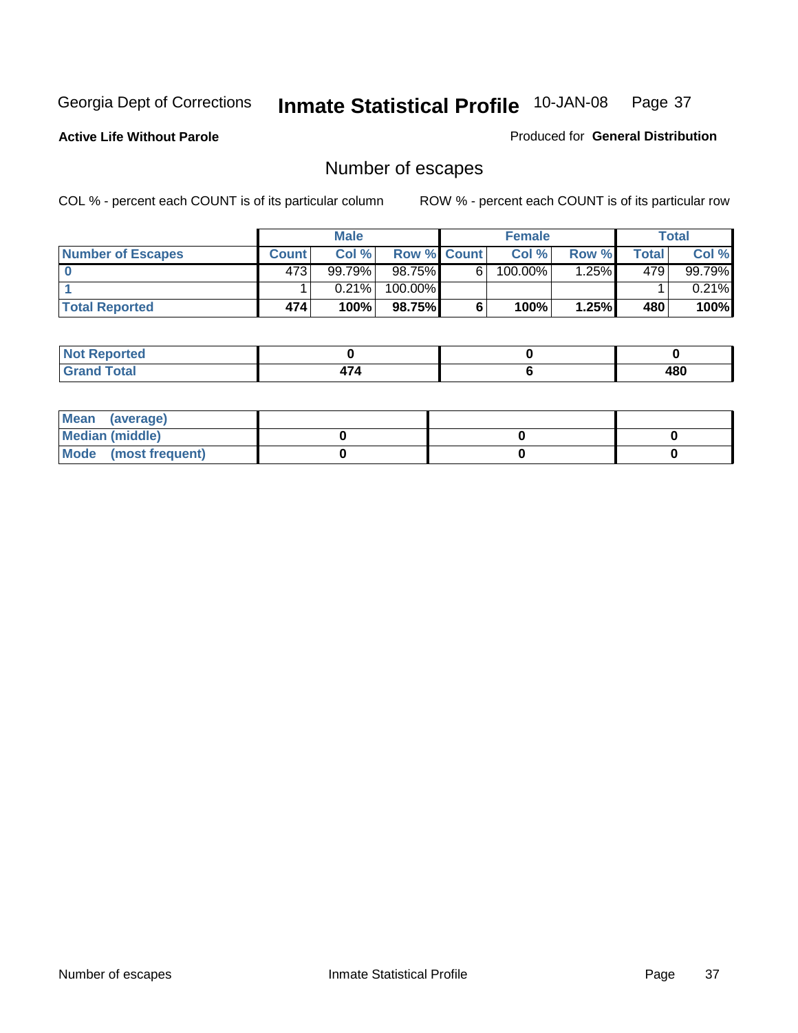Georgia Dept of Corrections **Inmate Statistical Profile** 10-JAN-08

**Active Life Without Parole** Produced for **General Distribution**

## Number of escapes

COL % - percent each COUNT is of its particular column ROW % - percent each COUNT is of its particular row

| | Male | | | Female | | | Total | |
|---|---|---|---|---|---|---|---|---|
| **Number of Escapes** | **Count** | **Col %** | **Row %** | **Count** | **Col %** | **Row %** | **Total** | **Col %** |
| **0** | 473 | 99.79% | 98.75% | 6 | 100.00% | 1.25% | 479 | 99.79% |
| **1** | 1 | 0.21% | 100.00% | | | | 1 | 0.21% |
| **Total Reported** | **474** | **100%** | **98.75%** | **6** | **100%** | **1.25%** | **480** | **100%** |

| | Male | Female | Total |
|---|---|---|---|
| **Not Reported** | **0** | **0** | **0** |
| **Grand Total** | **474** | **6** | **480** |

| | Male | Female | Total |
|---|---|---|---|
| **Mean (average)** | | | |
| **Median (middle)** | **0** | **0** | **0** |
| **Mode (most frequent)** | **0** | **0** | **0** |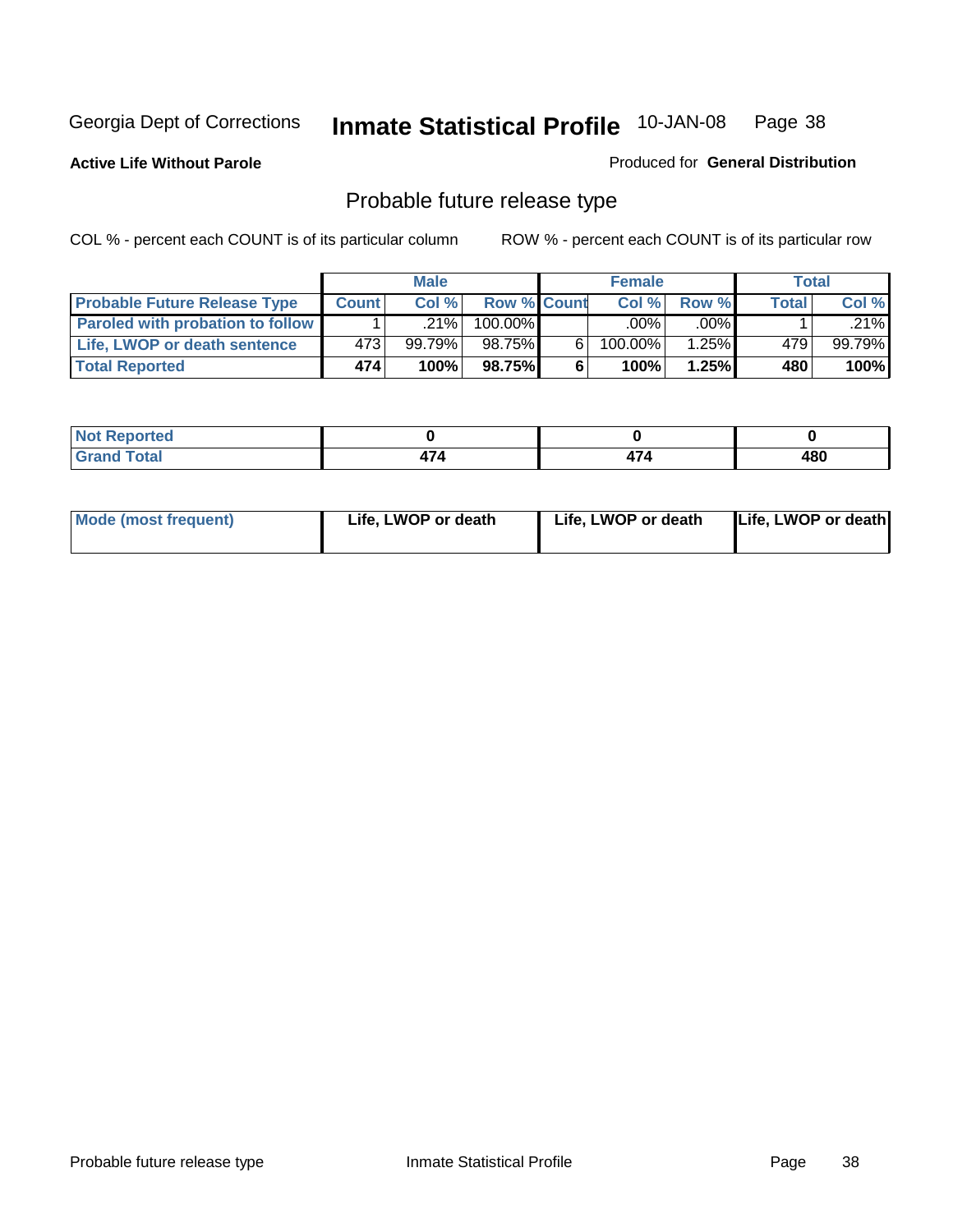Georgia Dept of Corrections **Inmate Statistical Profile** 10-JAN-08

**Active Life Without Parole**

Produced for **General Distribution**

## Probable future release type

COL % - percent each COUNT is of its particular column

ROW % - percent each COUNT is of its particular row

| | Male | | | Female | | | Total | |
|---|---|---|---|---|---|---|---|---|
| **Probable Future Release Type** | **Count** | **Col %** | **Row %** | **Count** | **Col %** | **Row %** | **Total** | **Col %** |
| **Paroled with probation to follow** | 1 | .21% | 100.00% | | .00% | .00% | 1 | .21% |
| **Life, LWOP or death sentence** | 473 | 99.79% | 98.75% | 6 | 100.00% | 1.25% | 479 | 99.79% |
| **Total Reported** | **474** | **100%** | **98.75%** | **6** | **100%** | **1.25%** | **480** | **100%** |

| | | | |
|---|---|---|---|
| **Not Reported** | **0** | **0** | **0** |
| **Grand Total** | **474** | **474** | **480** |

| | | | |
|---|---|---|---|
| **Mode (most frequent)** | **Life, LWOP or death** | **Life, LWOP or death** | **Life, LWOP or death** |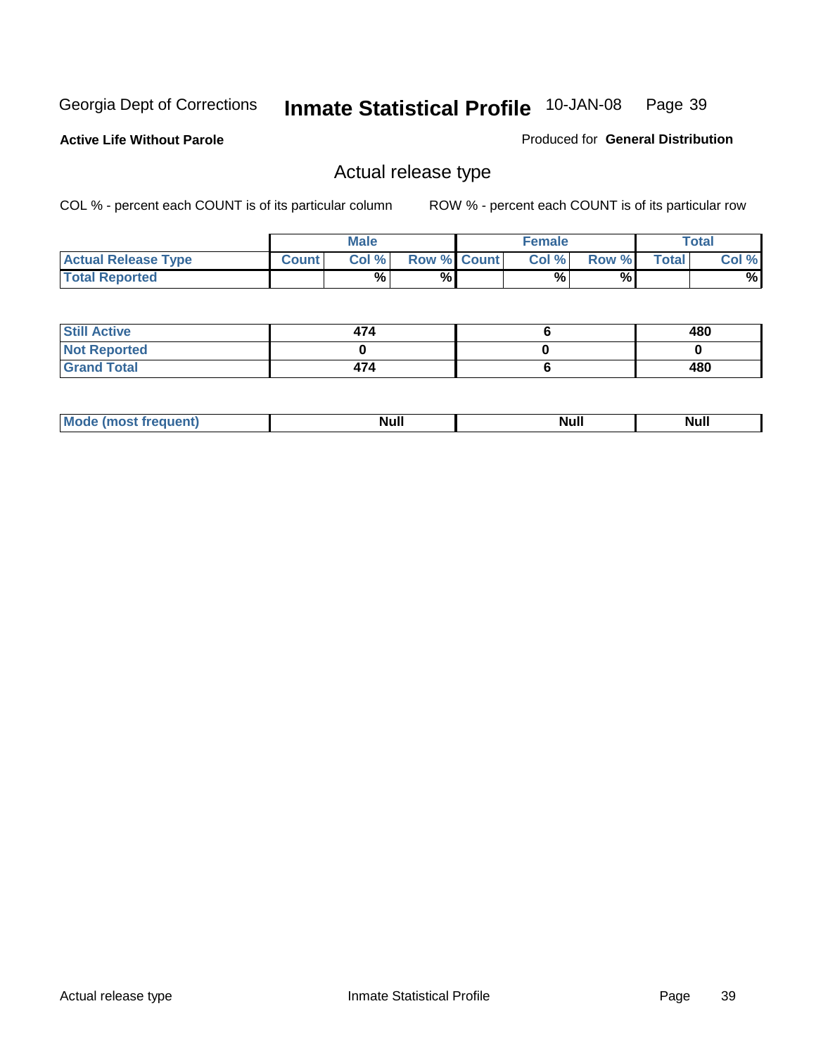Georgia Dept of Corrections **Inmate Statistical Profile** 10-JAN-08

**Active Life Without Parole**

Produced for **General Distribution**

## Actual release type

COL % - percent each COUNT is of its particular column ROW % - percent each COUNT is of its particular row

| | Male | | | Female | | | Total | |
|---|---|---|---|---|---|---|---|---|
| **Actual Release Type** | **Count** | **Col %** | **Row %** | **Count** | **Col %** | **Row %** | **Total** | **Col %** |
| **Total Reported** | | % | % | | % | % | | % |
| **Still Active** | 474 | | | 6 | | | 480 | |
| **Not Reported** | 0 | | | 0 | | | 0 | |
| **Grand Total** | 474 | | | 6 | | | 480 | |
| **Mode (most frequent)** | Null | | | Null | | | Null | |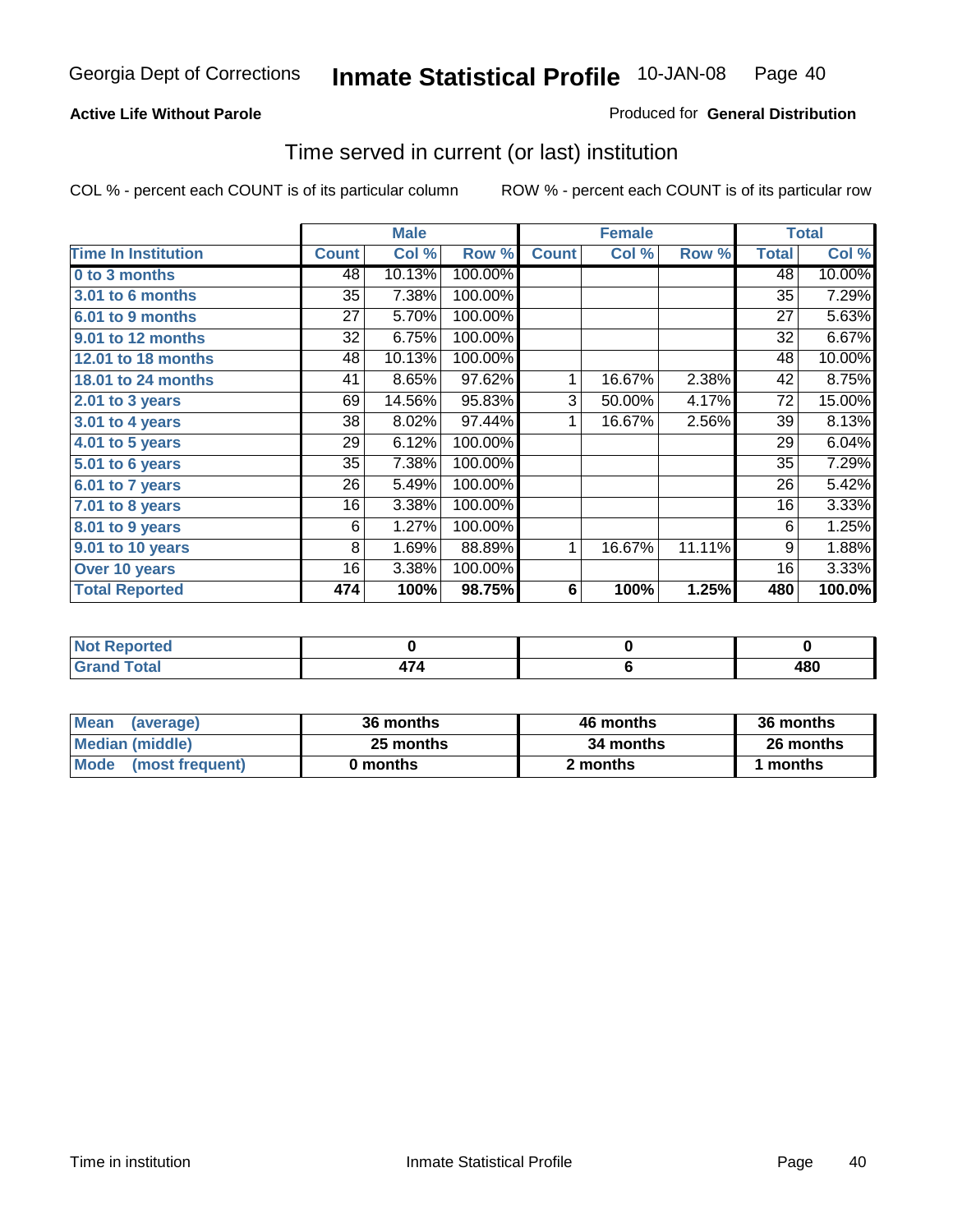Georgia Dept of Corrections **Inmate Statistical Profile** 10-JAN-08

**Active Life Without Parole**

Produced for **General Distribution**

## Time served in current (or last) institution

COL % - percent each COUNT is of its particular column

ROW % - percent each COUNT is of its particular row

| | Male | | | Female | | | Total | |
|---|---|---|---|---|---|---|---|---|
| **Time In Institution** | **Count** | **Col %** | **Row %** | **Count** | **Col %** | **Row %** | **Total** | **Col %** |
| **0 to 3 months** | 48 | 10.13% | 100.00% | | | | 48 | 10.00% |
| **3.01 to 6 months** | 35 | 7.38% | 100.00% | | | | 35 | 7.29% |
| **6.01 to 9 months** | 27 | 5.70% | 100.00% | | | | 27 | 5.63% |
| **9.01 to 12 months** | 32 | 6.75% | 100.00% | | | | 32 | 6.67% |
| **12.01 to 18 months** | 48 | 10.13% | 100.00% | | | | 48 | 10.00% |
| **18.01 to 24 months** | 41 | 8.65% | 97.62% | 1 | 16.67% | 2.38% | 42 | 8.75% |
| **2.01 to 3 years** | 69 | 14.56% | 95.83% | 3 | 50.00% | 4.17% | 72 | 15.00% |
| **3.01 to 4 years** | 38 | 8.02% | 97.44% | 1 | 16.67% | 2.56% | 39 | 8.13% |
| **4.01 to 5 years** | 29 | 6.12% | 100.00% | | | | 29 | 6.04% |
| **5.01 to 6 years** | 35 | 7.38% | 100.00% | | | | 35 | 7.29% |
| **6.01 to 7 years** | 26 | 5.49% | 100.00% | | | | 26 | 5.42% |
| **7.01 to 8 years** | 16 | 3.38% | 100.00% | | | | 16 | 3.33% |
| **8.01 to 9 years** | 6 | 1.27% | 100.00% | | | | 6 | 1.25% |
| **9.01 to 10 years** | 8 | 1.69% | 88.89% | 1 | 16.67% | 11.11% | 9 | 1.88% |
| **Over 10 years** | 16 | 3.38% | 100.00% | | | | 16 | 3.33% |
| **Total Reported** | **474** | **100%** | **98.75%** | **6** | **100%** | **1.25%** | **480** | **100.0%** |

| | Male | Female | Total |
|---|---|---|---|
| **Not Reported** | **0** | **0** | **0** |
| **Grand Total** | **474** | **6** | **480** |

| | Male | Female | Total |
|---|---|---|---|
| **Mean (average)** | **36 months** | **46 months** | **36 months** |
| **Median (middle)** | **25 months** | **34 months** | **26 months** |
| **Mode (most frequent)** | **0 months** | **2 months** | **1 months** |

Time in institution Inmate Statistical Profile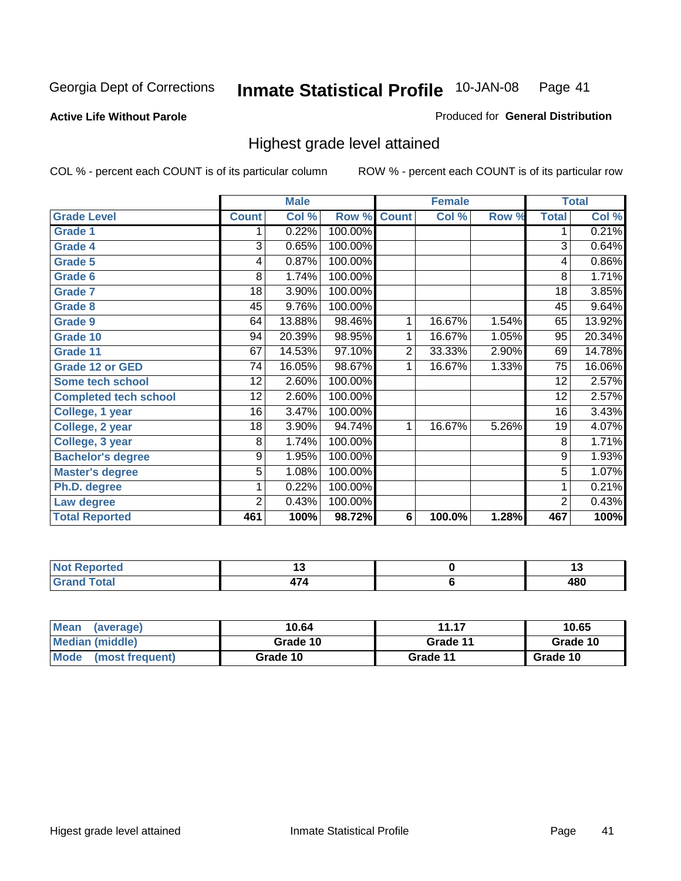Georgia Dept of Corrections **Inmate Statistical Profile** 10-JAN-08

**Active Life Without Parole**

Produced for **General Distribution**

## Highest grade level attained

COL % - percent each COUNT is of its particular column

ROW % - percent each COUNT is of its particular row

| | Male | | | Female | | | Total | |
|---|---|---|---|---|---|---|---|---|
| **Grade Level** | **Count** | **Col %** | **Row %** | **Count** | **Col %** | **Row %** | **Total** | **Col %** |
| Grade 1 | 1 | 0.22% | 100.00% | | | | 1 | 0.21% |
| Grade 4 | 3 | 0.65% | 100.00% | | | | 3 | 0.64% |
| Grade 5 | 4 | 0.87% | 100.00% | | | | 4 | 0.86% |
| Grade 6 | 8 | 1.74% | 100.00% | | | | 8 | 1.71% |
| Grade 7 | 18 | 3.90% | 100.00% | | | | 18 | 3.85% |
| Grade 8 | 45 | 9.76% | 100.00% | | | | 45 | 9.64% |
| Grade 9 | 64 | 13.88% | 98.46% | 1 | 16.67% | 1.54% | 65 | 13.92% |
| Grade 10 | 94 | 20.39% | 98.95% | 1 | 16.67% | 1.05% | 95 | 20.34% |
| Grade 11 | 67 | 14.53% | 97.10% | 2 | 33.33% | 2.90% | 69 | 14.78% |
| Grade 12 or GED | 74 | 16.05% | 98.67% | 1 | 16.67% | 1.33% | 75 | 16.06% |
| Some tech school | 12 | 2.60% | 100.00% | | | | 12 | 2.57% |
| Completed tech school | 12 | 2.60% | 100.00% | | | | 12 | 2.57% |
| College, 1 year | 16 | 3.47% | 100.00% | | | | 16 | 3.43% |
| College, 2 year | 18 | 3.90% | 94.74% | 1 | 16.67% | 5.26% | 19 | 4.07% |
| College, 3 year | 8 | 1.74% | 100.00% | | | | 8 | 1.71% |
| Bachelor's degree | 9 | 1.95% | 100.00% | | | | 9 | 1.93% |
| Master's degree | 5 | 1.08% | 100.00% | | | | 5 | 1.07% |
| Ph.D. degree | 1 | 0.22% | 100.00% | | | | 1 | 0.21% |
| Law degree | 2 | 0.43% | 100.00% | | | | 2 | 0.43% |
| **Total Reported** | **461** | **100%** | **98.72%** | **6** | **100.0%** | **1.28%** | **467** | **100%** |

| | Male | Female | Total |
|---|---|---|---|
| Not Reported | 13 | 0 | 13 |
| Grand Total | 474 | 6 | 480 |

| | Male | Female | Total |
|---|---|---|---|
| Mean (average) | 10.64 | 11.17 | 10.65 |
| Median (middle) | Grade 10 | Grade 11 | Grade 10 |
| Mode (most frequent) | Grade 10 | Grade 11 | Grade 10 |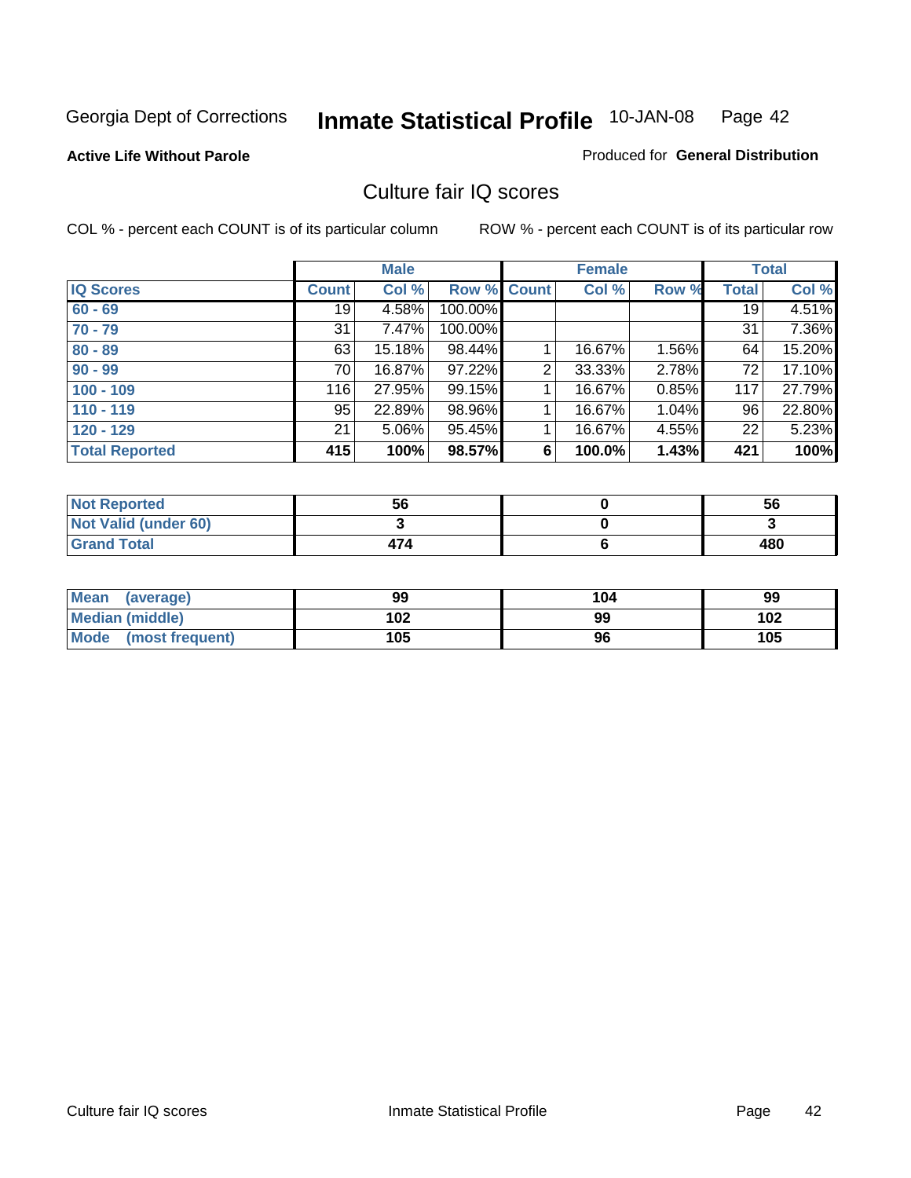Georgia Dept of Corrections **Inmate Statistical Profile** 10-JAN-08

**Active Life Without Parole**

Produced for **General Distribution**

## Culture fair IQ scores

COL % - percent each COUNT is of its particular column

ROW % - percent each COUNT is of its particular row

| | Male | | | Female | | | Total | |
|---|---|---|---|---|---|---|---|---|
| **IQ Scores** | **Count** | **Col %** | **Row %** | **Count** | **Col %** | **Row %** | **Total** | **Col %** |
| **60 - 69** | 19 | 4.58% | 100.00% | | | | 19 | 4.51% |
| **70 - 79** | 31 | 7.47% | 100.00% | | | | 31 | 7.36% |
| **80 - 89** | 63 | 15.18% | 98.44% | 1 | 16.67% | 1.56% | 64 | 15.20% |
| **90 - 99** | 70 | 16.87% | 97.22% | 2 | 33.33% | 2.78% | 72 | 17.10% |
| **100 - 109** | 116 | 27.95% | 99.15% | 1 | 16.67% | 0.85% | 117 | 27.79% |
| **110 - 119** | 95 | 22.89% | 98.96% | 1 | 16.67% | 1.04% | 96 | 22.80% |
| **120 - 129** | 21 | 5.06% | 95.45% | 1 | 16.67% | 4.55% | 22 | 5.23% |
| **Total Reported** | **415** | **100%** | **98.57%** | **6** | **100.0%** | **1.43%** | **421** | **100%** |

| | Male | Female | Total |
|---|---|---|---|
| **Not Reported** | **56** | **0** | **56** |
| **Not Valid (under 60)** | **3** | **0** | **3** |
| **Grand Total** | **474** | **6** | **480** |

| | Male | Female | Total |
|---|---|---|---|
| **Mean (average)** | **99** | **104** | **99** |
| **Median (middle)** | **102** | **99** | **102** |
| **Mode (most frequent)** | **105** | **96** | **105** |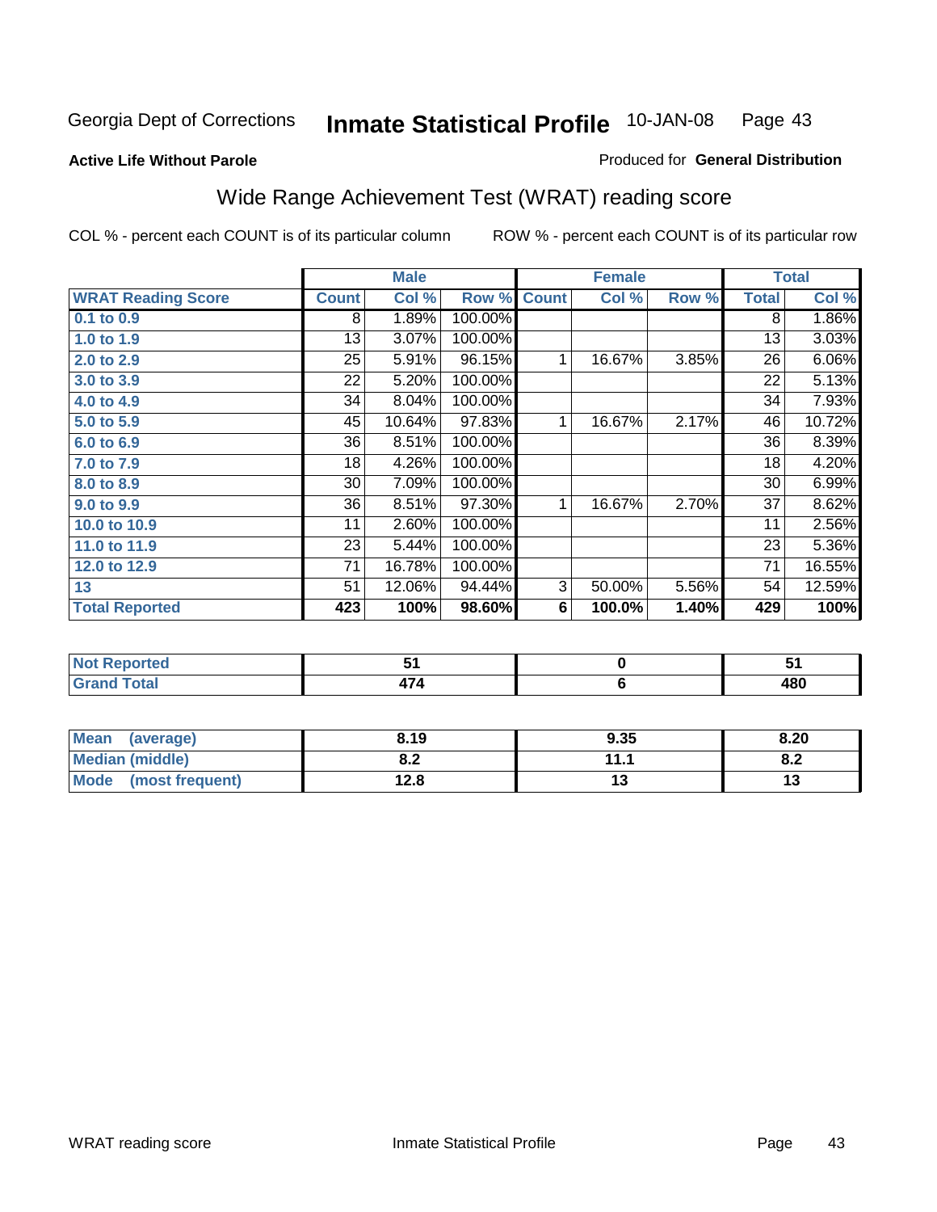Georgia Dept of Corrections **Inmate Statistical Profile** 10-JAN-08

**Active Life Without Parole**

Produced for **General Distribution**

## Wide Range Achievement Test (WRAT) reading score

COL % - percent each COUNT is of its particular column

ROW % - percent each COUNT is of its particular row

| | Male | | | Female | | | Total | |
|---|---|---|---|---|---|---|---|---|
| **WRAT Reading Score** | **Count** | **Col %** | **Row %** | **Count** | **Col %** | **Row %** | **Total** | **Col %** |
| **0.1 to 0.9** | 8 | 1.89% | 100.00% | | | | 8 | 1.86% |
| **1.0 to 1.9** | 13 | 3.07% | 100.00% | | | | 13 | 3.03% |
| **2.0 to 2.9** | 25 | 5.91% | 96.15% | 1 | 16.67% | 3.85% | 26 | 6.06% |
| **3.0 to 3.9** | 22 | 5.20% | 100.00% | | | | 22 | 5.13% |
| **4.0 to 4.9** | 34 | 8.04% | 100.00% | | | | 34 | 7.93% |
| **5.0 to 5.9** | 45 | 10.64% | 97.83% | 1 | 16.67% | 2.17% | 46 | 10.72% |
| **6.0 to 6.9** | 36 | 8.51% | 100.00% | | | | 36 | 8.39% |
| **7.0 to 7.9** | 18 | 4.26% | 100.00% | | | | 18 | 4.20% |
| **8.0 to 8.9** | 30 | 7.09% | 100.00% | | | | 30 | 6.99% |
| **9.0 to 9.9** | 36 | 8.51% | 97.30% | 1 | 16.67% | 2.70% | 37 | 8.62% |
| **10.0 to 10.9** | 11 | 2.60% | 100.00% | | | | 11 | 2.56% |
| **11.0 to 11.9** | 23 | 5.44% | 100.00% | | | | 23 | 5.36% |
| **12.0 to 12.9** | 71 | 16.78% | 100.00% | | | | 71 | 16.55% |
| **13** | 51 | 12.06% | 94.44% | 3 | 50.00% | 5.56% | 54 | 12.59% |
| **Total Reported** | **423** | **100%** | **98.60%** | **6** | **100.0%** | **1.40%** | **429** | **100%** |

| | Male | Female | Total |
|---|---|---|---|
| **Not Reported** | **51** | **0** | **51** |
| **Grand Total** | **474** | **6** | **480** |

| | Male | Female | Total |
|---|---|---|---|
| **Mean (average)** | **8.19** | **9.35** | **8.20** |
| **Median (middle)** | **8.2** | **11.1** | **8.2** |
| **Mode (most frequent)** | **12.8** | **13** | **13** |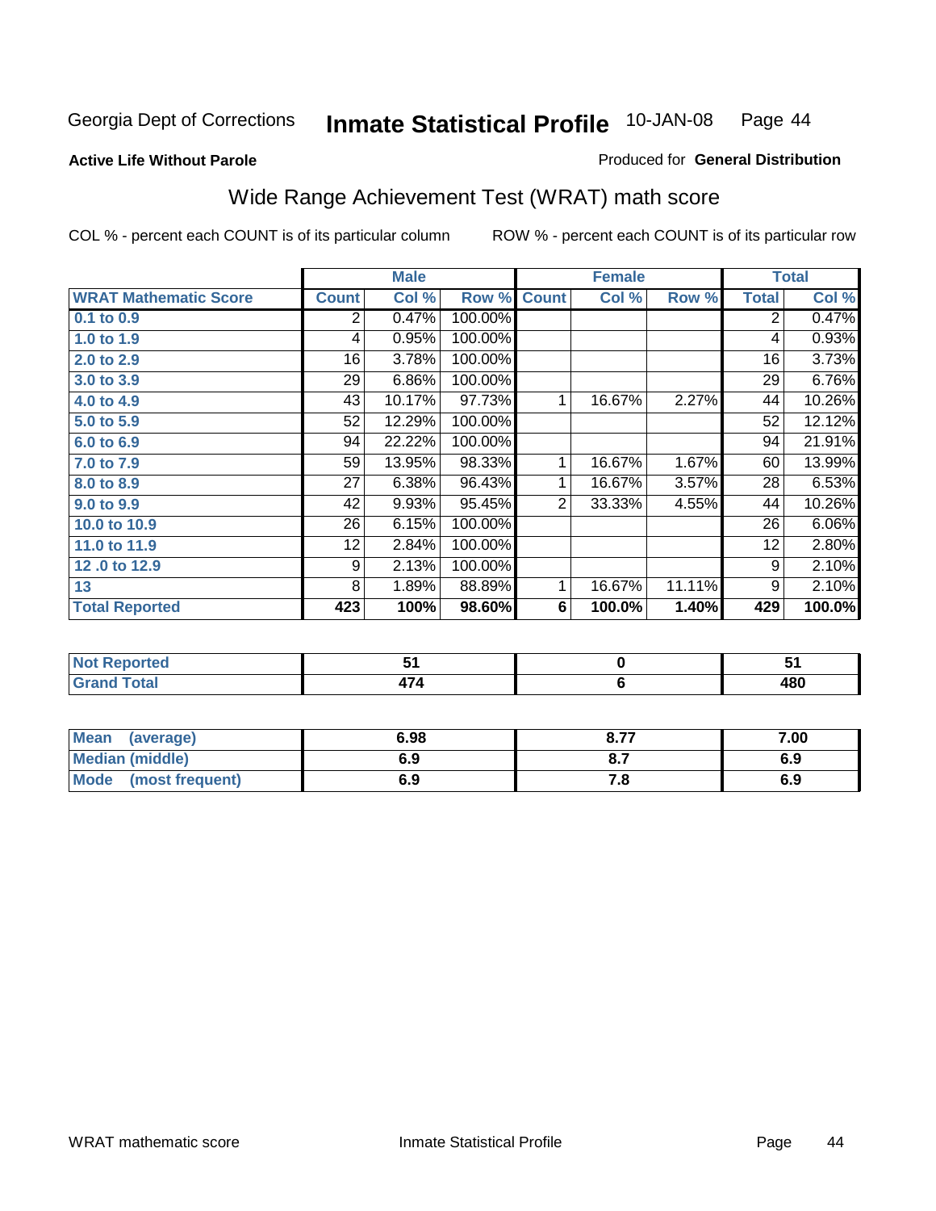Georgia Dept of Corrections **Inmate Statistical Profile** 10-JAN-08

**Active Life Without Parole**

Produced for **General Distribution**

## Wide Range Achievement Test (WRAT) math score

COL % - percent each COUNT is of its particular column

ROW % - percent each COUNT is of its particular row

| | Male | | | Female | | | Total | |
|---|---|---|---|---|---|---|---|---|
| **WRAT Mathematic Score** | **Count** | **Col %** | **Row %** | **Count** | **Col %** | **Row %** | **Total** | **Col %** |
| **0.1 to 0.9** | 2 | 0.47% | 100.00% | | | | 2 | 0.47% |
| **1.0 to 1.9** | 4 | 0.95% | 100.00% | | | | 4 | 0.93% |
| **2.0 to 2.9** | 16 | 3.78% | 100.00% | | | | 16 | 3.73% |
| **3.0 to 3.9** | 29 | 6.86% | 100.00% | | | | 29 | 6.76% |
| **4.0 to 4.9** | 43 | 10.17% | 97.73% | 1 | 16.67% | 2.27% | 44 | 10.26% |
| **5.0 to 5.9** | 52 | 12.29% | 100.00% | | | | 52 | 12.12% |
| **6.0 to 6.9** | 94 | 22.22% | 100.00% | | | | 94 | 21.91% |
| **7.0 to 7.9** | 59 | 13.95% | 98.33% | 1 | 16.67% | 1.67% | 60 | 13.99% |
| **8.0 to 8.9** | 27 | 6.38% | 96.43% | 1 | 16.67% | 3.57% | 28 | 6.53% |
| **9.0 to 9.9** | 42 | 9.93% | 95.45% | 2 | 33.33% | 4.55% | 44 | 10.26% |
| **10.0 to 10.9** | 26 | 6.15% | 100.00% | | | | 26 | 6.06% |
| **11.0 to 11.9** | 12 | 2.84% | 100.00% | | | | 12 | 2.80% |
| **12 .0 to 12.9** | 9 | 2.13% | 100.00% | | | | 9 | 2.10% |
| **13** | 8 | 1.89% | 88.89% | 1 | 16.67% | 11.11% | 9 | 2.10% |
| **Total Reported** | **423** | **100%** | **98.60%** | **6** | **100.0%** | **1.40%** | **429** | **100.0%** |

| | Male | Female | Total |
|---|---|---|---|
| **Not Reported** | **51** | **0** | **51** |
| **Grand Total** | **474** | **6** | **480** |

| | Male | Female | Total |
|---|---|---|---|
| **Mean (average)** | **6.98** | **8.77** | **7.00** |
| **Median (middle)** | **6.9** | **8.7** | **6.9** |
| **Mode (most frequent)** | **6.9** | **7.8** | **6.9** |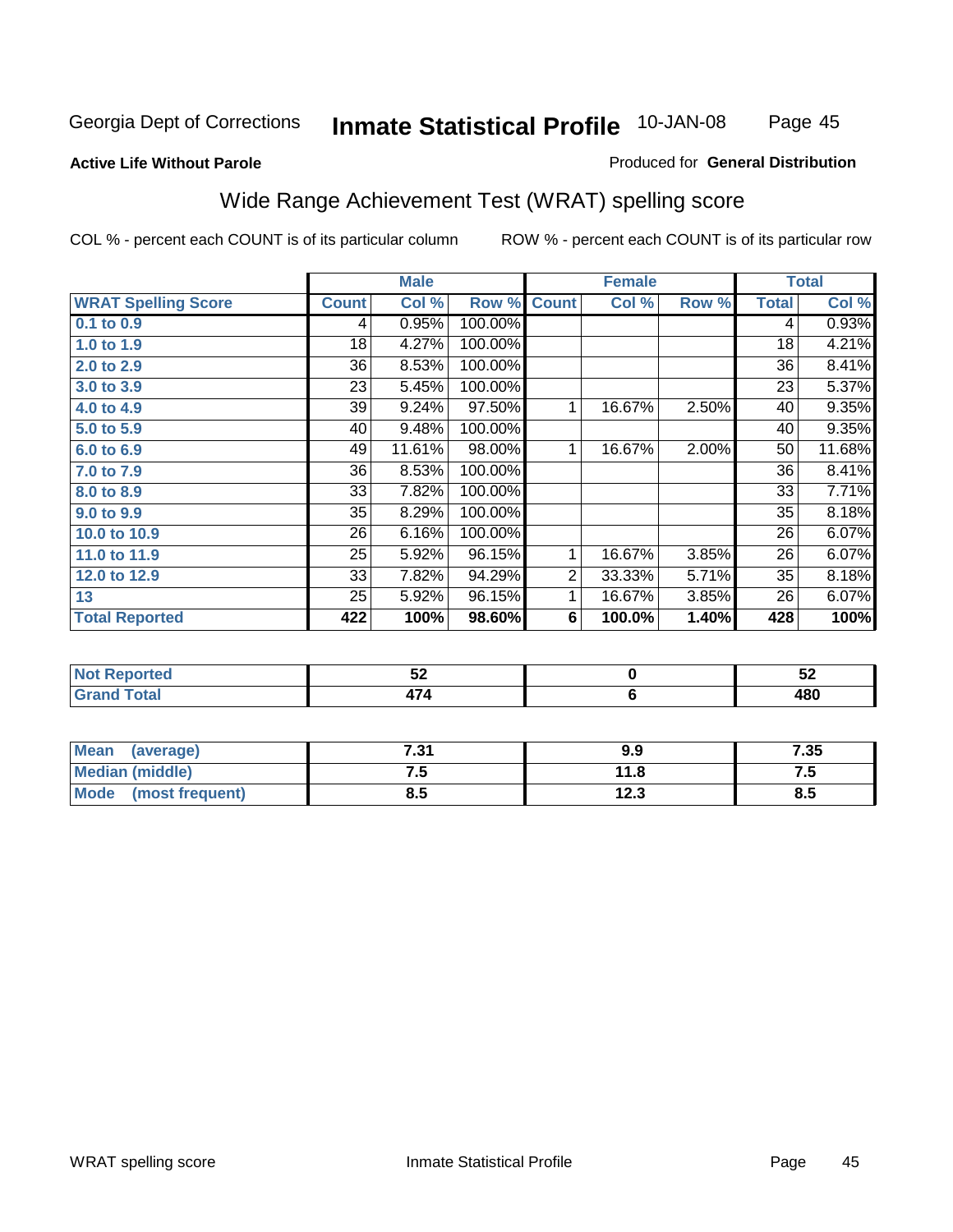Georgia Dept of Corrections **Inmate Statistical Profile** 10-JAN-08

**Active Life Without Parole**

Produced for **General Distribution**

## Wide Range Achievement Test (WRAT) spelling score

COL % - percent each COUNT is of its particular column ROW % - percent each COUNT is of its particular row

| | Male | | | Female | | | Total | |
|---|---|---|---|---|---|---|---|---|
| **WRAT Spelling Score** | **Count** | **Col %** | **Row %** | **Count** | **Col %** | **Row %** | **Total** | **Col %** |
| **0.1 to 0.9** | 4 | 0.95% | 100.00% | | | | 4 | 0.93% |
| **1.0 to 1.9** | 18 | 4.27% | 100.00% | | | | 18 | 4.21% |
| **2.0 to 2.9** | 36 | 8.53% | 100.00% | | | | 36 | 8.41% |
| **3.0 to 3.9** | 23 | 5.45% | 100.00% | | | | 23 | 5.37% |
| **4.0 to 4.9** | 39 | 9.24% | 97.50% | 1 | 16.67% | 2.50% | 40 | 9.35% |
| **5.0 to 5.9** | 40 | 9.48% | 100.00% | | | | 40 | 9.35% |
| **6.0 to 6.9** | 49 | 11.61% | 98.00% | 1 | 16.67% | 2.00% | 50 | 11.68% |
| **7.0 to 7.9** | 36 | 8.53% | 100.00% | | | | 36 | 8.41% |
| **8.0 to 8.9** | 33 | 7.82% | 100.00% | | | | 33 | 7.71% |
| **9.0 to 9.9** | 35 | 8.29% | 100.00% | | | | 35 | 8.18% |
| **10.0 to 10.9** | 26 | 6.16% | 100.00% | | | | 26 | 6.07% |
| **11.0 to 11.9** | 25 | 5.92% | 96.15% | 1 | 16.67% | 3.85% | 26 | 6.07% |
| **12.0 to 12.9** | 33 | 7.82% | 94.29% | 2 | 33.33% | 5.71% | 35 | 8.18% |
| **13** | 25 | 5.92% | 96.15% | 1 | 16.67% | 3.85% | 26 | 6.07% |
| **Total Reported** | **422** | **100%** | **98.60%** | **6** | **100.0%** | **1.40%** | **428** | **100%** |

| | Male | Female | Total |
|---|---|---|---|
| **Not Reported** | **52** | **0** | **52** |
| **Grand Total** | **474** | **6** | **480** |

| | Male | Female | Total |
|---|---|---|---|
| **Mean (average)** | **7.31** | **9.9** | **7.35** |
| **Median (middle)** | **7.5** | **11.8** | **7.5** |
| **Mode (most frequent)** | **8.5** | **12.3** | **8.5** |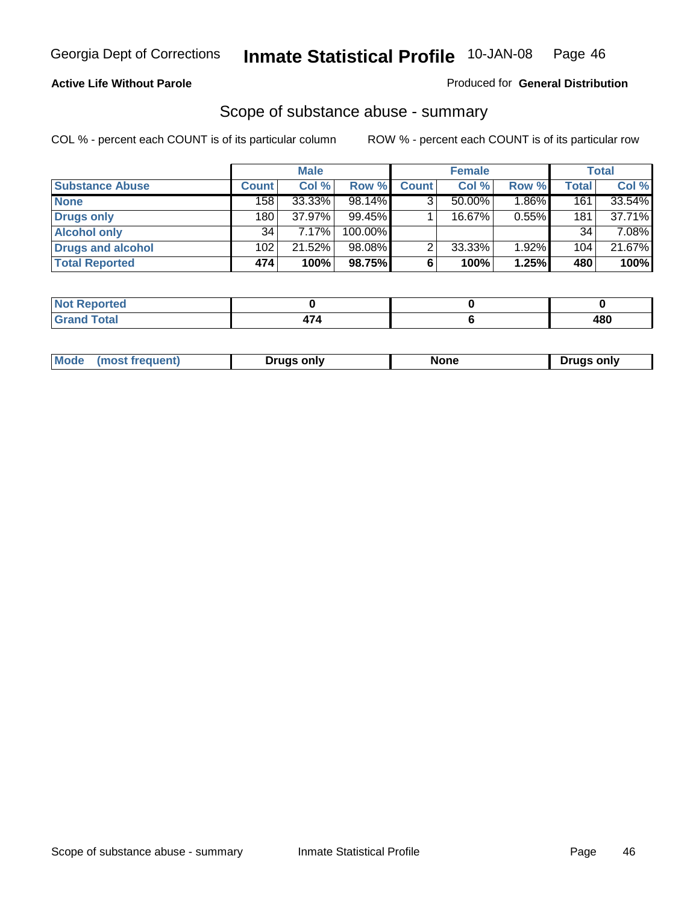**Active Life Without Parole**

Produced for **General Distribution**

## Scope of substance abuse - summary

COL % - percent each COUNT is of its particular column

ROW % - percent each COUNT is of its particular row

| | Male | | | Female | | | Total | |
|---|---|---|---|---|---|---|---|---|
| **Substance Abuse** | **Count** | **Col %** | **Row %** | **Count** | **Col %** | **Row %** | **Total** | **Col %** |
| **None** | 158 | 33.33% | 98.14% | 3 | 50.00% | 1.86% | 161 | 33.54% |
| **Drugs only** | 180 | 37.97% | 99.45% | 1 | 16.67% | 0.55% | 181 | 37.71% |
| **Alcohol only** | 34 | 7.17% | 100.00% | | | | 34 | 7.08% |
| **Drugs and alcohol** | 102 | 21.52% | 98.08% | 2 | 33.33% | 1.92% | 104 | 21.67% |
| **Total Reported** | **474** | **100%** | **98.75%** | **6** | **100%** | **1.25%** | **480** | **100%** |

| | Male | Female | Total |
|---|---|---|---|
| **Not Reported** | **0** | **0** | **0** |
| **Grand Total** | **474** | **6** | **480** |

| | Male | Female | Total |
|---|---|---|---|
| **Mode (most frequent)** | **Drugs only** | **None** | **Drugs only** |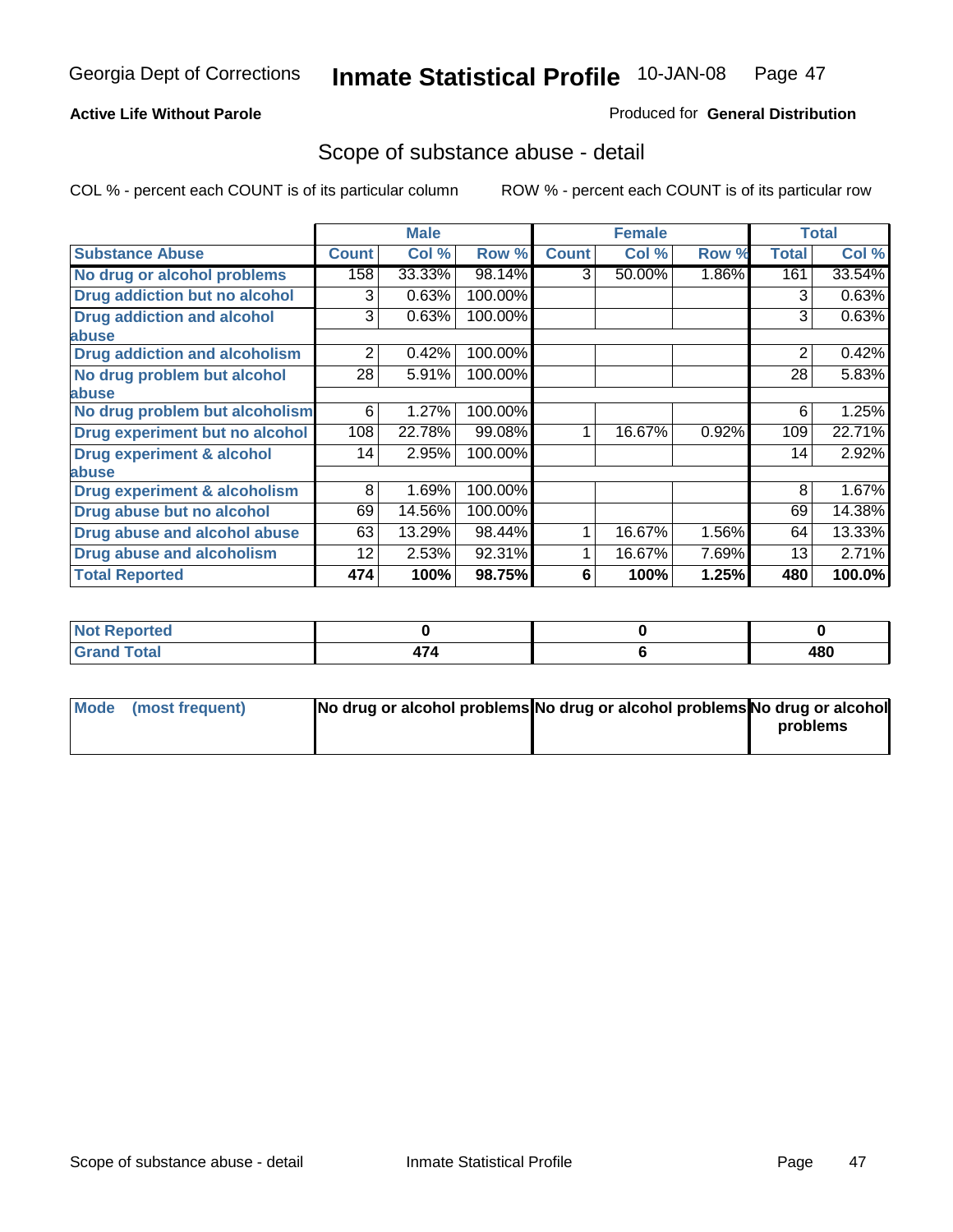Georgia Dept of Corrections **Inmate Statistical Profile** 10-JAN-08

**Active Life Without Parole**

Produced for **General Distribution**

## Scope of substance abuse - detail

COL % - percent each COUNT is of its particular column    ROW % - percent each COUNT is of its particular row

| | Male | | | Female | | | Total | |
|---|---|---|---|---|---|---|---|---|
| **Substance Abuse** | **Count** | **Col %** | **Row %** | **Count** | **Col %** | **Row %** | **Total** | **Col %** |
| **No drug or alcohol problems** | 158 | 33.33% | 98.14% | 3 | 50.00% | 1.86% | 161 | 33.54% |
| **Drug addiction but no alcohol** | 3 | 0.63% | 100.00% | | | | 3 | 0.63% |
| **Drug addiction and alcohol abuse** | 3 | 0.63% | 100.00% | | | | 3 | 0.63% |
| **Drug addiction and alcoholism** | 2 | 0.42% | 100.00% | | | | 2 | 0.42% |
| **No drug problem but alcohol abuse** | 28 | 5.91% | 100.00% | | | | 28 | 5.83% |
| **No drug problem but alcoholism** | 6 | 1.27% | 100.00% | | | | 6 | 1.25% |
| **Drug experiment but no alcohol** | 108 | 22.78% | 99.08% | 1 | 16.67% | 0.92% | 109 | 22.71% |
| **Drug experiment & alcohol abuse** | 14 | 2.95% | 100.00% | | | | 14 | 2.92% |
| **Drug experiment & alcoholism** | 8 | 1.69% | 100.00% | | | | 8 | 1.67% |
| **Drug abuse but no alcohol** | 69 | 14.56% | 100.00% | | | | 69 | 14.38% |
| **Drug abuse and alcohol abuse** | 63 | 13.29% | 98.44% | 1 | 16.67% | 1.56% | 64 | 13.33% |
| **Drug abuse and alcoholism** | 12 | 2.53% | 92.31% | 1 | 16.67% | 7.69% | 13 | 2.71% |
| **Total Reported** | **474** | **100%** | **98.75%** | **6** | **100%** | **1.25%** | **480** | **100.0%** |

| | Male | Female | Total |
|---|---|---|---|
| **Not Reported** | **0** | **0** | **0** |
| **Grand Total** | **474** | **6** | **480** |

| | Male | Female | Total |
|---|---|---|---|
| **Mode (most frequent)** | **No drug or alcohol problems** | **No drug or alcohol problems** | **No drug or alcohol problems** |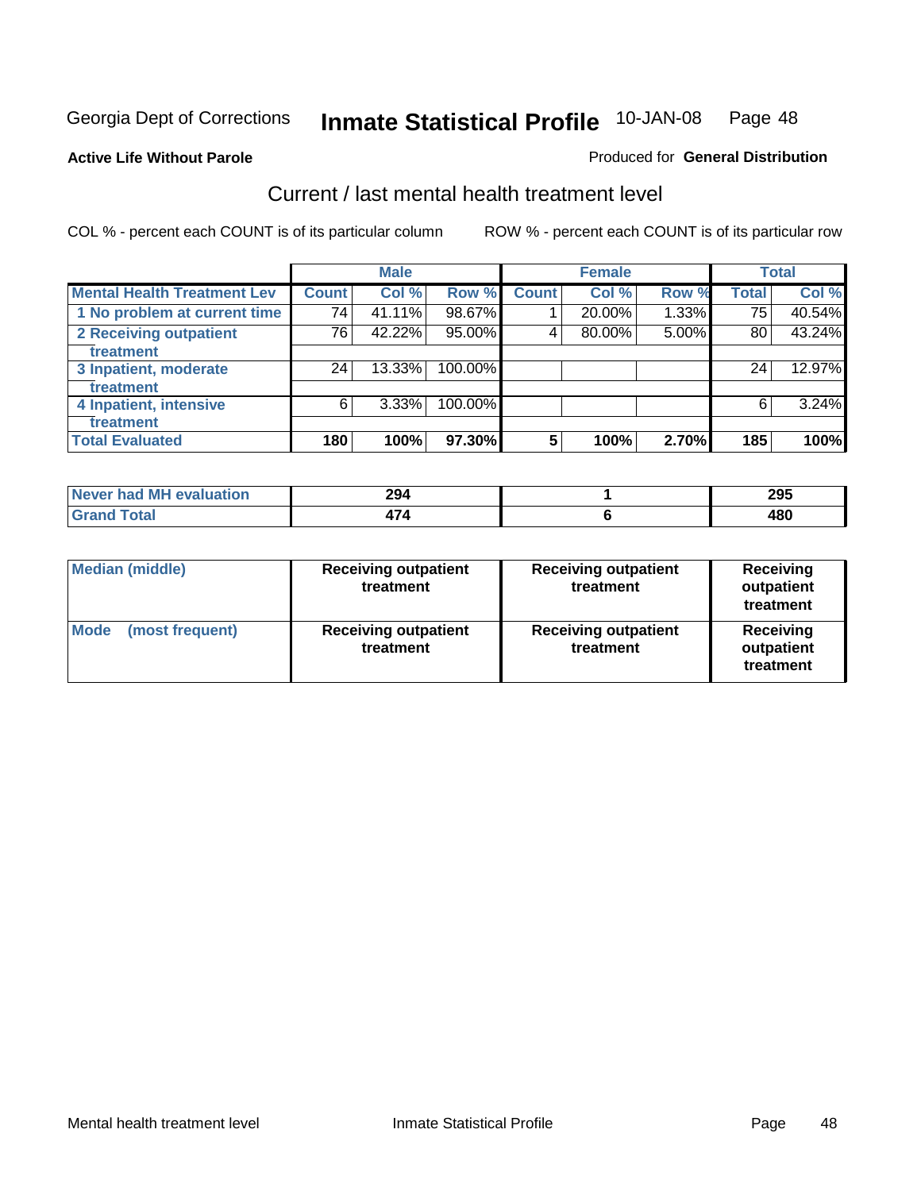Georgia Dept of Corrections **Inmate Statistical Profile** 10-JAN-08

**Active Life Without Parole**

Produced for **General Distribution**

## Current / last mental health treatment level

COL % - percent each COUNT is of its particular column    ROW % - percent each COUNT is of its particular row

| | Male | | | Female | | | Total | |
|---|---|---|---|---|---|---|---|---|
| **Mental Health Treatment Lev** | **Count** | **Col %** | **Row %** | **Count** | **Col %** | **Row %** | **Total** | **Col %** |
| 1 No problem at current time | 74 | 41.11% | 98.67% | 1 | 20.00% | 1.33% | 75 | 40.54% |
| 2 Receiving outpatient treatment | 76 | 42.22% | 95.00% | 4 | 80.00% | 5.00% | 80 | 43.24% |
| 3 Inpatient, moderate treatment | 24 | 13.33% | 100.00% | | | | 24 | 12.97% |
| 4 Inpatient, intensive treatment | 6 | 3.33% | 100.00% | | | | 6 | 3.24% |
| **Total Evaluated** | **180** | **100%** | **97.30%** | **5** | **100%** | **2.70%** | **185** | **100%** |

| | Male | Female | Total |
|---|---|---|---|
| Never had MH evaluation | 294 | 1 | 295 |
| Grand Total | 474 | 6 | 480 |

| | Male | Female | Total |
|---|---|---|---|
| Median (middle) | Receiving outpatient treatment | Receiving outpatient treatment | Receiving outpatient treatment |
| Mode (most frequent) | Receiving outpatient treatment | Receiving outpatient treatment | Receiving outpatient treatment |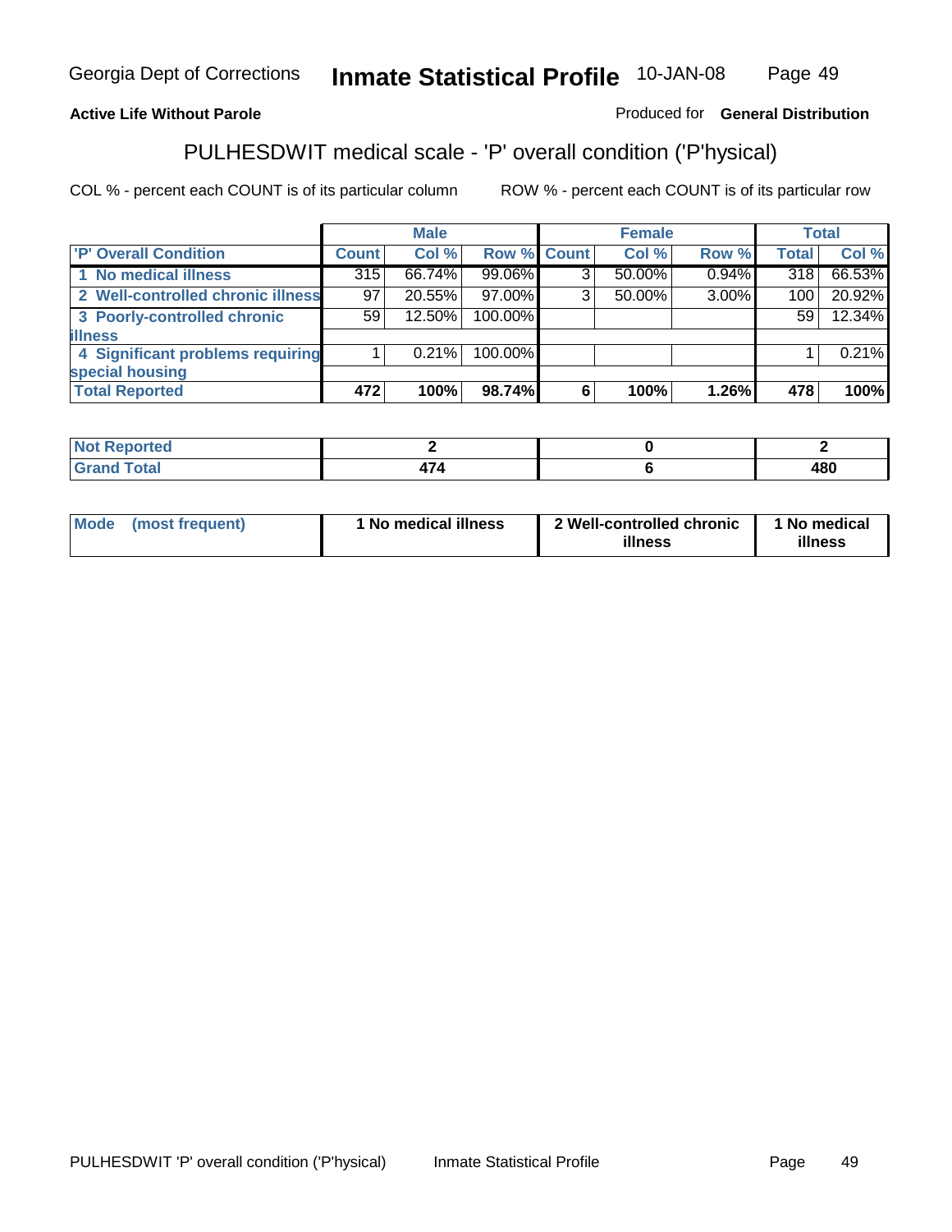Georgia Dept of Corrections **Inmate Statistical Profile** 10-JAN-08

**Active Life Without Parole** Produced for **General Distribution**

## PULHESDWIT medical scale - 'P' overall condition ('P'hysical)

COL % - percent each COUNT is of its particular column ROW % - percent each COUNT is of its particular row

| | Male | | | Female | | | Total | |
|---|---|---|---|---|---|---|---|---|
| 'P' Overall Condition | Count | Col % | Row % | Count | Col % | Row % | Total | Col % |
| 1 No medical illness | 315 | 66.74% | 99.06% | 3 | 50.00% | 0.94% | 318 | 66.53% |
| 2 Well-controlled chronic illness | 97 | 20.55% | 97.00% | 3 | 50.00% | 3.00% | 100 | 20.92% |
| 3 Poorly-controlled chronic illness | 59 | 12.50% | 100.00% | | | | 59 | 12.34% |
| 4 Significant problems requiring special housing | 1 | 0.21% | 100.00% | | | | 1 | 0.21% |
| **Total Reported** | **472** | **100%** | **98.74%** | **6** | **100%** | **1.26%** | **478** | **100%** |

| | Male | Female | Total |
|---|---|---|---|
| Not Reported | 2 | 0 | 2 |
| Grand Total | 474 | 6 | 480 |

| | Male | Female | Total |
|---|---|---|---|
| Mode (most frequent) | 1 No medical illness | 2 Well-controlled chronic illness | 1 No medical illness |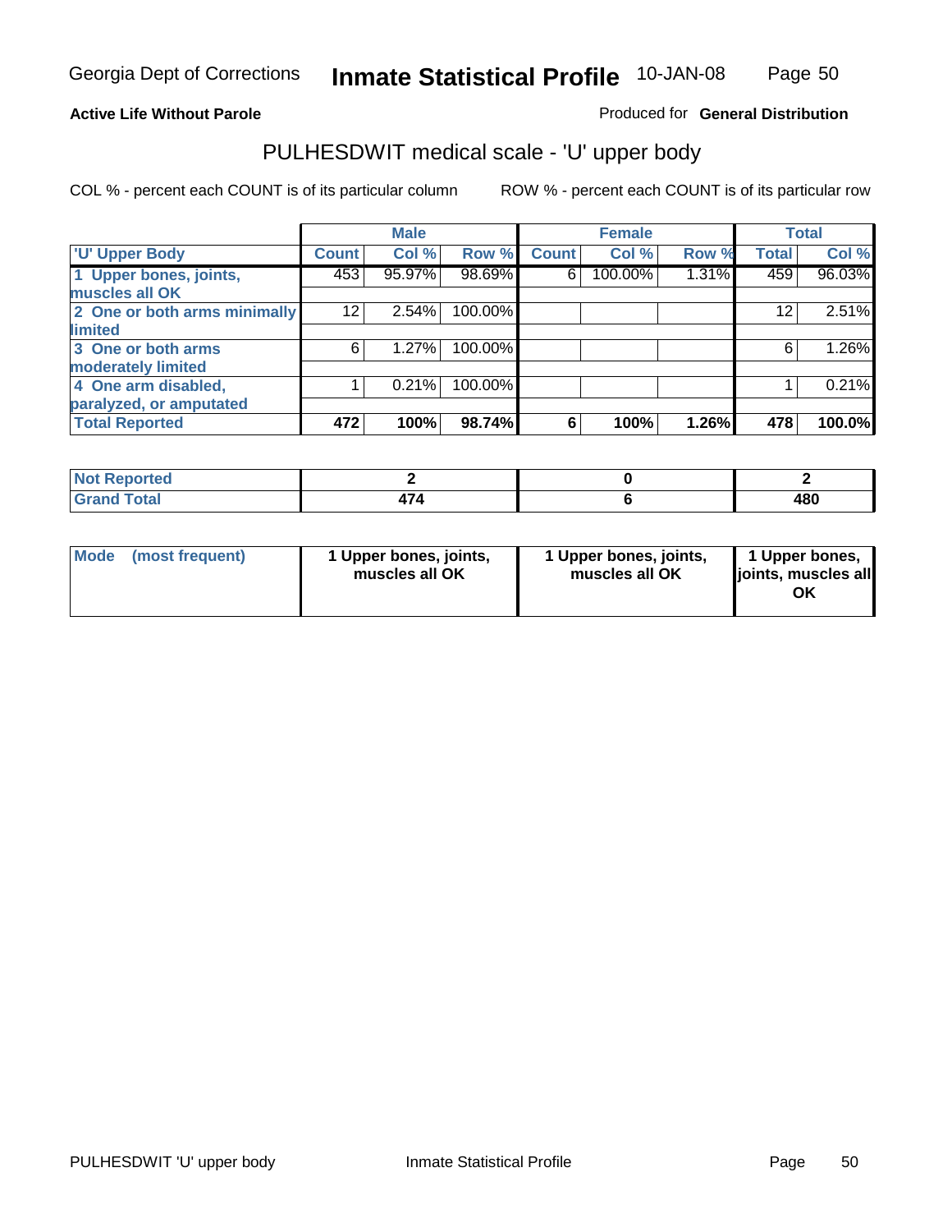Georgia Dept of Corrections **Inmate Statistical Profile** 10-JAN-08

**Active Life Without Parole**

Produced for **General Distribution**

## PULHESDWIT medical scale - 'U' upper body

COL % - percent each COUNT is of its particular column ROW % - percent each COUNT is of its particular row

| | Male | | | Female | | | Total | |
|---|---|---|---|---|---|---|---|---|
| 'U' Upper Body | Count | Col % | Row % | Count | Col % | Row % | Total | Col % |
| 1 Upper bones, joints, muscles all OK | 453 | 95.97% | 98.69% | 6 | 100.00% | 1.31% | 459 | 96.03% |
| 2 One or both arms minimally limited | 12 | 2.54% | 100.00% | | | | 12 | 2.51% |
| 3 One or both arms moderately limited | 6 | 1.27% | 100.00% | | | | 6 | 1.26% |
| 4 One arm disabled, paralyzed, or amputated | 1 | 0.21% | 100.00% | | | | 1 | 0.21% |
| **Total Reported** | **472** | **100%** | **98.74%** | **6** | **100%** | **1.26%** | **478** | **100.0%** |

| | Male | Female | Total |
|---|---|---|---|
| Not Reported | 2 | 0 | 2 |
| Grand Total | 474 | 6 | 480 |

| | Male | Female | Total |
|---|---|---|---|
| Mode (most frequent) | 1 Upper bones, joints, muscles all OK | 1 Upper bones, joints, muscles all OK | 1 Upper bones, joints, muscles all OK |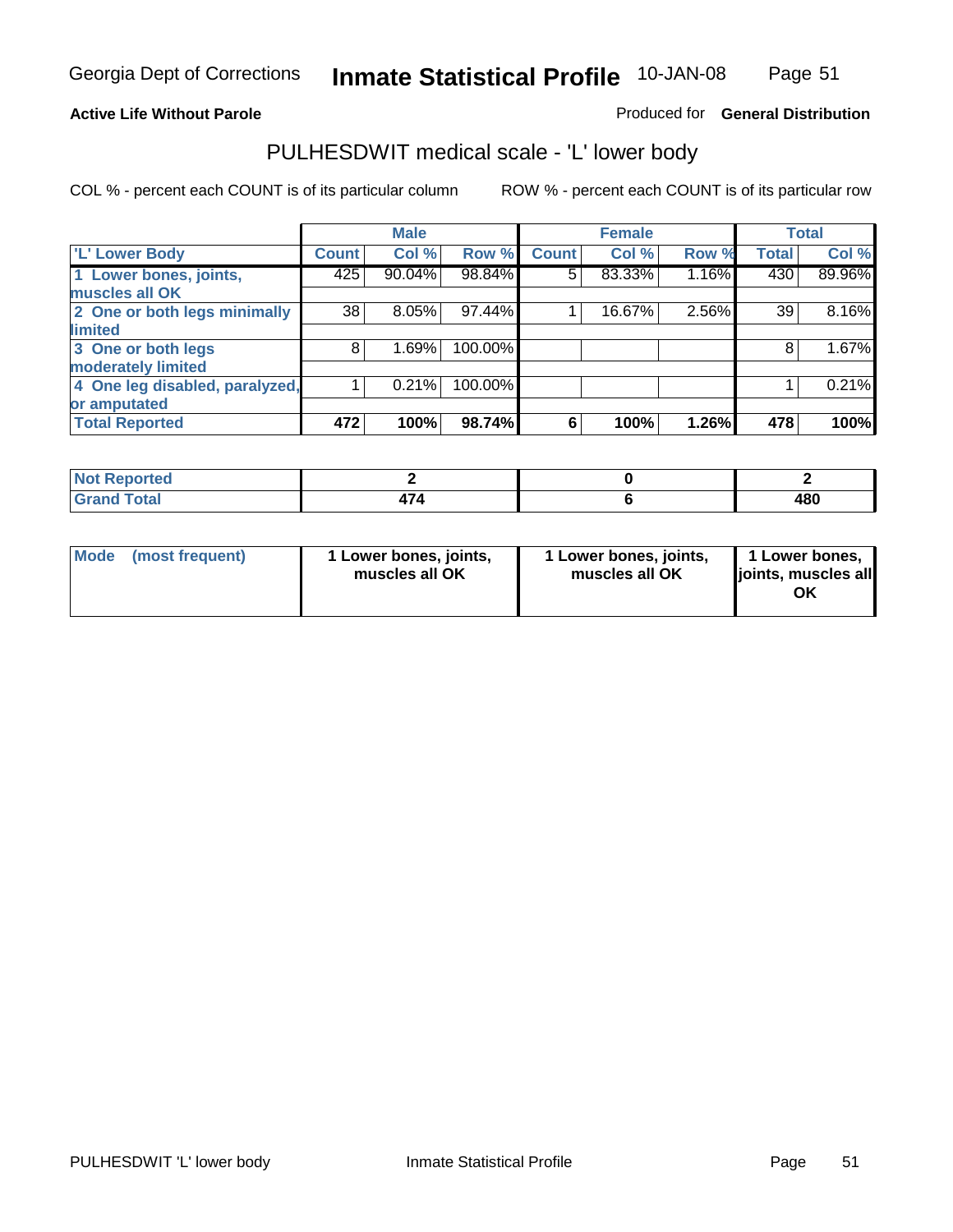Georgia Dept of Corrections **Inmate Statistical Profile** 10-JAN-08

**Active Life Without Parole**

Produced for **General Distribution**

## PULHESDWIT medical scale - 'L' lower body

COL % - percent each COUNT is of its particular column

ROW % - percent each COUNT is of its particular row

| | Male | | | Female | | | Total | |
|---|---|---|---|---|---|---|---|---|
| 'L' Lower Body | Count | Col % | Row % | Count | Col % | Row % | Total | Col % |
| 1 Lower bones, joints, muscles all OK | 425 | 90.04% | 98.84% | 5 | 83.33% | 1.16% | 430 | 89.96% |
| 2 One or both legs minimally limited | 38 | 8.05% | 97.44% | 1 | 16.67% | 2.56% | 39 | 8.16% |
| 3 One or both legs moderately limited | 8 | 1.69% | 100.00% | | | | 8 | 1.67% |
| 4 One leg disabled, paralyzed, or amputated | 1 | 0.21% | 100.00% | | | | 1 | 0.21% |
| **Total Reported** | **472** | **100%** | **98.74%** | **6** | **100%** | **1.26%** | **478** | **100%** |

| | Male | Female | Total |
|---|---|---|---|
| Not Reported | 2 | 0 | 2 |
| Grand Total | 474 | 6 | 480 |

| | Male | Female | Total |
|---|---|---|---|
| Mode (most frequent) | 1 Lower bones, joints, muscles all OK | 1 Lower bones, joints, muscles all OK | 1 Lower bones, joints, muscles all OK |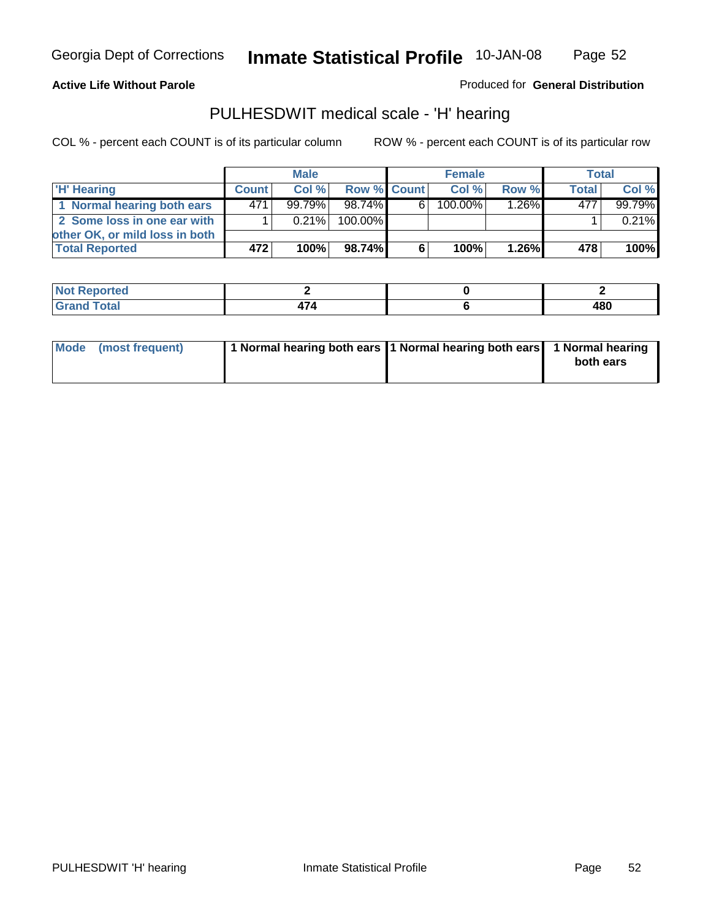**Active Life Without Parole**

Produced for **General Distribution**

## PULHESDWIT medical scale - 'H' hearing

COL % - percent each COUNT is of its particular column

ROW % - percent each COUNT is of its particular row

| | Male | | | Female | | | Total | |
|---|---|---|---|---|---|---|---|---|
| 'H' Hearing | Count | Col % | Row % | Count | Col % | Row % | Total | Col % |
| 1 Normal hearing both ears | 471 | 99.79% | 98.74% | 6 | 100.00% | 1.26% | 477 | 99.79% |
| 2 Some loss in one ear with other OK, or mild loss in both | 1 | 0.21% | 100.00% | | | | 1 | 0.21% |
| **Total Reported** | **472** | **100%** | **98.74%** | **6** | **100%** | **1.26%** | **478** | **100%** |

| | Male | Female | Total |
|---|---|---|---|
| Not Reported | 2 | 0 | 2 |
| Grand Total | 474 | 6 | 480 |

| | Male | Female | Total |
|---|---|---|---|
| Mode (most frequent) | 1 Normal hearing both ears | 1 Normal hearing both ears | 1 Normal hearing both ears |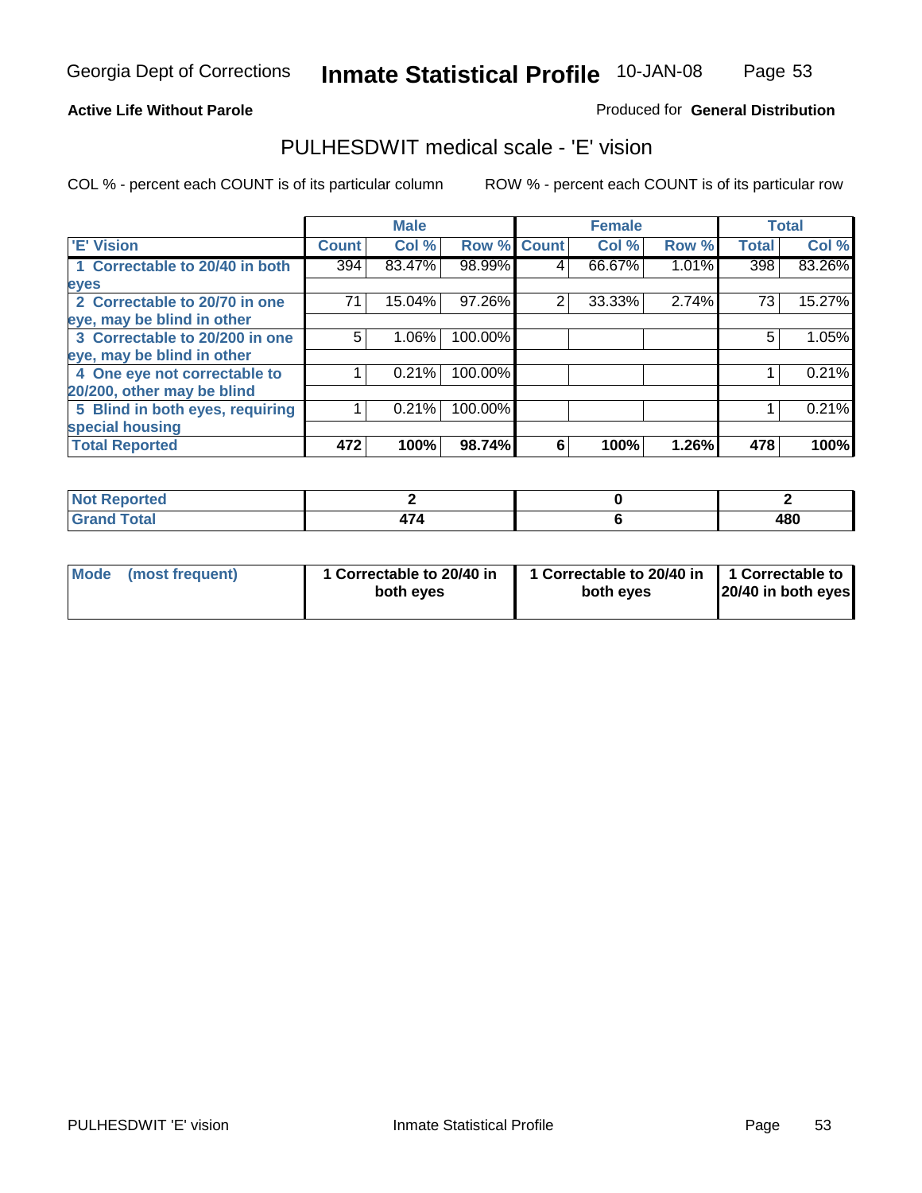Georgia Dept of Corrections **Inmate Statistical Profile** 10-JAN-08

**Active Life Without Parole**

Produced for **General Distribution**

## PULHESDWIT medical scale - 'E' vision

COL % - percent each COUNT is of its particular column

ROW % - percent each COUNT is of its particular row

| | Male | | | Female | | | Total | |
|---|---|---|---|---|---|---|---|---|
| 'E' Vision | Count | Col % | Row % | Count | Col % | Row % | Total | Col % |
| 1 Correctable to 20/40 in both eyes | 394 | 83.47% | 98.99% | 4 | 66.67% | 1.01% | 398 | 83.26% |
| 2 Correctable to 20/70 in one eye, may be blind in other | 71 | 15.04% | 97.26% | 2 | 33.33% | 2.74% | 73 | 15.27% |
| 3 Correctable to 20/200 in one eye, may be blind in other | 5 | 1.06% | 100.00% | | | | 5 | 1.05% |
| 4 One eye not correctable to 20/200, other may be blind | 1 | 0.21% | 100.00% | | | | 1 | 0.21% |
| 5 Blind in both eyes, requiring special housing | 1 | 0.21% | 100.00% | | | | 1 | 0.21% |
| **Total Reported** | **472** | **100%** | **98.74%** | **6** | **100%** | **1.26%** | **478** | **100%** |

| | Male | Female | Total |
|---|---|---|---|
| Not Reported | 2 | 0 | 2 |
| Grand Total | 474 | 6 | 480 |

| | Male | Female | Total |
|---|---|---|---|
| Mode (most frequent) | 1 Correctable to 20/40 in both eyes | 1 Correctable to 20/40 in both eyes | 1 Correctable to 20/40 in both eyes |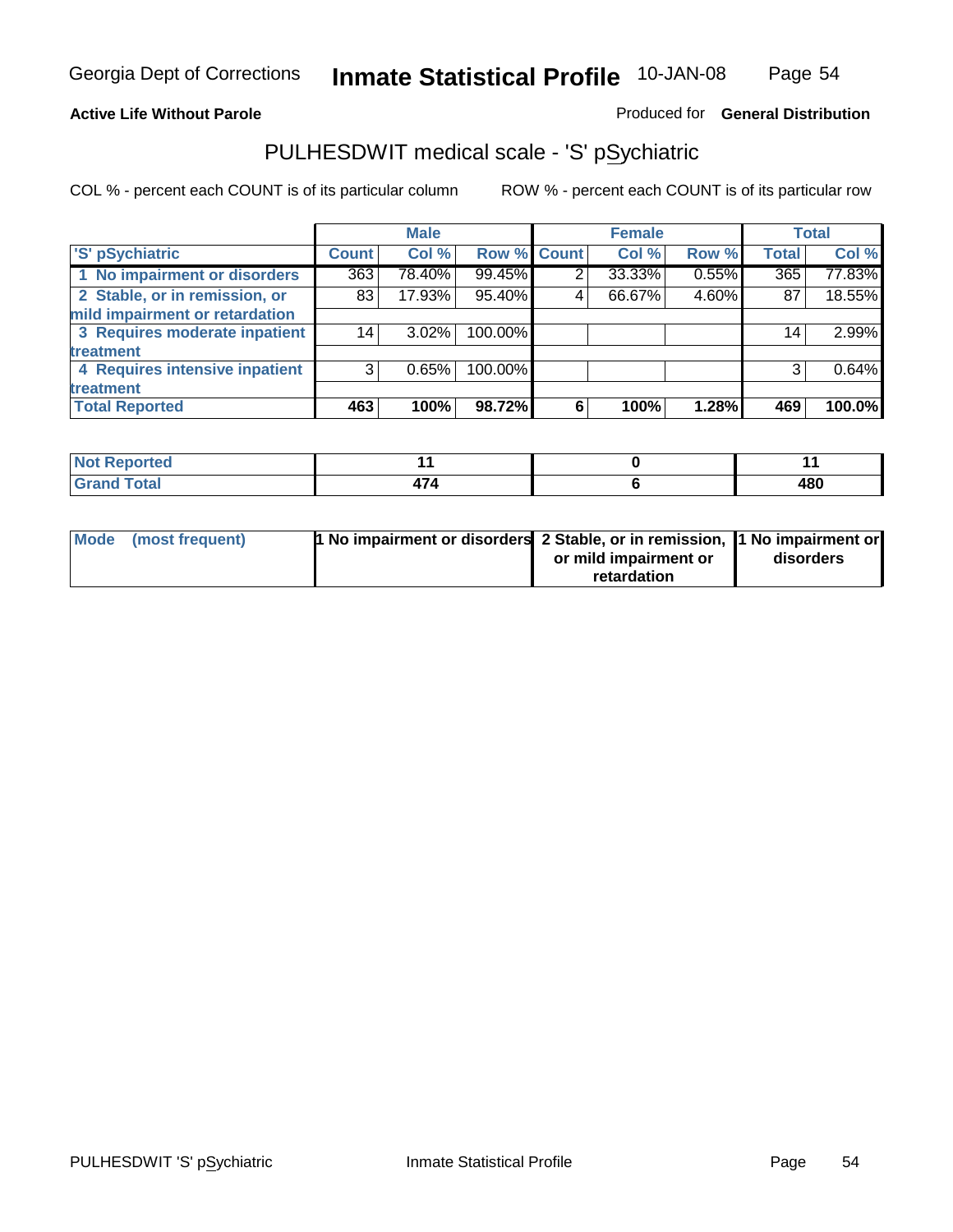**Active Life Without Parole**

Produced for **General Distribution**

## PULHESDWIT medical scale - 'S' pSychiatric

COL % - percent each COUNT is of its particular column

ROW % - percent each COUNT is of its particular row

| | Male | | | Female | | | Total | |
|---|---|---|---|---|---|---|---|---|
| 'S' pSychiatric | Count | Col % | Row % | Count | Col % | Row % | Total | Col % |
| 1 No impairment or disorders | 363 | 78.40% | 99.45% | 2 | 33.33% | 0.55% | 365 | 77.83% |
| 2 Stable, or in remission, or mild impairment or retardation | 83 | 17.93% | 95.40% | 4 | 66.67% | 4.60% | 87 | 18.55% |
| 3 Requires moderate inpatient treatment | 14 | 3.02% | 100.00% | | | | 14 | 2.99% |
| 4 Requires intensive inpatient treatment | 3 | 0.65% | 100.00% | | | | 3 | 0.64% |
| **Total Reported** | **463** | **100%** | **98.72%** | **6** | **100%** | **1.28%** | **469** | **100.0%** |

| | Male | Female | Total |
|---|---|---|---|
| Not Reported | 11 | 0 | 11 |
| Grand Total | 474 | 6 | 480 |

| | Male | Female | Total |
|---|---|---|---|
| Mode (most frequent) | 1 No impairment or disorders | 2 Stable, or in remission, or mild impairment or retardation | 1 No impairment or disorders |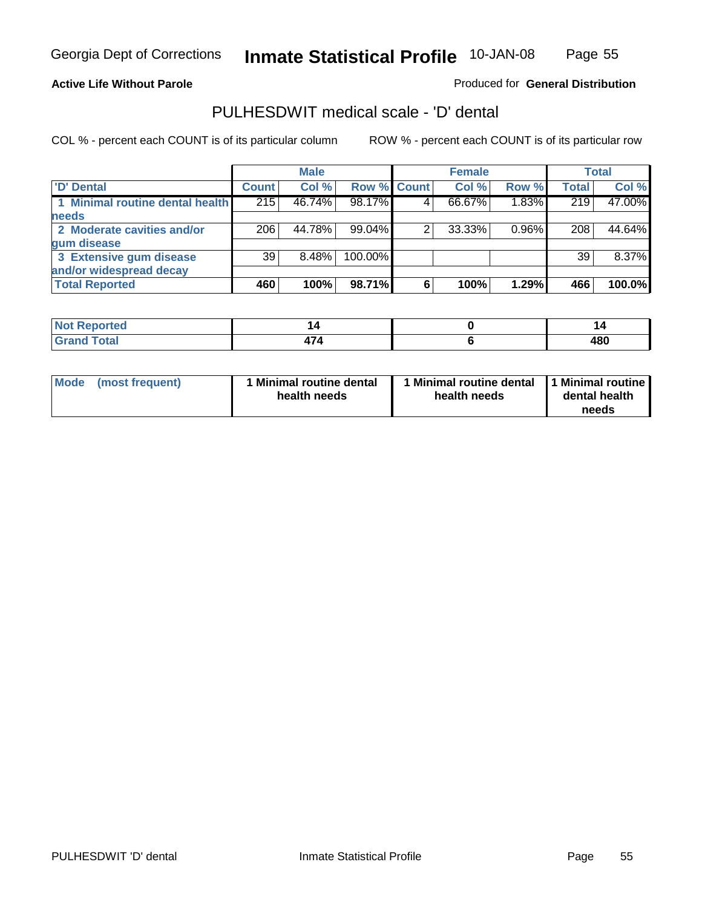Georgia Dept of Corrections **Inmate Statistical Profile** 10-JAN-08

**Active Life Without Parole**

Produced for **General Distribution**

## PULHESDWIT medical scale - 'D' dental

COL % - percent each COUNT is of its particular column ROW % - percent each COUNT is of its particular row

| | Male | | | Female | | | Total | |
|---|---|---|---|---|---|---|---|---|
| **'D' Dental** | **Count** | **Col %** | **Row %** | **Count** | **Col %** | **Row %** | **Total** | **Col %** |
| **1 Minimal routine dental health needs** | 215 | 46.74% | 98.17% | 4 | 66.67% | 1.83% | 219 | 47.00% |
| **2 Moderate cavities and/or gum disease** | 206 | 44.78% | 99.04% | 2 | 33.33% | 0.96% | 208 | 44.64% |
| **3 Extensive gum disease and/or widespread decay** | 39 | 8.48% | 100.00% | | | | 39 | 8.37% |
| **Total Reported** | **460** | **100%** | **98.71%** | **6** | **100%** | **1.29%** | **466** | **100.0%** |

| | Male | Female | Total |
|---|---|---|---|
| **Not Reported** | **14** | **0** | **14** |
| **Grand Total** | **474** | **6** | **480** |

| | Male | Female | Total |
|---|---|---|---|
| **Mode (most frequent)** | **1 Minimal routine dental health needs** | **1 Minimal routine dental health needs** | **1 Minimal routine dental health needs** |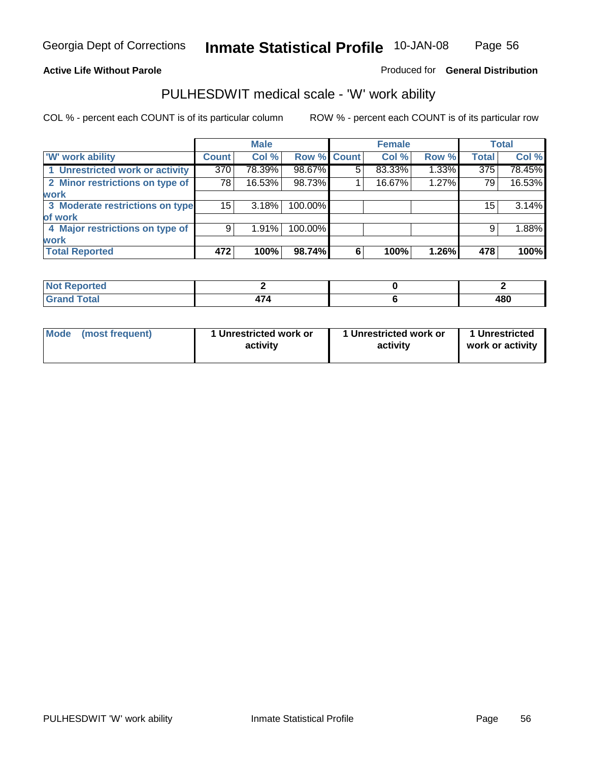Georgia Dept of Corrections **Inmate Statistical Profile** 10-JAN-08

**Active Life Without Parole**

Produced for **General Distribution**

## PULHESDWIT medical scale - 'W' work ability

COL % - percent each COUNT is of its particular column    ROW % - percent each COUNT is of its particular row

| | Male | | | Female | | | Total | |
|---|---|---|---|---|---|---|---|---|
| 'W' work ability | Count | Col % | Row % | Count | Col % | Row % | Total | Col % |
| 1 Unrestricted work or activity | 370 | 78.39% | 98.67% | 5 | 83.33% | 1.33% | 375 | 78.45% |
| 2 Minor restrictions on type of work | 78 | 16.53% | 98.73% | 1 | 16.67% | 1.27% | 79 | 16.53% |
| 3 Moderate restrictions on type of work | 15 | 3.18% | 100.00% | | | | 15 | 3.14% |
| 4 Major restrictions on type of work | 9 | 1.91% | 100.00% | | | | 9 | 1.88% |
| **Total Reported** | **472** | **100%** | **98.74%** | **6** | **100%** | **1.26%** | **478** | **100%** |

| | Male | Female | Total |
|---|---|---|---|
| Not Reported | 2 | 0 | 2 |
| Grand Total | 474 | 6 | 480 |

| | Male | Female | Total |
|---|---|---|---|
| Mode (most frequent) | 1 Unrestricted work or activity | 1 Unrestricted work or activity | 1 Unrestricted work or activity |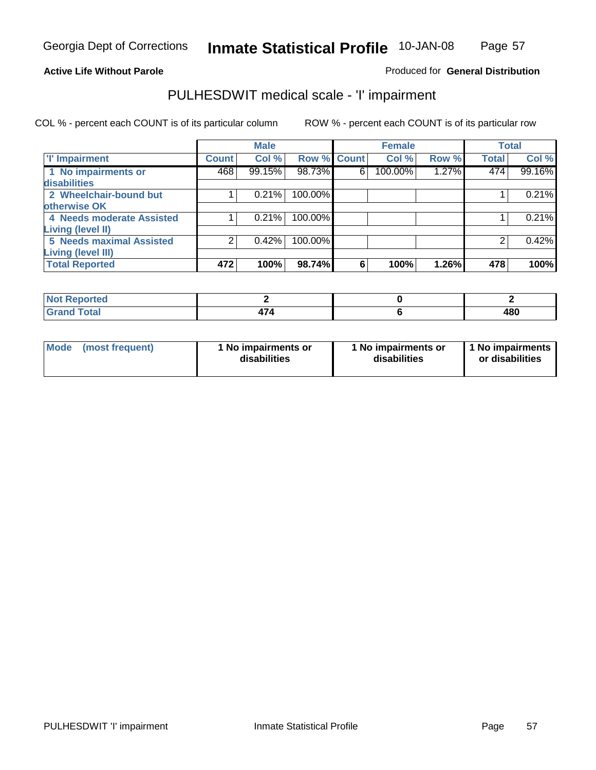Georgia Dept of Corrections **Inmate Statistical Profile** 10-JAN-08

**Active Life Without Parole**

Produced for **General Distribution**

## PULHESDWIT medical scale - 'I' impairment

COL % - percent each COUNT is of its particular column ROW % - percent each COUNT is of its particular row

| | Male | | | Female | | | Total | |
|---|---|---|---|---|---|---|---|---|
| 'I' Impairment | Count | Col % | Row % | Count | Col % | Row % | Total | Col % |
| 1 No impairments or disabilities | 468 | 99.15% | 98.73% | 6 | 100.00% | 1.27% | 474 | 99.16% |
| 2 Wheelchair-bound but otherwise OK | 1 | 0.21% | 100.00% | | | | 1 | 0.21% |
| 4 Needs moderate Assisted Living (level II) | 1 | 0.21% | 100.00% | | | | 1 | 0.21% |
| 5 Needs maximal Assisted Living (level III) | 2 | 0.42% | 100.00% | | | | 2 | 0.42% |
| **Total Reported** | **472** | **100%** | **98.74%** | **6** | **100%** | **1.26%** | **478** | **100%** |

| | Male | Female | Total |
|---|---|---|---|
| Not Reported | 2 | 0 | 2 |
| Grand Total | 474 | 6 | 480 |

| | Male | Female | Total |
|---|---|---|---|
| Mode (most frequent) | 1 No impairments or disabilities | 1 No impairments or disabilities | 1 No impairments or disabilities |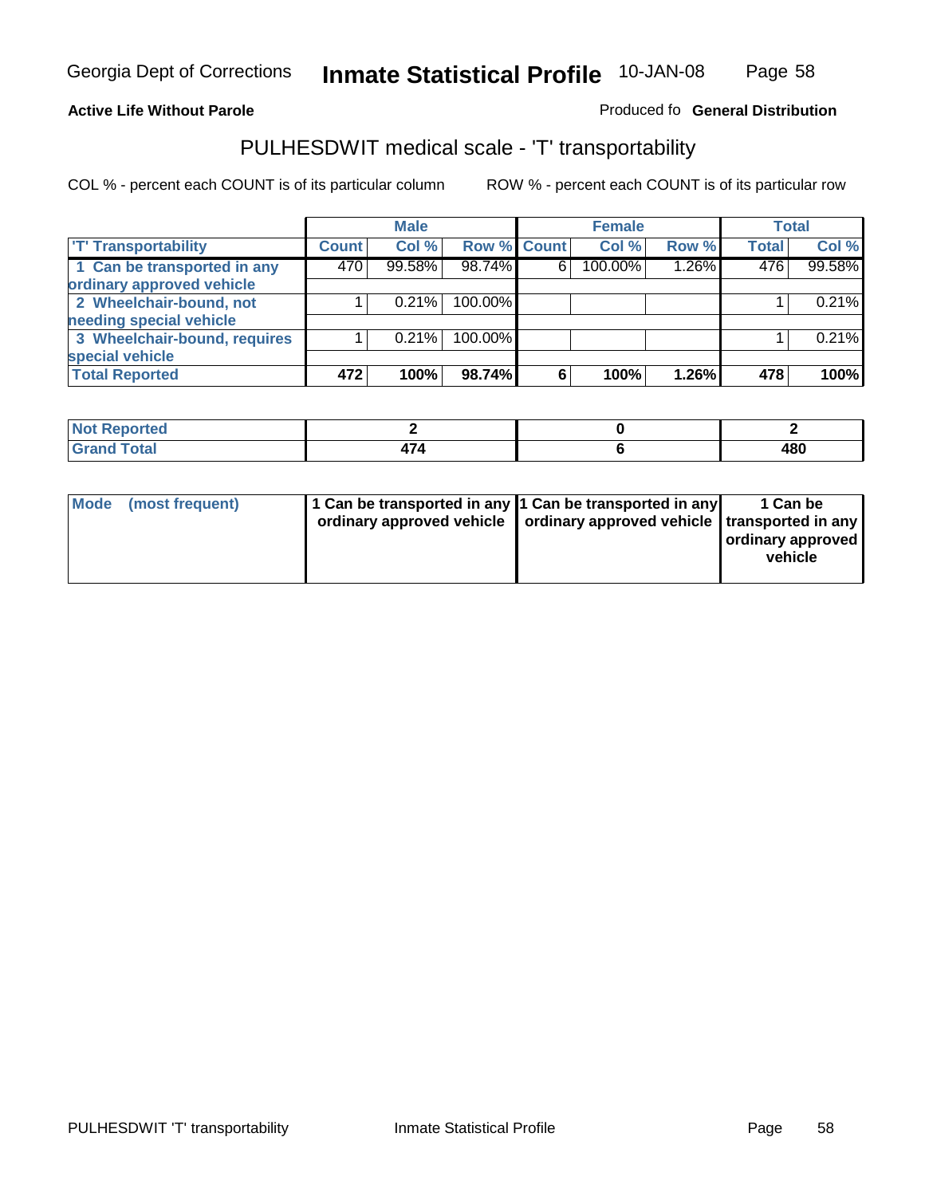**Active Life Without Parole**

Produced fo **General Distribution**

## PULHESDWIT medical scale - 'T' transportability

COL % - percent each COUNT is of its particular column ROW % - percent each COUNT is of its particular row

| | Male | | | Female | | | Total | |
|---|---|---|---|---|---|---|---|---|
| 'T' Transportability | Count | Col % | Row % | Count | Col % | Row % | Total | Col % |
| 1 Can be transported in any ordinary approved vehicle | 470 | 99.58% | 98.74% | 6 | 100.00% | 1.26% | 476 | 99.58% |
| 2 Wheelchair-bound, not needing special vehicle | 1 | 0.21% | 100.00% | | | | 1 | 0.21% |
| 3 Wheelchair-bound, requires special vehicle | 1 | 0.21% | 100.00% | | | | 1 | 0.21% |
| **Total Reported** | **472** | **100%** | **98.74%** | **6** | **100%** | **1.26%** | **478** | **100%** |

| | Male | Female | Total |
|---|---|---|---|
| Not Reported | 2 | 0 | 2 |
| Grand Total | 474 | 6 | 480 |

| | Male | Female | Total |
|---|---|---|---|
| Mode (most frequent) | 1 Can be transported in any ordinary approved vehicle | 1 Can be transported in any ordinary approved vehicle | 1 Can be transported in any ordinary approved vehicle |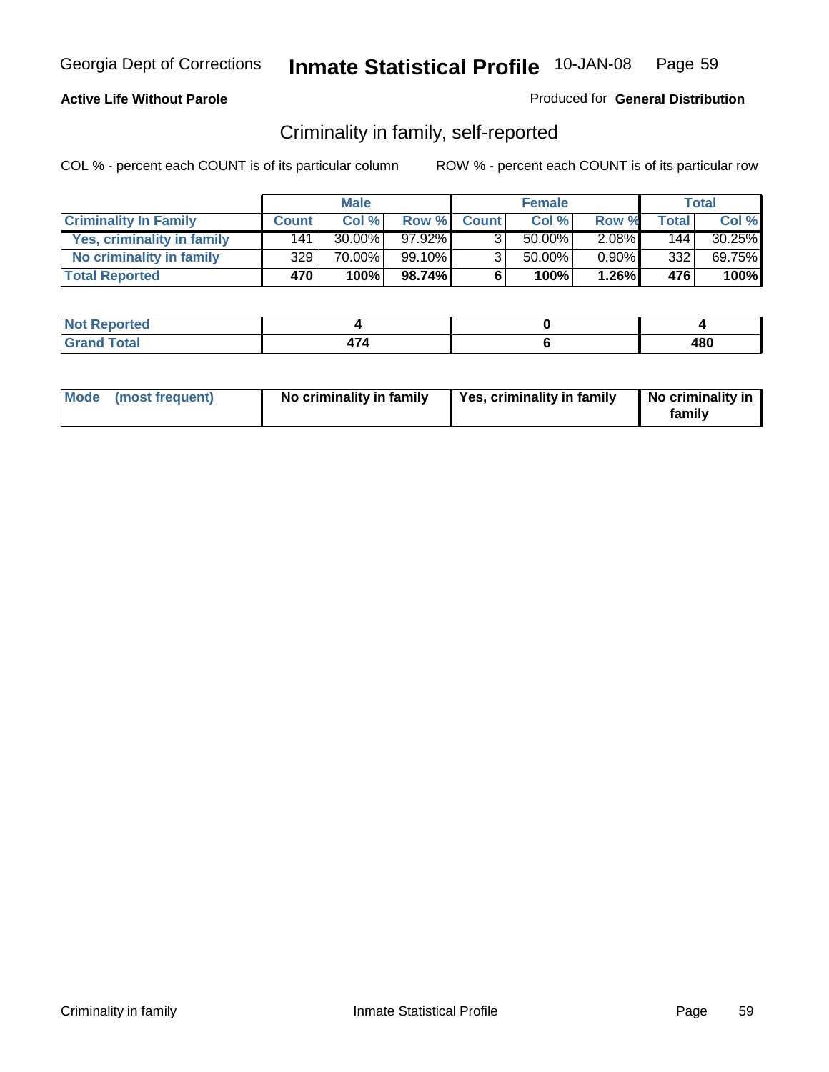Georgia Dept of Corrections **Inhmate Statistical Profile** 10-JAN-08

**Active Life Without Parole**

Produced for **General Distribution**

## Criminality in family, self-reported

COL % - percent each COUNT is of its particular column

ROW % - percent each COUNT is of its particular row

| Criminality In Family | Male | | | Female | | | Total | |
|---|---|---|---|---|---|---|---|---|
| | Count | Col % | Row % | Count | Col % | Row % | Total | Col % |
| Yes, criminality in family | 141 | 30.00% | 97.92% | 3 | 50.00% | 2.08% | 144 | 30.25% |
| No criminality in family | 329 | 70.00% | 99.10% | 3 | 50.00% | 0.90% | 332 | 69.75% |
| **Total Reported** | **470** | **100%** | **98.74%** | **6** | **100%** | **1.26%** | **476** | **100%** |

| | Male | Female | Total |
|---|---|---|---|
| Not Reported | 4 | 0 | 4 |
| Grand Total | 474 | 6 | 480 |

| Mode (most frequent) | Male | Female | Total |
|---|---|---|---|
| | No criminality in family | Yes, criminality in family | No criminality in family |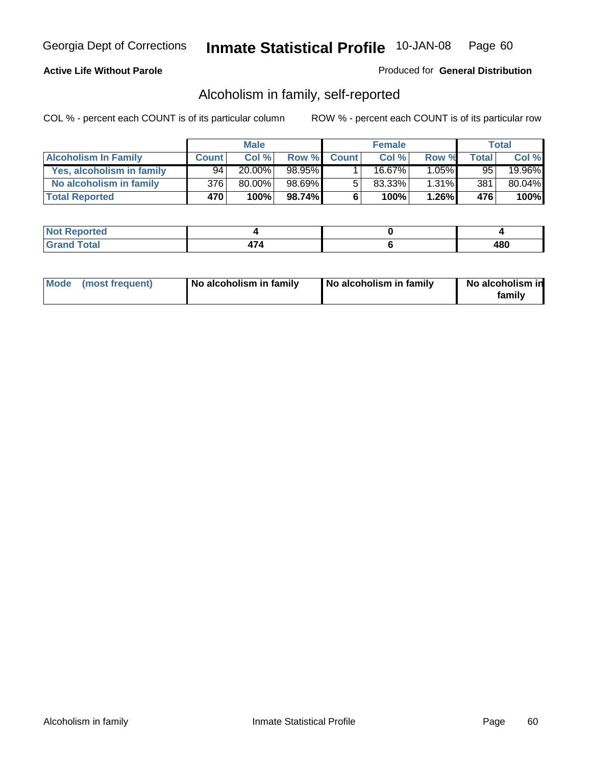Georgia Dept of Corrections **Inmate Statistical Profile** 10-JAN-08

**Active Life Without Parole**

Produced for **General Distribution**

## Alcoholism in family, self-reported

COL % - percent each COUNT is of its particular column

ROW % - percent each COUNT is of its particular row

| | Male | | | Female | | | Total | |
|---|---|---|---|---|---|---|---|---|
| **Alcoholism In Family** | **Count** | **Col %** | **Row %** | **Count** | **Col %** | **Row %** | **Total** | **Col %** |
| **Yes, alcoholism in family** | 94 | 20.00% | 98.95% | 1 | 16.67% | 1.05% | 95 | 19.96% |
| **No alcoholism in family** | 376 | 80.00% | 98.69% | 5 | 83.33% | 1.31% | 381 | 80.04% |
| **Total Reported** | **470** | **100%** | **98.74%** | **6** | **100%** | **1.26%** | **476** | **100%** |

| | Male | Female | Total |
|---|---|---|---|
| **Not Reported** | **4** | **0** | **4** |
| **Grand Total** | **474** | **6** | **480** |

| | Male | Female | Total |
|---|---|---|---|
| **Mode (most frequent)** | **No alcoholism in family** | **No alcoholism in family** | **No alcoholism in family** |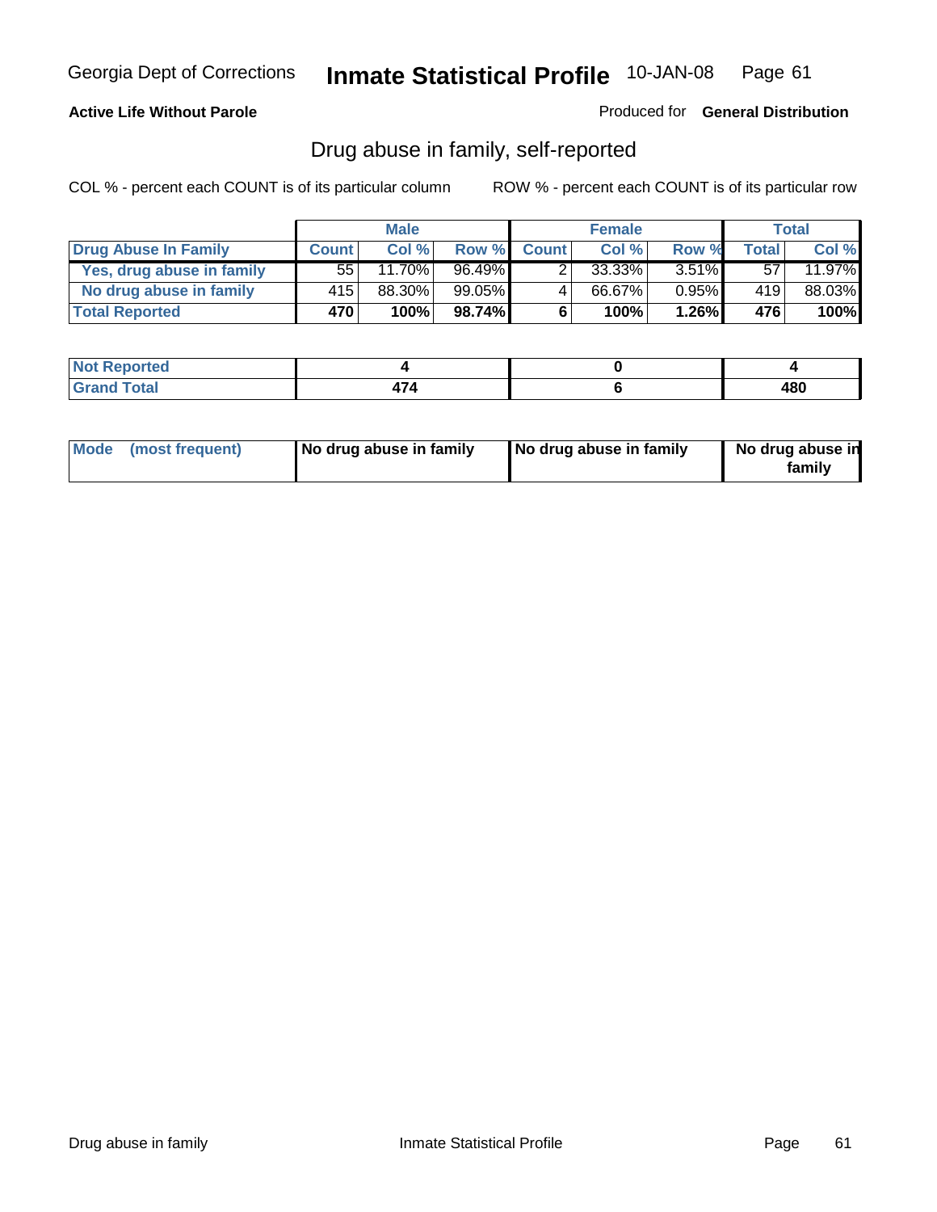Georgia Dept of Corrections **Inmate Statistical Profile** 10-JAN-08

**Active Life Without Parole**

Produced for **General Distribution**

## Drug abuse in family, self-reported

COL % - percent each COUNT is of its particular column ROW % - percent each COUNT is of its particular row

| | Male | | | Female | | | Total | |
|---|---|---|---|---|---|---|---|---|
| **Drug Abuse In Family** | **Count** | **Col %** | **Row %** | **Count** | **Col %** | **Row %** | **Total** | **Col %** |
| **Yes, drug abuse in family** | 55 | 11.70% | 96.49% | 2 | 33.33% | 3.51% | 57 | 11.97% |
| **No drug abuse in family** | 415 | 88.30% | 99.05% | 4 | 66.67% | 0.95% | 419 | 88.03% |
| **Total Reported** | **470** | **100%** | **98.74%** | **6** | **100%** | **1.26%** | **476** | **100%** |

| | Male | Female | Total |
|---|---|---|---|
| **Not Reported** | **4** | **0** | **4** |
| **Grand Total** | **474** | **6** | **480** |

| | Male | Female | Total |
|---|---|---|---|
| **Mode (most frequent)** | **No drug abuse in family** | **No drug abuse in family** | **No drug abuse in family** |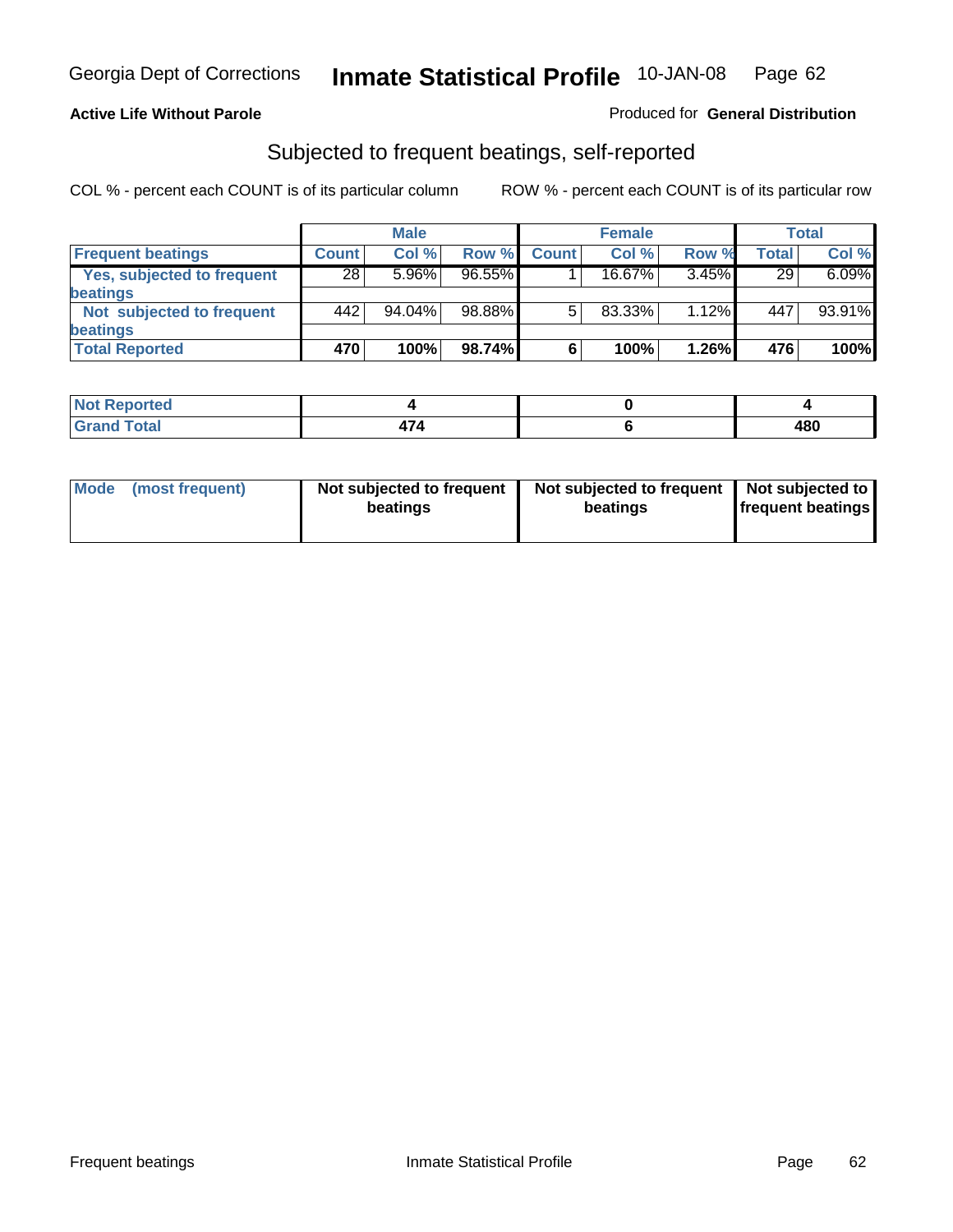**Active Life Without Parole** Produced for **General Distribution**

## Subjected to frequent beatings, self-reported

COL % - percent each COUNT is of its particular column ROW % - percent each COUNT is of its particular row

| | Male | | | Female | | | Total | |
|---|---|---|---|---|---|---|---|---|
| **Frequent beatings** | **Count** | **Col %** | **Row %** | **Count** | **Col %** | **Row %** | **Total** | **Col %** |
| **Yes, subjected to frequent beatings** | 28 | 5.96% | 96.55% | 1 | 16.67% | 3.45% | 29 | 6.09% |
| **Not subjected to frequent beatings** | 442 | 94.04% | 98.88% | 5 | 83.33% | 1.12% | 447 | 93.91% |
| **Total Reported** | **470** | **100%** | **98.74%** | **6** | **100%** | **1.26%** | **476** | **100%** |

| | Male | Female | Total |
|---|---|---|---|
| **Not Reported** | **4** | **0** | **4** |
| **Grand Total** | **474** | **6** | **480** |

| | Male | Female | Total |
|---|---|---|---|
| **Mode (most frequent)** | **Not subjected to frequent beatings** | **Not subjected to frequent beatings** | **Not subjected to frequent beatings** |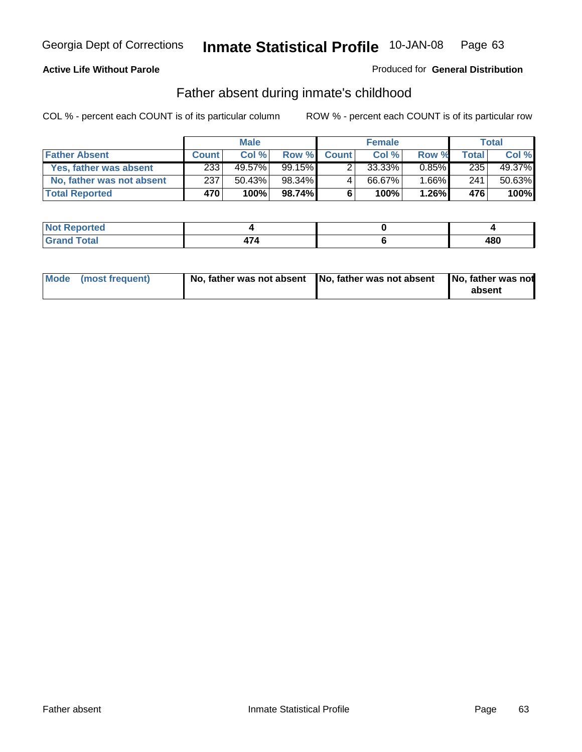Georgia Dept of Corrections **Inmate Statistical Profile** 10-JAN-08

**Active Life Without Parole**

Produced for **General Distribution**

## Father absent during inmate's childhood

COL % - percent each COUNT is of its particular column    ROW % - percent each COUNT is of its particular row

| | Male | | | Female | | | Total | |
|---|---|---|---|---|---|---|---|---|
| **Father Absent** | **Count** | **Col %** | **Row %** | **Count** | **Col %** | **Row %** | **Total** | **Col %** |
| **Yes, father was absent** | 233 | 49.57% | 99.15% | 2 | 33.33% | 0.85% | 235 | 49.37% |
| **No, father was not absent** | 237 | 50.43% | 98.34% | 4 | 66.67% | 1.66% | 241 | 50.63% |
| **Total Reported** | **470** | **100%** | **98.74%** | **6** | **100%** | **1.26%** | **476** | **100%** |

| | Male | Female | Total |
|---|---|---|---|
| **Not Reported** | **4** | **0** | **4** |
| **Grand Total** | **474** | **6** | **480** |

| | Male | Female | Total |
|---|---|---|---|
| **Mode (most frequent)** | **No, father was not absent** | **No, father was not absent** | **No, father was not absent** |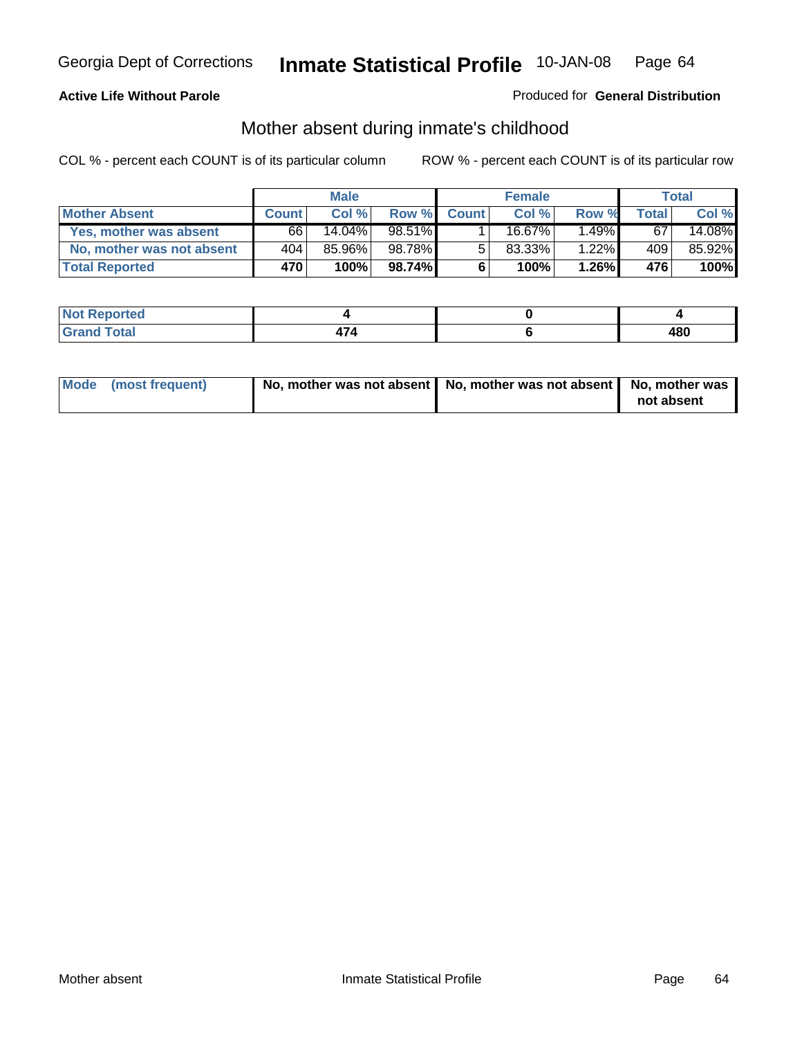Georgia Dept of Corrections **Inmate Statistical Profile** 10-JAN-08

**Active Life Without Parole**

Produced for **General Distribution**

## Mother absent during inmate's childhood

COL % - percent each COUNT is of its particular column    ROW % - percent each COUNT is of its particular row

| | Male | | | Female | | | Total | |
|---|---|---|---|---|---|---|---|---|
| **Mother Absent** | **Count** | **Col %** | **Row %** | **Count** | **Col %** | **Row %** | **Total** | **Col %** |
| **Yes, mother was absent** | 66 | 14.04% | 98.51% | 1 | 16.67% | 1.49% | 67 | 14.08% |
| **No, mother was not absent** | 404 | 85.96% | 98.78% | 5 | 83.33% | 1.22% | 409 | 85.92% |
| **Total Reported** | **470** | **100%** | **98.74%** | **6** | **100%** | **1.26%** | **476** | **100%** |

| | Male | Female | Total |
|---|---|---|---|
| **Not Reported** | **4** | **0** | **4** |
| **Grand Total** | **474** | **6** | **480** |

| | Male | Female | Total |
|---|---|---|---|
| **Mode (most frequent)** | **No, mother was not absent** | **No, mother was not absent** | **No, mother was not absent** |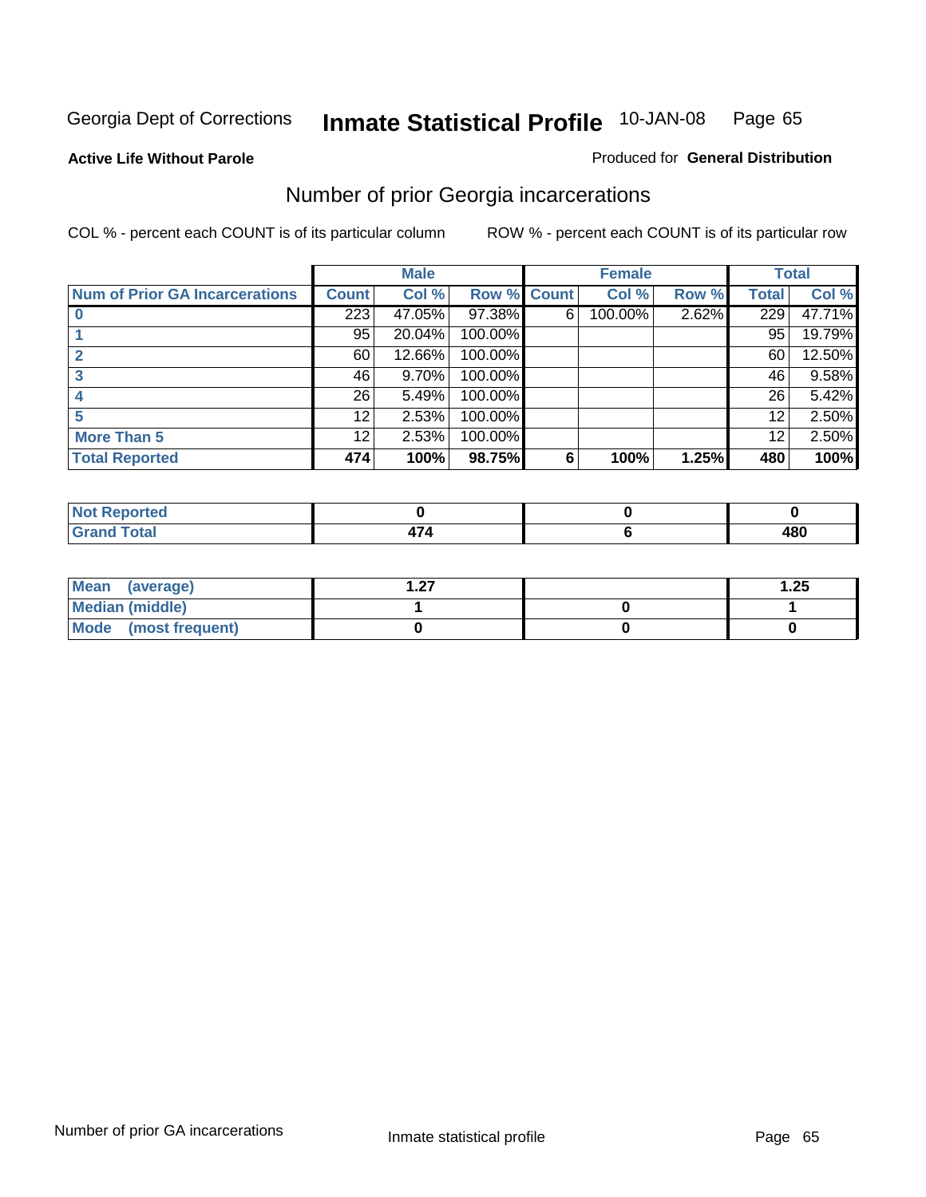Georgia Dept of Corrections **Inmate Statistical Profile** 10-JAN-08

**Active Life Without Parole**

Produced for **General Distribution**

## Number of prior Georgia incarcerations

COL % - percent each COUNT is of its particular column

ROW % - percent each COUNT is of its particular row

| | Male | | | Female | | | Total | |
|---|---|---|---|---|---|---|---|---|
| **Num of Prior GA Incarcerations** | **Count** | **Col %** | **Row %** | **Count** | **Col %** | **Row %** | **Total** | **Col %** |
| **0** | 223 | 47.05% | 97.38% | 6 | 100.00% | 2.62% | 229 | 47.71% |
| **1** | 95 | 20.04% | 100.00% | | | | 95 | 19.79% |
| **2** | 60 | 12.66% | 100.00% | | | | 60 | 12.50% |
| **3** | 46 | 9.70% | 100.00% | | | | 46 | 9.58% |
| **4** | 26 | 5.49% | 100.00% | | | | 26 | 5.42% |
| **5** | 12 | 2.53% | 100.00% | | | | 12 | 2.50% |
| **More Than 5** | 12 | 2.53% | 100.00% | | | | 12 | 2.50% |
| **Total Reported** | **474** | **100%** | **98.75%** | **6** | **100%** | **1.25%** | **480** | **100%** |

| | Male | Female | Total |
|---|---|---|---|
| **Not Reported** | **0** | **0** | **0** |
| **Grand Total** | **474** | **6** | **480** |

| | Male | Female | Total |
|---|---|---|---|
| **Mean (average)** | **1.27** | | **1.25** |
| **Median (middle)** | **1** | **0** | **1** |
| **Mode (most frequent)** | **0** | **0** | **0** |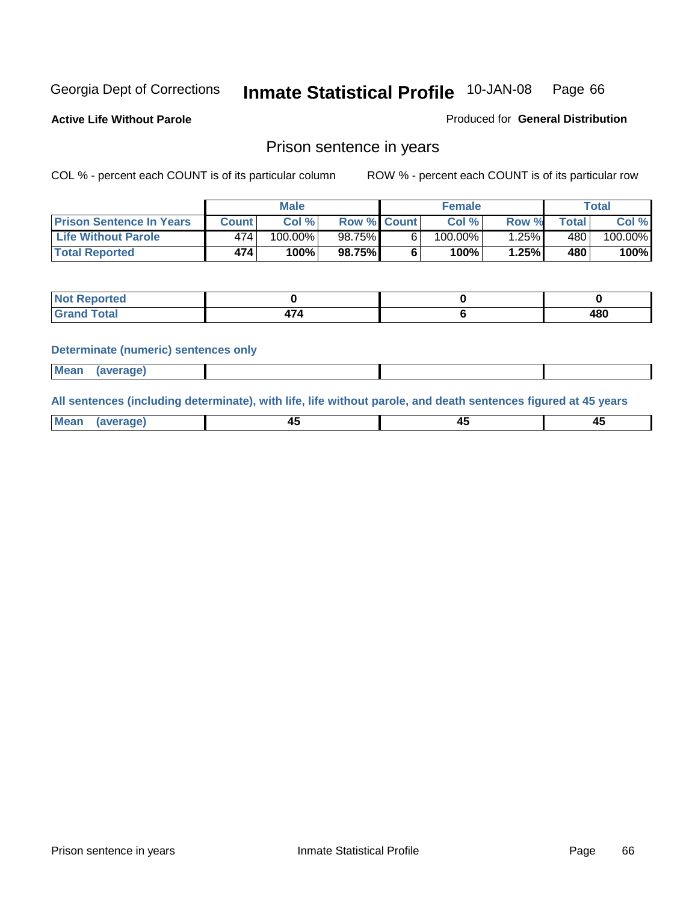Georgia Dept of Corrections **Inmate Statistical Profile** 10-JAN-08

**Active Life Without Parole**

Produced for **General Distribution**

## Prison sentence in years

COL % - percent each COUNT is of its particular column

ROW % - percent each COUNT is of its particular row

| | Male | | | Female | | | Total | |
|---|---|---|---|---|---|---|---|---|
| **Prison Sentence In Years** | **Count** | **Col %** | **Row %** | **Count** | **Col %** | **Row %** | **Total** | **Col %** |
| **Life Without Parole** | 474 | 100.00% | 98.75% | 6 | 100.00% | 1.25% | 480 | 100.00% |
| **Total Reported** | **474** | **100%** | **98.75%** | **6** | **100%** | **1.25%** | **480** | **100%** |

| | Male | Female | Total |
|---|---|---|---|
| **Not Reported** | **0** | **0** | **0** |
| **Grand Total** | **474** | **6** | **480** |

**Determinate (numeric) sentences only**

| | Male | Female | Total |
|---|---|---|---|
| **Mean (average)** | | | |

**All sentences (including determinate), with life, life without parole, and death sentences figured at 45 years**

| | Male | Female | Total |
|---|---|---|---|
| **Mean (average)** | **45** | **45** | **45** |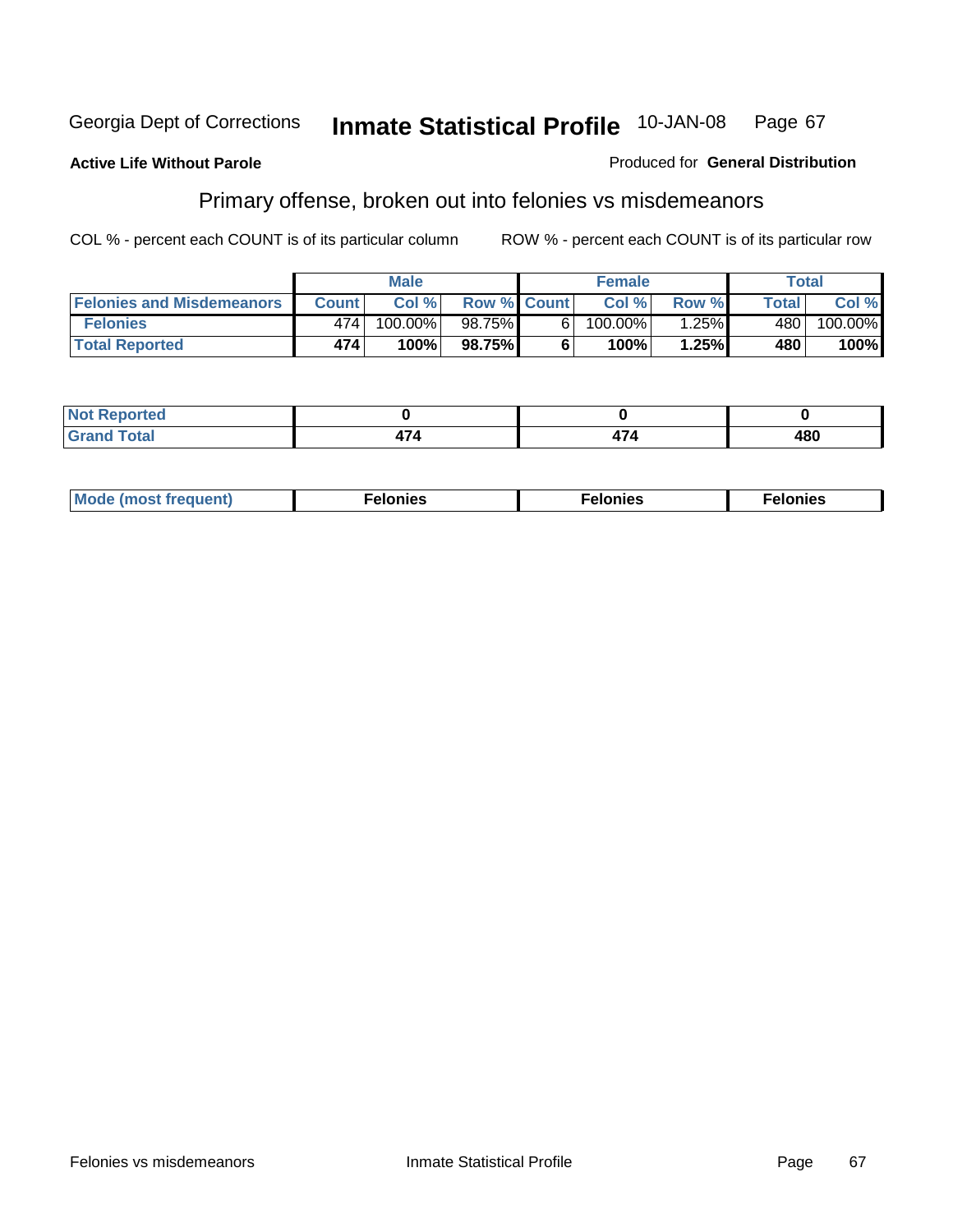Georgia Dept of Corrections **Inmate Statistical Profile** 10-JAN-08

**Active Life Without Parole**

Produced for **General Distribution**

## Primary offense, broken out into felonies vs misdemeanors

COL % - percent each COUNT is of its particular column

ROW % - percent each COUNT is of its particular row

| | Male | | | Female | | | Total | |
|---|---|---|---|---|---|---|---|---|
| **Felonies and Misdemeanors** | **Count** | **Col %** | **Row %** | **Count** | **Col %** | **Row %** | **Total** | **Col %** |
| **Felonies** | 474 | 100.00% | 98.75% | 6 | 100.00% | 1.25% | 480 | 100.00% |
| **Total Reported** | **474** | **100%** | **98.75%** | **6** | **100%** | **1.25%** | **480** | **100%** |

| | Male | Female | Total |
|---|---|---|---|
| **Not Reported** | **0** | **0** | **0** |
| **Grand Total** | **474** | **474** | **480** |

| | Male | Female | Total |
|---|---|---|---|
| **Mode (most frequent)** | **Felonies** | **Felonies** | **Felonies** |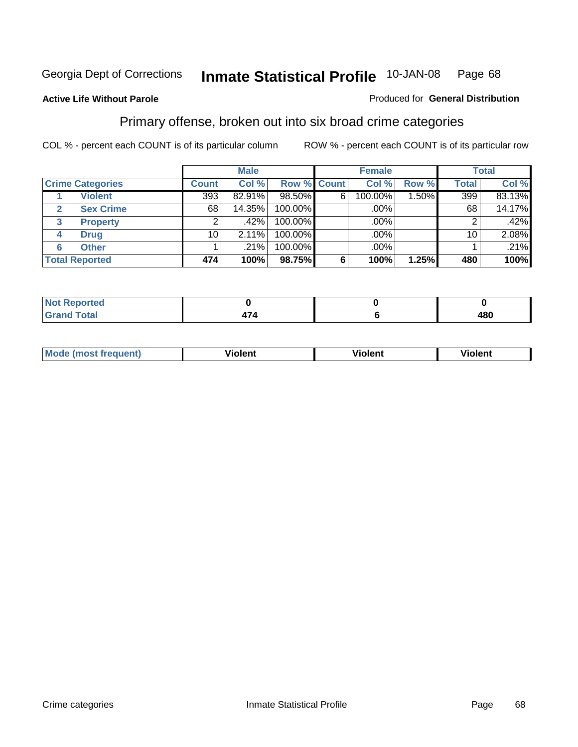Georgia Dept of Corrections **Inmate Statistical Profile** 10-JAN-08 Page 68

**Active Life Without Parole**

Produced for **General Distribution**

## Primary offense, broken out into six broad crime categories

COL % - percent each COUNT is of its particular column

ROW % - percent each COUNT is of its particular row

| | | Male | | | Female | | | Total | |
|---|---|---|---|---|---|---|---|---|---|
| Crime Categories | | Count | Col % | Row % | Count | Col % | Row % | Total | Col % |
| 1 | Violent | 393 | 82.91% | 98.50% | 6 | 100.00% | 1.50% | 399 | 83.13% |
| 2 | Sex Crime | 68 | 14.35% | 100.00% | | .00% | | 68 | 14.17% |
| 3 | Property | 2 | .42% | 100.00% | | .00% | | 2 | .42% |
| 4 | Drug | 10 | 2.11% | 100.00% | | .00% | | 10 | 2.08% |
| 6 | Other | 1 | .21% | 100.00% | | .00% | | 1 | .21% |
| Total Reported | | 474 | 100% | 98.75% | 6 | 100% | 1.25% | 480 | 100% |

| | Male | Female | Total |
|---|---|---|---|
| Not Reported | 0 | 0 | 0 |
| Grand Total | 474 | 6 | 480 |

| | Male | Female | Total |
|---|---|---|---|
| Mode (most frequent) | Violent | Violent | Violent |

Crime categories Inmate Statistical Profile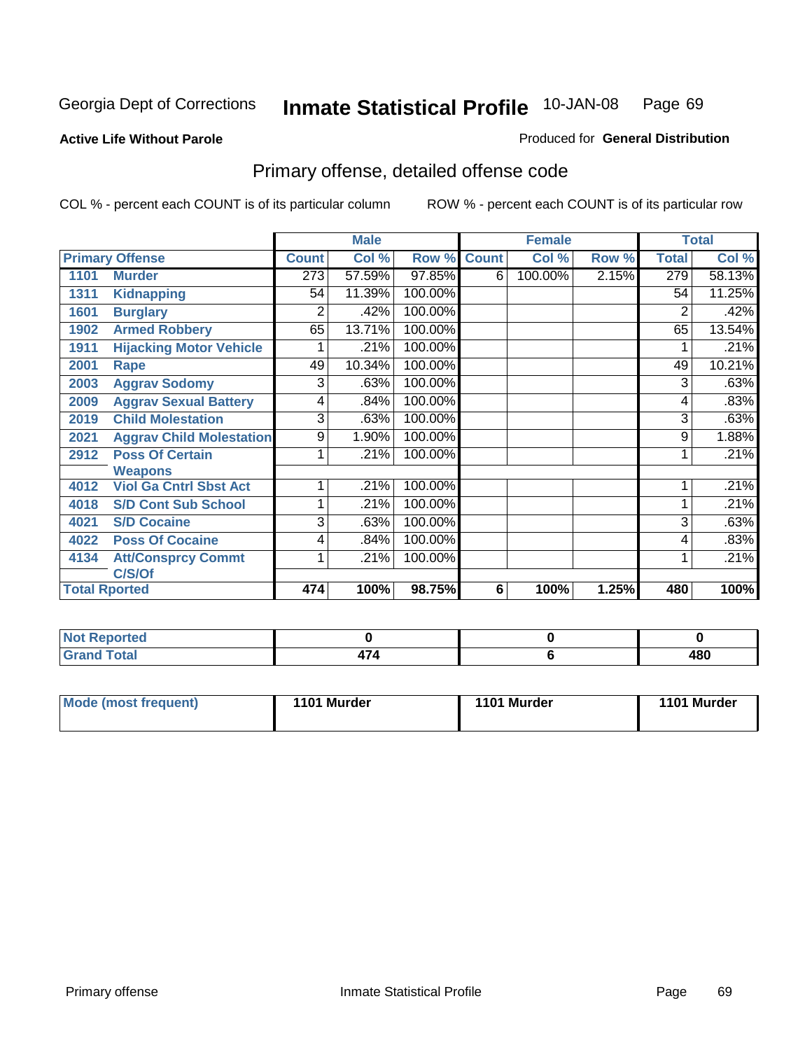Georgia Dept of Corrections **Inmate Statistical Profile** 10-JAN-08

**Active Life Without Parole**

Produced for **General Distribution**

## Primary offense, detailed offense code

COL % - percent each COUNT is of its particular column

ROW % - percent each COUNT is of its particular row

| Primary Offense | | Male | | | Female | | | Total | |
|---|---|---|---|---|---|---|---|---|---|
| | | Count | Col % | Row % | Count | Col % | Row % | Total | Col % |
| 1101 | Murder | 273 | 57.59% | 97.85% | 6 | 100.00% | 2.15% | 279 | 58.13% |
| 1311 | Kidnapping | 54 | 11.39% | 100.00% | | | | 54 | 11.25% |
| 1601 | Burglary | 2 | .42% | 100.00% | | | | 2 | .42% |
| 1902 | Armed Robbery | 65 | 13.71% | 100.00% | | | | 65 | 13.54% |
| 1911 | Hijacking Motor Vehicle | 1 | .21% | 100.00% | | | | 1 | .21% |
| 2001 | Rape | 49 | 10.34% | 100.00% | | | | 49 | 10.21% |
| 2003 | Aggrav Sodomy | 3 | .63% | 100.00% | | | | 3 | .63% |
| 2009 | Aggrav Sexual Battery | 4 | .84% | 100.00% | | | | 4 | .83% |
| 2019 | Child Molestation | 3 | .63% | 100.00% | | | | 3 | .63% |
| 2021 | Aggrav Child Molestation | 9 | 1.90% | 100.00% | | | | 9 | 1.88% |
| 2912 | Poss Of Certain Weapons | 1 | .21% | 100.00% | | | | 1 | .21% |
| 4012 | Viol Ga Cntrl Sbst Act | 1 | .21% | 100.00% | | | | 1 | .21% |
| 4018 | S/D Cont Sub School | 1 | .21% | 100.00% | | | | 1 | .21% |
| 4021 | S/D Cocaine | 3 | .63% | 100.00% | | | | 3 | .63% |
| 4022 | Poss Of Cocaine | 4 | .84% | 100.00% | | | | 4 | .83% |
| 4134 | Att/Consprcy Commt C/S/Of | 1 | .21% | 100.00% | | | | 1 | .21% |
| **Total Rported** | | **474** | **100%** | **98.75%** | **6** | **100%** | **1.25%** | **480** | **100%** |

| | Male | Female | Total |
|---|---|---|---|
| **Not Reported** | **0** | **0** | **0** |
| **Grand Total** | **474** | **6** | **480** |

| | Male | Female | Total |
|---|---|---|---|
| **Mode (most frequent)** | **1101 Murder** | **1101 Murder** | **1101 Murder** |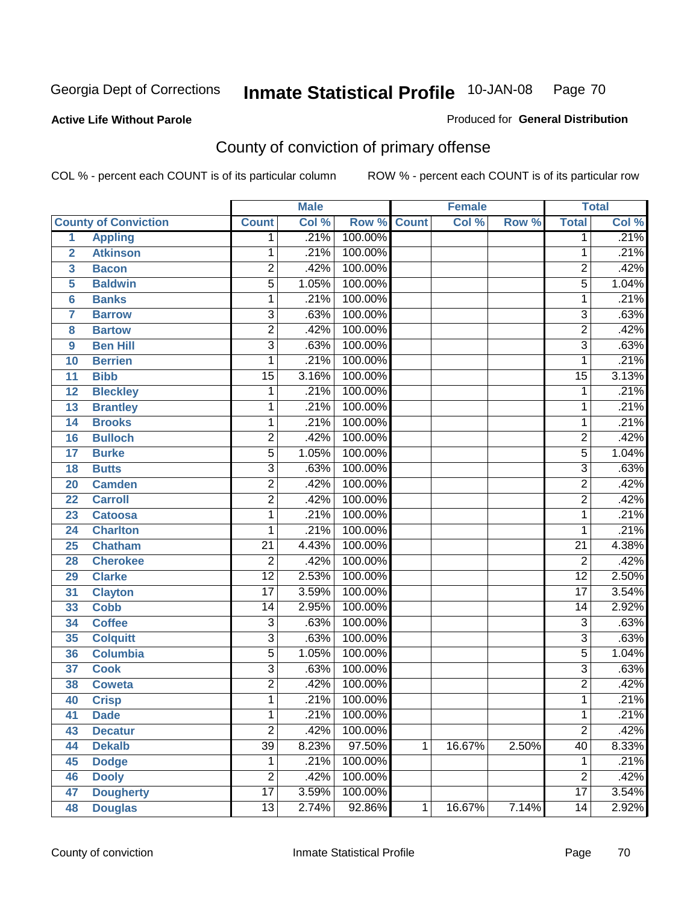Georgia Dept of Corrections **Inmate Statistical Profile** 10-JAN-08

**Active Life Without Parole**

Produced for **General Distribution**

## County of conviction of primary offense

COL % - percent each COUNT is of its particular column    ROW % - percent each COUNT is of its particular row

| | | Male | | | Female | | | Total | |
|---|---|---|---|---|---|---|---|---|---|
| County of Conviction | | Count | Col % | Row % | Count | Col % | Row % | Total | Col % |
| 1 | Appling | 1 | .21% | 100.00% | | | | 1 | .21% |
| 2 | Atkinson | 1 | .21% | 100.00% | | | | 1 | .21% |
| 3 | Bacon | 2 | .42% | 100.00% | | | | 2 | .42% |
| 5 | Baldwin | 5 | 1.05% | 100.00% | | | | 5 | 1.04% |
| 6 | Banks | 1 | .21% | 100.00% | | | | 1 | .21% |
| 7 | Barrow | 3 | .63% | 100.00% | | | | 3 | .63% |
| 8 | Bartow | 2 | .42% | 100.00% | | | | 2 | .42% |
| 9 | Ben Hill | 3 | .63% | 100.00% | | | | 3 | .63% |
| 10 | Berrien | 1 | .21% | 100.00% | | | | 1 | .21% |
| 11 | Bibb | 15 | 3.16% | 100.00% | | | | 15 | 3.13% |
| 12 | Bleckley | 1 | .21% | 100.00% | | | | 1 | .21% |
| 13 | Brantley | 1 | .21% | 100.00% | | | | 1 | .21% |
| 14 | Brooks | 1 | .21% | 100.00% | | | | 1 | .21% |
| 16 | Bulloch | 2 | .42% | 100.00% | | | | 2 | .42% |
| 17 | Burke | 5 | 1.05% | 100.00% | | | | 5 | 1.04% |
| 18 | Butts | 3 | .63% | 100.00% | | | | 3 | .63% |
| 20 | Camden | 2 | .42% | 100.00% | | | | 2 | .42% |
| 22 | Carroll | 2 | .42% | 100.00% | | | | 2 | .42% |
| 23 | Catoosa | 1 | .21% | 100.00% | | | | 1 | .21% |
| 24 | Charlton | 1 | .21% | 100.00% | | | | 1 | .21% |
| 25 | Chatham | 21 | 4.43% | 100.00% | | | | 21 | 4.38% |
| 28 | Cherokee | 2 | .42% | 100.00% | | | | 2 | .42% |
| 29 | Clarke | 12 | 2.53% | 100.00% | | | | 12 | 2.50% |
| 31 | Clayton | 17 | 3.59% | 100.00% | | | | 17 | 3.54% |
| 33 | Cobb | 14 | 2.95% | 100.00% | | | | 14 | 2.92% |
| 34 | Coffee | 3 | .63% | 100.00% | | | | 3 | .63% |
| 35 | Colquitt | 3 | .63% | 100.00% | | | | 3 | .63% |
| 36 | Columbia | 5 | 1.05% | 100.00% | | | | 5 | 1.04% |
| 37 | Cook | 3 | .63% | 100.00% | | | | 3 | .63% |
| 38 | Coweta | 2 | .42% | 100.00% | | | | 2 | .42% |
| 40 | Crisp | 1 | .21% | 100.00% | | | | 1 | .21% |
| 41 | Dade | 1 | .21% | 100.00% | | | | 1 | .21% |
| 43 | Decatur | 2 | .42% | 100.00% | | | | 2 | .42% |
| 44 | Dekalb | 39 | 8.23% | 97.50% | 1 | 16.67% | 2.50% | 40 | 8.33% |
| 45 | Dodge | 1 | .21% | 100.00% | | | | 1 | .21% |
| 46 | Dooly | 2 | .42% | 100.00% | | | | 2 | .42% |
| 47 | Dougherty | 17 | 3.59% | 100.00% | | | | 17 | 3.54% |
| 48 | Douglas | 13 | 2.74% | 92.86% | 1 | 16.67% | 7.14% | 14 | 2.92% |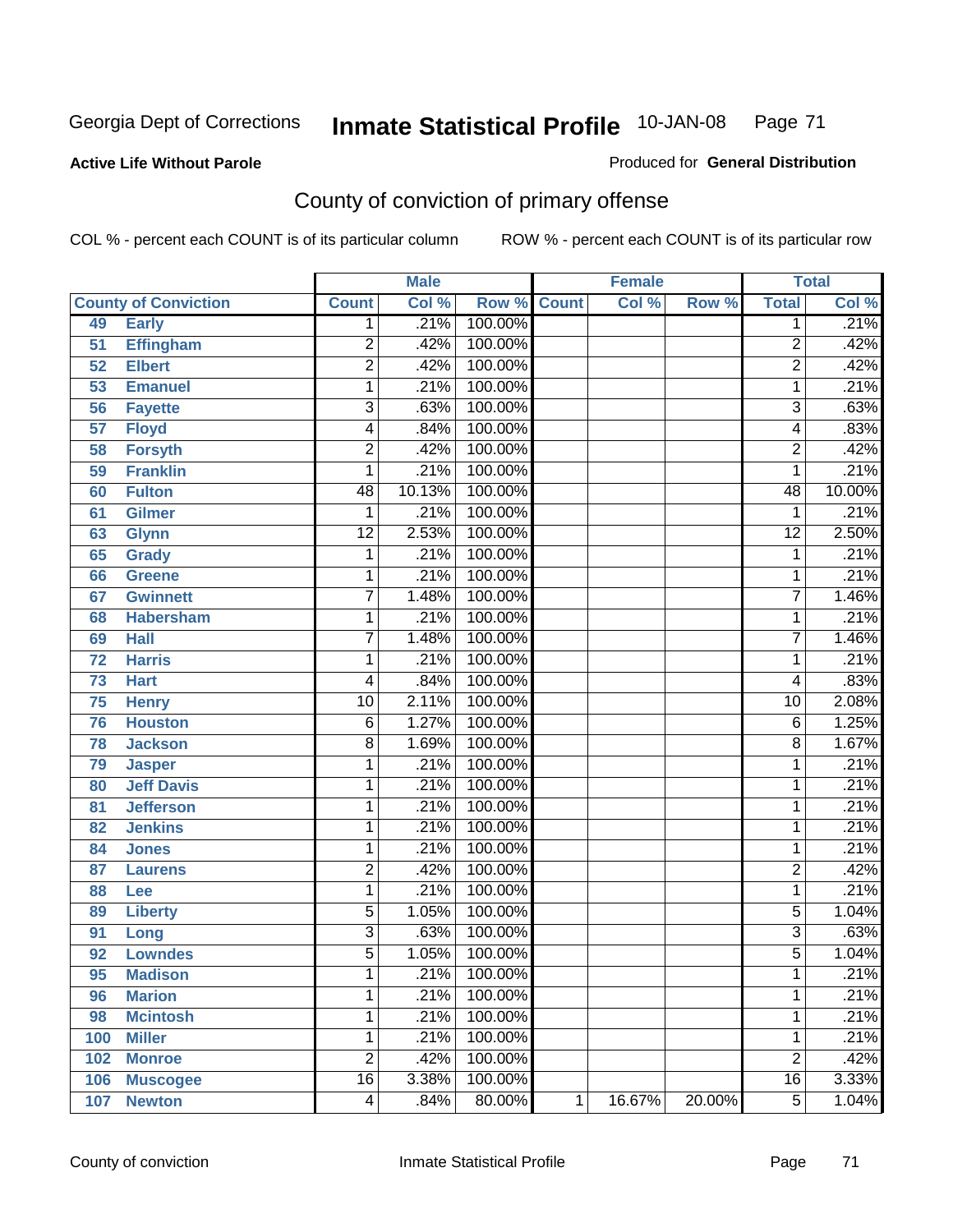**Active Life Without Parole**

Produced for **General Distribution**

## County of conviction of primary offense

COL % - percent each COUNT is of its particular column

ROW % - percent each COUNT is of its particular row

| County of Conviction | | Male | | | Female | | | Total | |
|---|---|---|---|---|---|---|---|---|---|
| | | Count | Col % | Row % | Count | Col % | Row % | Total | Col % |
| 49 | Early | 1 | .21% | 100.00% | | | | 1 | .21% |
| 51 | Effingham | 2 | .42% | 100.00% | | | | 2 | .42% |
| 52 | Elbert | 2 | .42% | 100.00% | | | | 2 | .42% |
| 53 | Emanuel | 1 | .21% | 100.00% | | | | 1 | .21% |
| 56 | Fayette | 3 | .63% | 100.00% | | | | 3 | .63% |
| 57 | Floyd | 4 | .84% | 100.00% | | | | 4 | .83% |
| 58 | Forsyth | 2 | .42% | 100.00% | | | | 2 | .42% |
| 59 | Franklin | 1 | .21% | 100.00% | | | | 1 | .21% |
| 60 | Fulton | 48 | 10.13% | 100.00% | | | | 48 | 10.00% |
| 61 | Gilmer | 1 | .21% | 100.00% | | | | 1 | .21% |
| 63 | Glynn | 12 | 2.53% | 100.00% | | | | 12 | 2.50% |
| 65 | Grady | 1 | .21% | 100.00% | | | | 1 | .21% |
| 66 | Greene | 1 | .21% | 100.00% | | | | 1 | .21% |
| 67 | Gwinnett | 7 | 1.48% | 100.00% | | | | 7 | 1.46% |
| 68 | Habersham | 1 | .21% | 100.00% | | | | 1 | .21% |
| 69 | Hall | 7 | 1.48% | 100.00% | | | | 7 | 1.46% |
| 72 | Harris | 1 | .21% | 100.00% | | | | 1 | .21% |
| 73 | Hart | 4 | .84% | 100.00% | | | | 4 | .83% |
| 75 | Henry | 10 | 2.11% | 100.00% | | | | 10 | 2.08% |
| 76 | Houston | 6 | 1.27% | 100.00% | | | | 6 | 1.25% |
| 78 | Jackson | 8 | 1.69% | 100.00% | | | | 8 | 1.67% |
| 79 | Jasper | 1 | .21% | 100.00% | | | | 1 | .21% |
| 80 | Jeff Davis | 1 | .21% | 100.00% | | | | 1 | .21% |
| 81 | Jefferson | 1 | .21% | 100.00% | | | | 1 | .21% |
| 82 | Jenkins | 1 | .21% | 100.00% | | | | 1 | .21% |
| 84 | Jones | 1 | .21% | 100.00% | | | | 1 | .21% |
| 87 | Laurens | 2 | .42% | 100.00% | | | | 2 | .42% |
| 88 | Lee | 1 | .21% | 100.00% | | | | 1 | .21% |
| 89 | Liberty | 5 | 1.05% | 100.00% | | | | 5 | 1.04% |
| 91 | Long | 3 | .63% | 100.00% | | | | 3 | .63% |
| 92 | Lowndes | 5 | 1.05% | 100.00% | | | | 5 | 1.04% |
| 95 | Madison | 1 | .21% | 100.00% | | | | 1 | .21% |
| 96 | Marion | 1 | .21% | 100.00% | | | | 1 | .21% |
| 98 | Mcintosh | 1 | .21% | 100.00% | | | | 1 | .21% |
| 100 | Miller | 1 | .21% | 100.00% | | | | 1 | .21% |
| 102 | Monroe | 2 | .42% | 100.00% | | | | 2 | .42% |
| 106 | Muscogee | 16 | 3.38% | 100.00% | | | | 16 | 3.33% |
| 107 | Newton | 4 | .84% | 80.00% | 1 | 16.67% | 20.00% | 5 | 1.04% |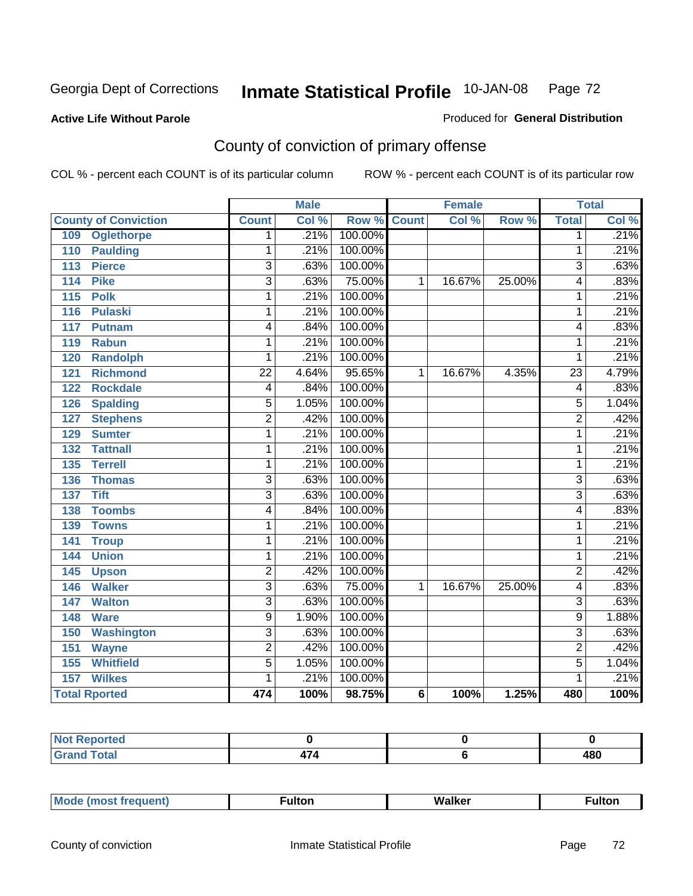Georgia Dept of Corrections **Inmate Statistical Profile** 10-JAN-08

**Active Life Without Parole**

Produced for **General Distribution**

## County of conviction of primary offense

COL % - percent each COUNT is of its particular column ROW % - percent each COUNT is of its particular row

| County of Conviction | Male Count | Male Col % | Male Row % | Female Count | Female Col % | Female Row % | Total | Total Col % |
|---|---|---|---|---|---|---|---|---|
| 109 Oglethorpe | 1 | .21% | 100.00% | | | | 1 | .21% |
| 110 Paulding | 1 | .21% | 100.00% | | | | 1 | .21% |
| 113 Pierce | 3 | .63% | 100.00% | | | | 3 | .63% |
| 114 Pike | 3 | .63% | 75.00% | 1 | 16.67% | 25.00% | 4 | .83% |
| 115 Polk | 1 | .21% | 100.00% | | | | 1 | .21% |
| 116 Pulaski | 1 | .21% | 100.00% | | | | 1 | .21% |
| 117 Putnam | 4 | .84% | 100.00% | | | | 4 | .83% |
| 119 Rabun | 1 | .21% | 100.00% | | | | 1 | .21% |
| 120 Randolph | 1 | .21% | 100.00% | | | | 1 | .21% |
| 121 Richmond | 22 | 4.64% | 95.65% | 1 | 16.67% | 4.35% | 23 | 4.79% |
| 122 Rockdale | 4 | .84% | 100.00% | | | | 4 | .83% |
| 126 Spalding | 5 | 1.05% | 100.00% | | | | 5 | 1.04% |
| 127 Stephens | 2 | .42% | 100.00% | | | | 2 | .42% |
| 129 Sumter | 1 | .21% | 100.00% | | | | 1 | .21% |
| 132 Tattnall | 1 | .21% | 100.00% | | | | 1 | .21% |
| 135 Terrell | 1 | .21% | 100.00% | | | | 1 | .21% |
| 136 Thomas | 3 | .63% | 100.00% | | | | 3 | .63% |
| 137 Tift | 3 | .63% | 100.00% | | | | 3 | .63% |
| 138 Toombs | 4 | .84% | 100.00% | | | | 4 | .83% |
| 139 Towns | 1 | .21% | 100.00% | | | | 1 | .21% |
| 141 Troup | 1 | .21% | 100.00% | | | | 1 | .21% |
| 144 Union | 1 | .21% | 100.00% | | | | 1 | .21% |
| 145 Upson | 2 | .42% | 100.00% | | | | 2 | .42% |
| 146 Walker | 3 | .63% | 75.00% | 1 | 16.67% | 25.00% | 4 | .83% |
| 147 Walton | 3 | .63% | 100.00% | | | | 3 | .63% |
| 148 Ware | 9 | 1.90% | 100.00% | | | | 9 | 1.88% |
| 150 Washington | 3 | .63% | 100.00% | | | | 3 | .63% |
| 151 Wayne | 2 | .42% | 100.00% | | | | 2 | .42% |
| 155 Whitfield | 5 | 1.05% | 100.00% | | | | 5 | 1.04% |
| 157 Wilkes | 1 | .21% | 100.00% | | | | 1 | .21% |
| **Total Rported** | **474** | **100%** | **98.75%** | **6** | **100%** | **1.25%** | **480** | **100%** |

| | Male | Female | Total |
|---|---|---|---|
| Not Reported | 0 | 0 | 0 |
| Grand Total | 474 | 6 | 480 |

| | Male | Female | Total |
|---|---|---|---|
| Mode (most frequent) | Fulton | Walker | Fulton |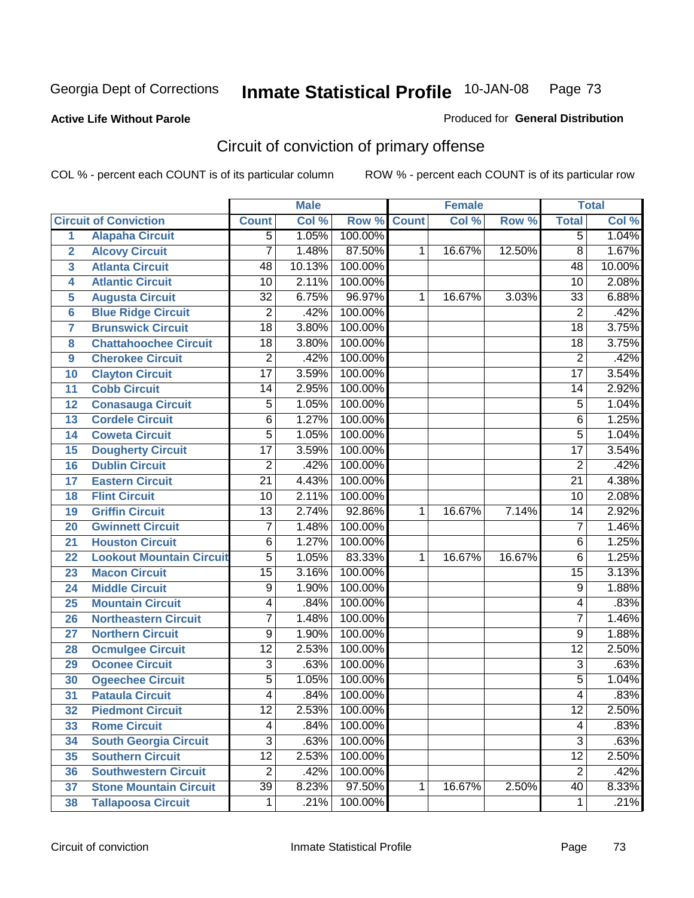Georgia Dept of Corrections **Inmate Statistical Profile** 10-JAN-08

**Active Life Without Parole**

Produced for **General Distribution**

## Circuit of conviction of primary offense

COL % - percent each COUNT is of its particular column ROW % - percent each COUNT is of its particular row

| | | Male | | | Female | | | Total | |
|---|---|---|---|---|---|---|---|---|---|
| | **Circuit of Conviction** | **Count** | **Col %** | **Row %** | **Count** | **Col %** | **Row %** | **Total** | **Col %** |
| 1 | **Alapaha Circuit** | 5 | 1.05% | 100.00% | | | | 5 | 1.04% |
| 2 | **Alcovy Circuit** | 7 | 1.48% | 87.50% | 1 | 16.67% | 12.50% | 8 | 1.67% |
| 3 | **Atlanta Circuit** | 48 | 10.13% | 100.00% | | | | 48 | 10.00% |
| 4 | **Atlantic Circuit** | 10 | 2.11% | 100.00% | | | | 10 | 2.08% |
| 5 | **Augusta Circuit** | 32 | 6.75% | 96.97% | 1 | 16.67% | 3.03% | 33 | 6.88% |
| 6 | **Blue Ridge Circuit** | 2 | .42% | 100.00% | | | | 2 | .42% |
| 7 | **Brunswick Circuit** | 18 | 3.80% | 100.00% | | | | 18 | 3.75% |
| 8 | **Chattahoochee Circuit** | 18 | 3.80% | 100.00% | | | | 18 | 3.75% |
| 9 | **Cherokee Circuit** | 2 | .42% | 100.00% | | | | 2 | .42% |
| 10 | **Clayton Circuit** | 17 | 3.59% | 100.00% | | | | 17 | 3.54% |
| 11 | **Cobb Circuit** | 14 | 2.95% | 100.00% | | | | 14 | 2.92% |
| 12 | **Conasauga Circuit** | 5 | 1.05% | 100.00% | | | | 5 | 1.04% |
| 13 | **Cordele Circuit** | 6 | 1.27% | 100.00% | | | | 6 | 1.25% |
| 14 | **Coweta Circuit** | 5 | 1.05% | 100.00% | | | | 5 | 1.04% |
| 15 | **Dougherty Circuit** | 17 | 3.59% | 100.00% | | | | 17 | 3.54% |
| 16 | **Dublin Circuit** | 2 | .42% | 100.00% | | | | 2 | .42% |
| 17 | **Eastern Circuit** | 21 | 4.43% | 100.00% | | | | 21 | 4.38% |
| 18 | **Flint Circuit** | 10 | 2.11% | 100.00% | | | | 10 | 2.08% |
| 19 | **Griffin Circuit** | 13 | 2.74% | 92.86% | 1 | 16.67% | 7.14% | 14 | 2.92% |
| 20 | **Gwinnett Circuit** | 7 | 1.48% | 100.00% | | | | 7 | 1.46% |
| 21 | **Houston Circuit** | 6 | 1.27% | 100.00% | | | | 6 | 1.25% |
| 22 | **Lookout Mountain Circuit** | 5 | 1.05% | 83.33% | 1 | 16.67% | 16.67% | 6 | 1.25% |
| 23 | **Macon Circuit** | 15 | 3.16% | 100.00% | | | | 15 | 3.13% |
| 24 | **Middle Circuit** | 9 | 1.90% | 100.00% | | | | 9 | 1.88% |
| 25 | **Mountain Circuit** | 4 | .84% | 100.00% | | | | 4 | .83% |
| 26 | **Northeastern Circuit** | 7 | 1.48% | 100.00% | | | | 7 | 1.46% |
| 27 | **Northern Circuit** | 9 | 1.90% | 100.00% | | | | 9 | 1.88% |
| 28 | **Ocmulgee Circuit** | 12 | 2.53% | 100.00% | | | | 12 | 2.50% |
| 29 | **Oconee Circuit** | 3 | .63% | 100.00% | | | | 3 | .63% |
| 30 | **Ogeechee Circuit** | 5 | 1.05% | 100.00% | | | | 5 | 1.04% |
| 31 | **Pataula Circuit** | 4 | .84% | 100.00% | | | | 4 | .83% |
| 32 | **Piedmont Circuit** | 12 | 2.53% | 100.00% | | | | 12 | 2.50% |
| 33 | **Rome Circuit** | 4 | .84% | 100.00% | | | | 4 | .83% |
| 34 | **South Georgia Circuit** | 3 | .63% | 100.00% | | | | 3 | .63% |
| 35 | **Southern Circuit** | 12 | 2.53% | 100.00% | | | | 12 | 2.50% |
| 36 | **Southwestern Circuit** | 2 | .42% | 100.00% | | | | 2 | .42% |
| 37 | **Stone Mountain Circuit** | 39 | 8.23% | 97.50% | 1 | 16.67% | 2.50% | 40 | 8.33% |
| 38 | **Tallapoosa Circuit** | 1 | .21% | 100.00% | | | | 1 | .21% |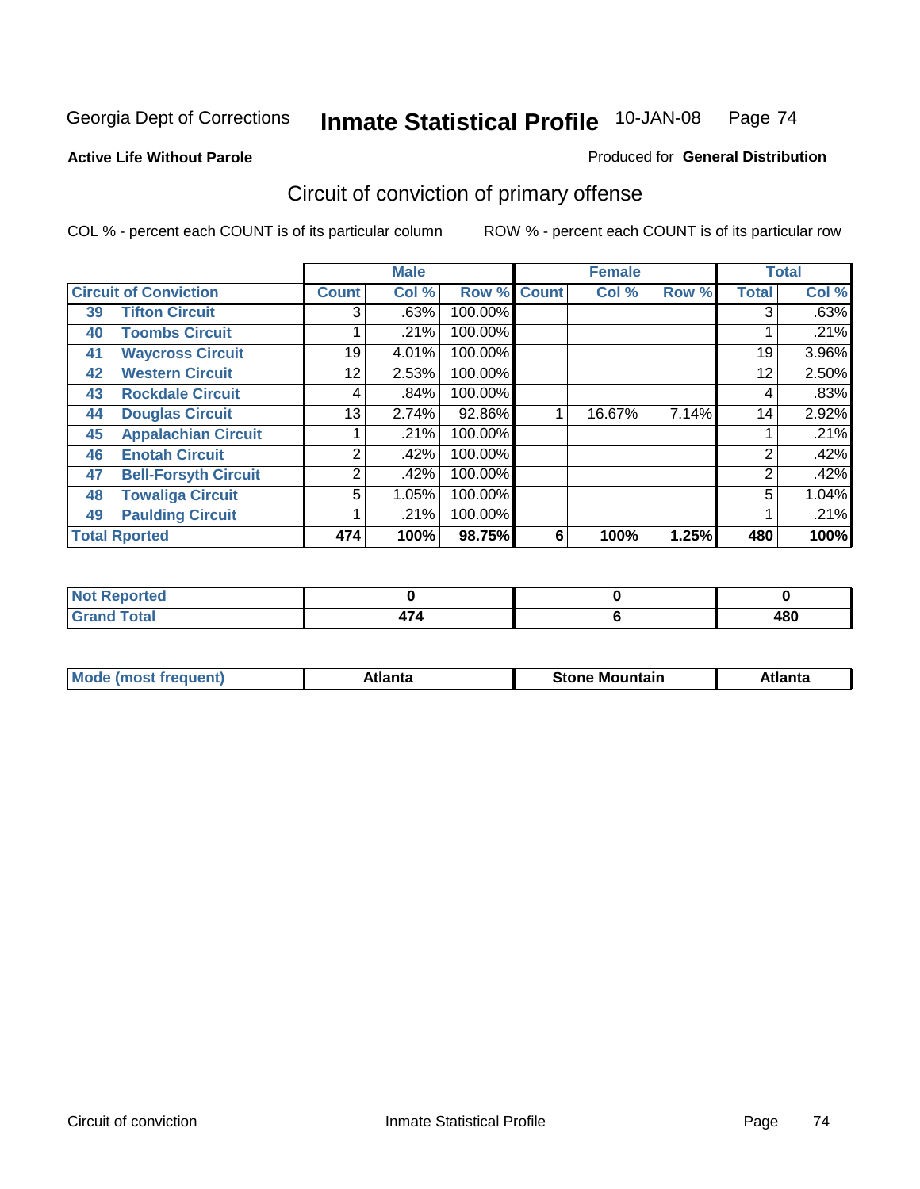Georgia Dept of Corrections **Inmate Statistical Profile** 10-JAN-08

**Active Life Without Parole**

Produced for **General Distribution**

## Circuit of conviction of primary offense

COL % - percent each COUNT is of its particular column ROW % - percent each COUNT is of its particular row

| Circuit of Conviction | | Male | | | Female | | | Total | |
|---|---|---|---|---|---|---|---|---|---|
| | | Count | Col % | Row % | Count | Col % | Row % | Total | Col % |
| 39 | Tifton Circuit | 3 | .63% | 100.00% | | | | 3 | .63% |
| 40 | Toombs Circuit | 1 | .21% | 100.00% | | | | 1 | .21% |
| 41 | Waycross Circuit | 19 | 4.01% | 100.00% | | | | 19 | 3.96% |
| 42 | Western Circuit | 12 | 2.53% | 100.00% | | | | 12 | 2.50% |
| 43 | Rockdale Circuit | 4 | .84% | 100.00% | | | | 4 | .83% |
| 44 | Douglas Circuit | 13 | 2.74% | 92.86% | 1 | 16.67% | 7.14% | 14 | 2.92% |
| 45 | Appalachian Circuit | 1 | .21% | 100.00% | | | | 1 | .21% |
| 46 | Enotah Circuit | 2 | .42% | 100.00% | | | | 2 | .42% |
| 47 | Bell-Forsyth Circuit | 2 | .42% | 100.00% | | | | 2 | .42% |
| 48 | Towaliga Circuit | 5 | 1.05% | 100.00% | | | | 5 | 1.04% |
| 49 | Paulding Circuit | 1 | .21% | 100.00% | | | | 1 | .21% |
| **Total Rported** | | **474** | **100%** | **98.75%** | **6** | **100%** | **1.25%** | **480** | **100%** |

| | Male | Female | Total |
|---|---|---|---|
| Not Reported | 0 | 0 | 0 |
| Grand Total | 474 | 6 | 480 |

| | Male | Female | Total |
|---|---|---|---|
| Mode (most frequent) | Atlanta | Stone Mountain | Atlanta |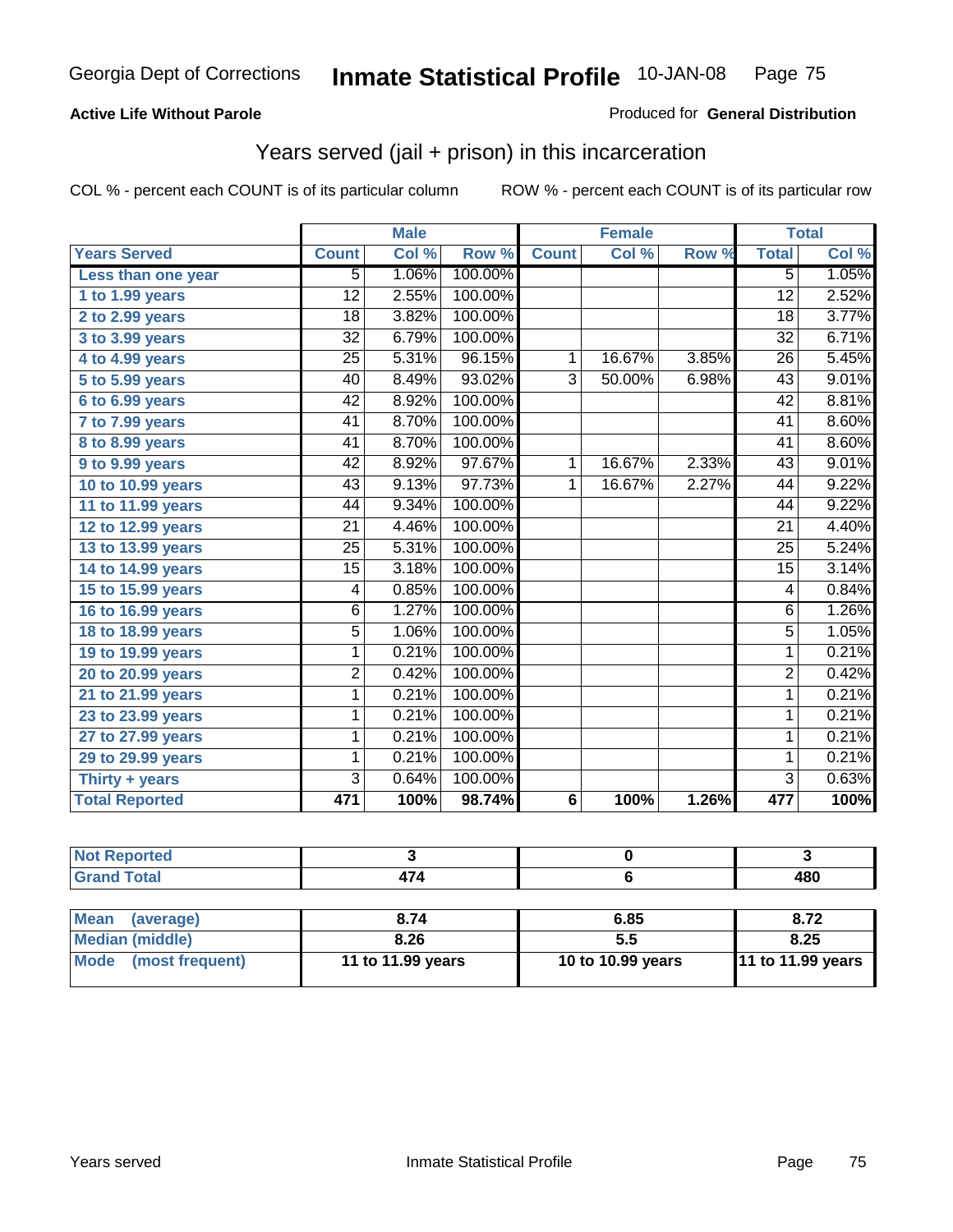Georgia Dept of Corrections **Inmate Statistical Profile** 10-JAN-08

**Active Life Without Parole**

Produced for **General Distribution**

## Years served (jail + prison) in this incarceration

COL % - percent each COUNT is of its particular column    ROW % - percent each COUNT is of its particular row

| | Male | | | Female | | | Total | |
|---|---|---|---|---|---|---|---|---|
| **Years Served** | **Count** | **Col %** | **Row %** | **Count** | **Col %** | **Row %** | **Total** | **Col %** |
| Less than one year | 5 | 1.06% | 100.00% | | | | 5 | 1.05% |
| 1 to 1.99 years | 12 | 2.55% | 100.00% | | | | 12 | 2.52% |
| 2 to 2.99 years | 18 | 3.82% | 100.00% | | | | 18 | 3.77% |
| 3 to 3.99 years | 32 | 6.79% | 100.00% | | | | 32 | 6.71% |
| 4 to 4.99 years | 25 | 5.31% | 96.15% | 1 | 16.67% | 3.85% | 26 | 5.45% |
| 5 to 5.99 years | 40 | 8.49% | 93.02% | 3 | 50.00% | 6.98% | 43 | 9.01% |
| 6 to 6.99 years | 42 | 8.92% | 100.00% | | | | 42 | 8.81% |
| 7 to 7.99 years | 41 | 8.70% | 100.00% | | | | 41 | 8.60% |
| 8 to 8.99 years | 41 | 8.70% | 100.00% | | | | 41 | 8.60% |
| 9 to 9.99 years | 42 | 8.92% | 97.67% | 1 | 16.67% | 2.33% | 43 | 9.01% |
| 10 to 10.99 years | 43 | 9.13% | 97.73% | 1 | 16.67% | 2.27% | 44 | 9.22% |
| 11 to 11.99 years | 44 | 9.34% | 100.00% | | | | 44 | 9.22% |
| 12 to 12.99 years | 21 | 4.46% | 100.00% | | | | 21 | 4.40% |
| 13 to 13.99 years | 25 | 5.31% | 100.00% | | | | 25 | 5.24% |
| 14 to 14.99 years | 15 | 3.18% | 100.00% | | | | 15 | 3.14% |
| 15 to 15.99 years | 4 | 0.85% | 100.00% | | | | 4 | 0.84% |
| 16 to 16.99 years | 6 | 1.27% | 100.00% | | | | 6 | 1.26% |
| 18 to 18.99 years | 5 | 1.06% | 100.00% | | | | 5 | 1.05% |
| 19 to 19.99 years | 1 | 0.21% | 100.00% | | | | 1 | 0.21% |
| 20 to 20.99 years | 2 | 0.42% | 100.00% | | | | 2 | 0.42% |
| 21 to 21.99 years | 1 | 0.21% | 100.00% | | | | 1 | 0.21% |
| 23 to 23.99 years | 1 | 0.21% | 100.00% | | | | 1 | 0.21% |
| 27 to 27.99 years | 1 | 0.21% | 100.00% | | | | 1 | 0.21% |
| 29 to 29.99 years | 1 | 0.21% | 100.00% | | | | 1 | 0.21% |
| Thirty + years | 3 | 0.64% | 100.00% | | | | 3 | 0.63% |
| **Total Reported** | **471** | **100%** | **98.74%** | **6** | **100%** | **1.26%** | **477** | **100%** |

| | Male | Female | Total |
|---|---|---|---|
| Not Reported | 3 | 0 | 3 |
| Grand Total | 474 | 6 | 480 |

| | Male | Female | Total |
|---|---|---|---|
| Mean (average) | 8.74 | 6.85 | 8.72 |
| Median (middle) | 8.26 | 5.5 | 8.25 |
| Mode (most frequent) | 11 to 11.99 years | 10 to 10.99 years | 11 to 11.99 years |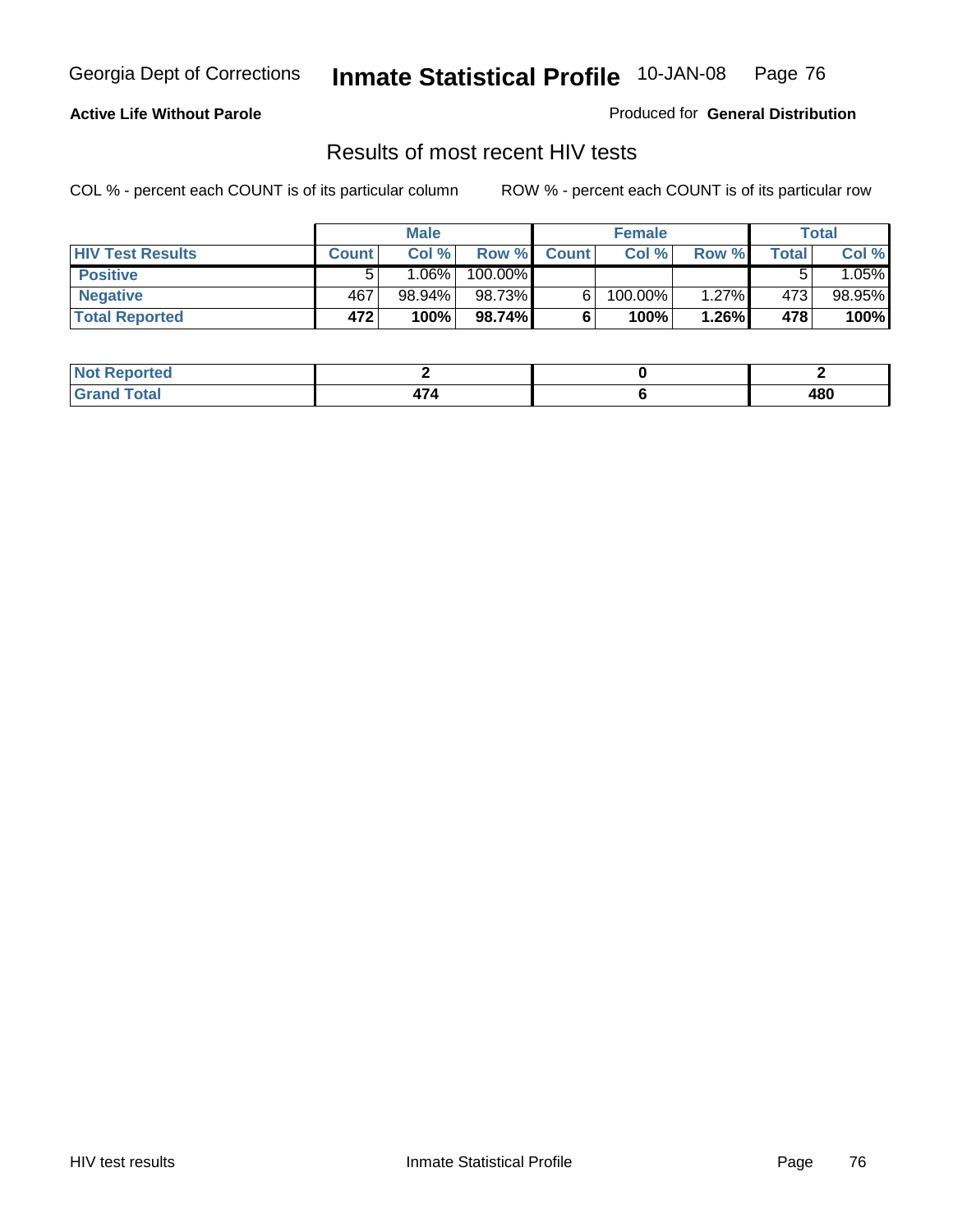Georgia Dept of Corrections **Inmate Statistical Profile** 10-JAN-08

**Active Life Without Parole**

Produced for **General Distribution**

## Results of most recent HIV tests

COL % - percent each COUNT is of its particular column    ROW % - percent each COUNT is of its particular row

| | Male | | | Female | | | Total | |
|---|---|---|---|---|---|---|---|---|
| **HIV Test Results** | **Count** | **Col %** | **Row %** | **Count** | **Col %** | **Row %** | **Total** | **Col %** |
| **Positive** | 5 | 1.06% | 100.00% | | | | 5 | 1.05% |
| **Negative** | 467 | 98.94% | 98.73% | 6 | 100.00% | 1.27% | 473 | 98.95% |
| **Total Reported** | **472** | **100%** | **98.74%** | **6** | **100%** | **1.26%** | **478** | **100%** |

| | Male | Female | Total |
|---|---|---|---|
| **Not Reported** | **2** | **0** | **2** |
| **Grand Total** | **474** | **6** | **480** |

HIV test results    Inmate Statistical Profile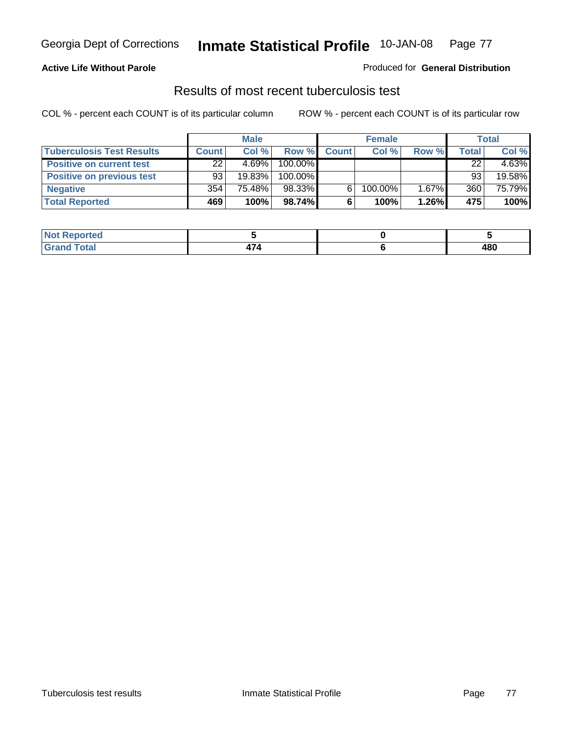**Active Life Without Parole**

Produced for **General Distribution**

## Results of most recent tuberculosis test

COL % - percent each COUNT is of its particular column

ROW % - percent each COUNT is of its particular row

| | Male | | | Female | | | Total | |
|---|---|---|---|---|---|---|---|---|
| **Tuberculosis Test Results** | **Count** | **Col %** | **Row %** | **Count** | **Col %** | **Row %** | **Total** | **Col %** |
| **Positive on current test** | 22 | 4.69% | 100.00% | | | | 22 | 4.63% |
| **Positive on previous test** | 93 | 19.83% | 100.00% | | | | 93 | 19.58% |
| **Negative** | 354 | 75.48% | 98.33% | 6 | 100.00% | 1.67% | 360 | 75.79% |
| **Total Reported** | **469** | **100%** | **98.74%** | **6** | **100%** | **1.26%** | **475** | **100%** |

| | Male | Female | Total |
|---|---|---|---|
| **Not Reported** | **5** | **0** | **5** |
| **Grand Total** | **474** | **6** | **480** |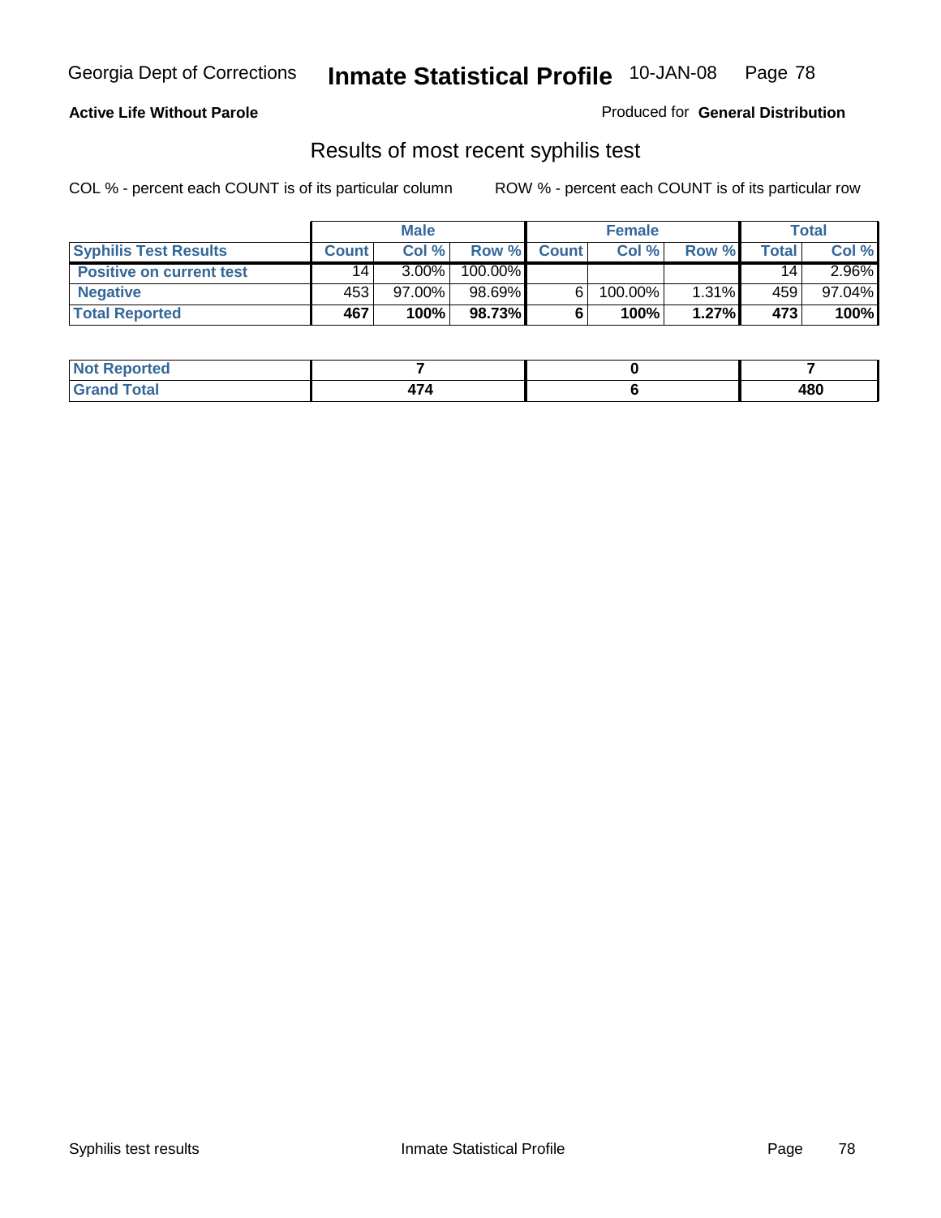**Active Life Without Parole**

Produced for **General Distribution**

## Results of most recent syphilis test

COL % - percent each COUNT is of its particular column

ROW % - percent each COUNT is of its particular row

| | Male | | | Female | | | Total | |
|---|---|---|---|---|---|---|---|---|
| **Syphilis Test Results** | **Count** | **Col %** | **Row %** | **Count** | **Col %** | **Row %** | **Total** | **Col %** |
| **Positive on current test** | 14 | 3.00% | 100.00% | | | | 14 | 2.96% |
| **Negative** | 453 | 97.00% | 98.69% | 6 | 100.00% | 1.31% | 459 | 97.04% |
| **Total Reported** | **467** | **100%** | **98.73%** | **6** | **100%** | **1.27%** | **473** | **100%** |

| | Male | Female | Total |
|---|---|---|---|
| **Not Reported** | **7** | **0** | **7** |
| **Grand Total** | **474** | **6** | **480** |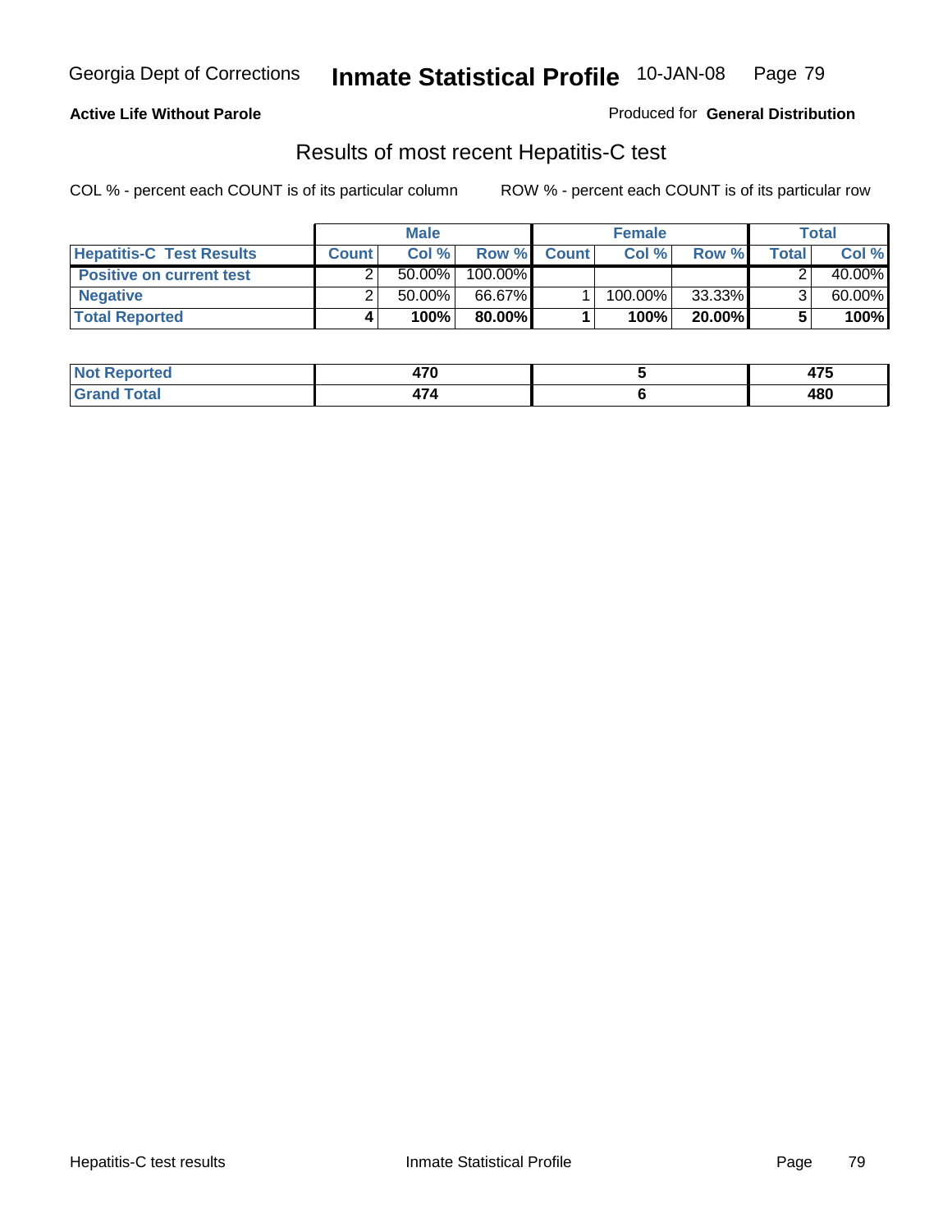Georgia Dept of Corrections **Inmate Statistical Profile** 10-JAN-08

**Active Life Without Parole**

Produced for **General Distribution**

## Results of most recent Hepatitis-C test

COL % - percent each COUNT is of its particular column ROW % - percent each COUNT is of its particular row

| | Male | | | Female | | | Total | |
|---|---|---|---|---|---|---|---|---|
| **Hepatitis-C Test Results** | **Count** | **Col %** | **Row %** | **Count** | **Col %** | **Row %** | **Total** | **Col %** |
| **Positive on current test** | 2 | 50.00% | 100.00% | | | | 2 | 40.00% |
| **Negative** | 2 | 50.00% | 66.67% | 1 | 100.00% | 33.33% | 3 | 60.00% |
| **Total Reported** | **4** | **100%** | **80.00%** | **1** | **100%** | **20.00%** | **5** | **100%** |

| | Male | Female | Total |
|---|---|---|---|
| **Not Reported** | **470** | **5** | **475** |
| **Grand Total** | **474** | **6** | **480** |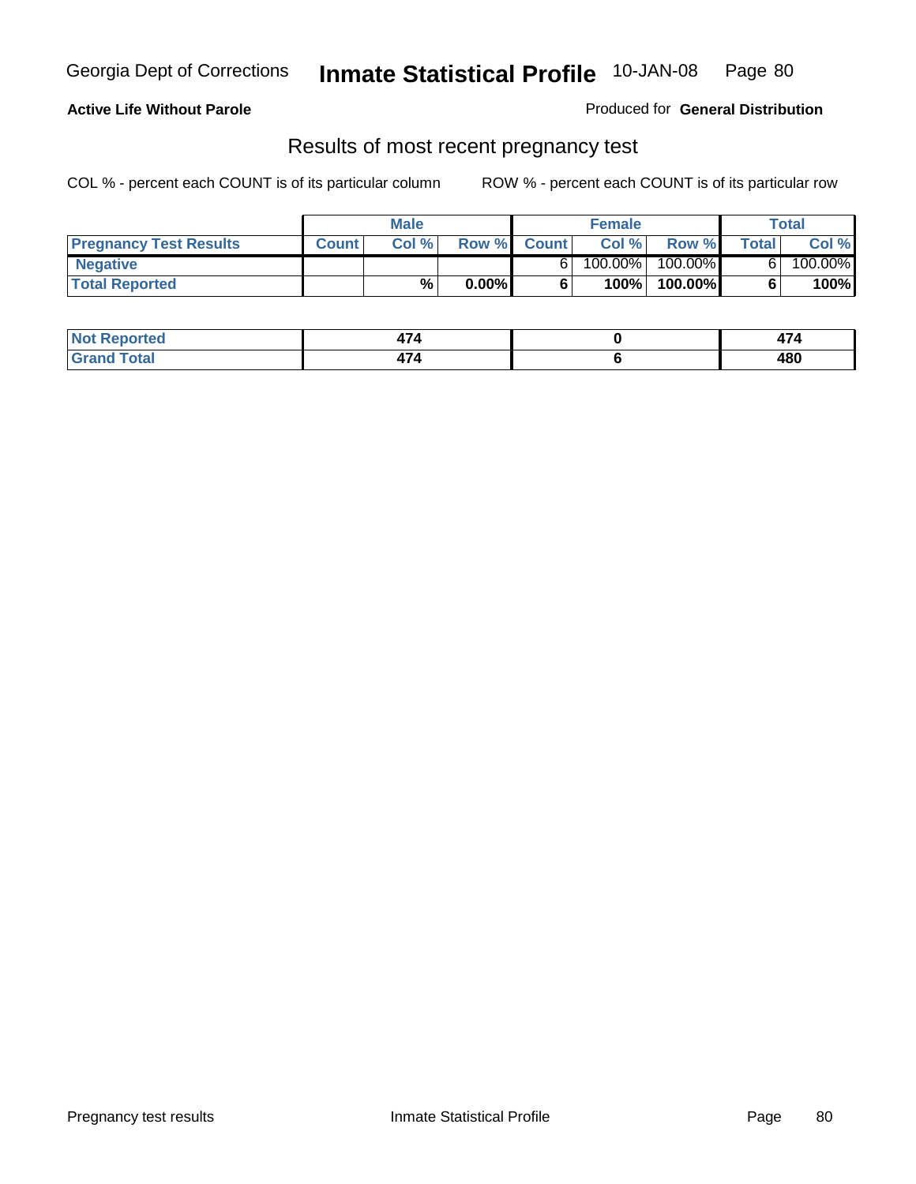**Active Life Without Parole**

Produced for **General Distribution**

## Results of most recent pregnancy test

COL % - percent each COUNT is of its particular column

ROW % - percent each COUNT is of its particular row

| | Male | | | Female | | | Total | |
|---|---|---|---|---|---|---|---|---|
| **Pregnancy Test Results** | **Count** | **Col %** | **Row %** | **Count** | **Col %** | **Row %** | **Total** | **Col %** |
| **Negative** | | | | 6 | 100.00% | 100.00% | 6 | 100.00% |
| **Total Reported** | | **%** | **0.00%** | **6** | **100%** | **100.00%** | **6** | **100%** |

| | Male | Female | Total |
|---|---|---|---|
| **Not Reported** | **474** | **0** | **474** |
| **Grand Total** | **474** | **6** | **480** |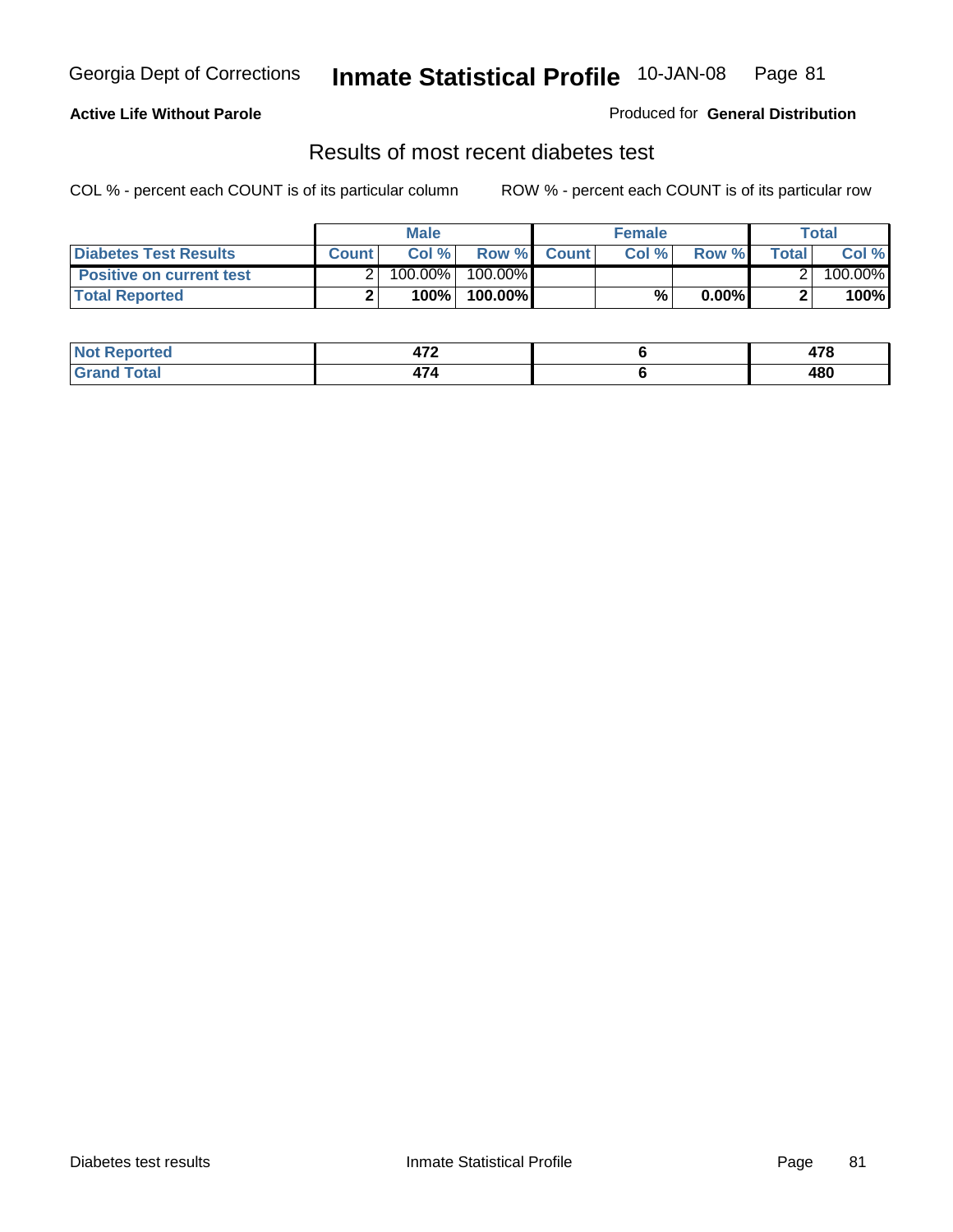**Active Life Without Parole**

Produced for **General Distribution**

## Results of most recent diabetes test

COL % - percent each COUNT is of its particular column

ROW % - percent each COUNT is of its particular row

| | Male | | | Female | | | Total | |
|---|---|---|---|---|---|---|---|---|
| **Diabetes Test Results** | **Count** | **Col %** | **Row %** | **Count** | **Col %** | **Row %** | **Total** | **Col %** |
| **Positive on current test** | 2 | 100.00% | 100.00% | | | | 2 | 100.00% |
| **Total Reported** | **2** | **100%** | **100.00%** | | **%** | **0.00%** | **2** | **100%** |

| | Male | Female | Total |
|---|---|---|---|
| **Not Reported** | **472** | **6** | **478** |
| **Grand Total** | **474** | **6** | **480** |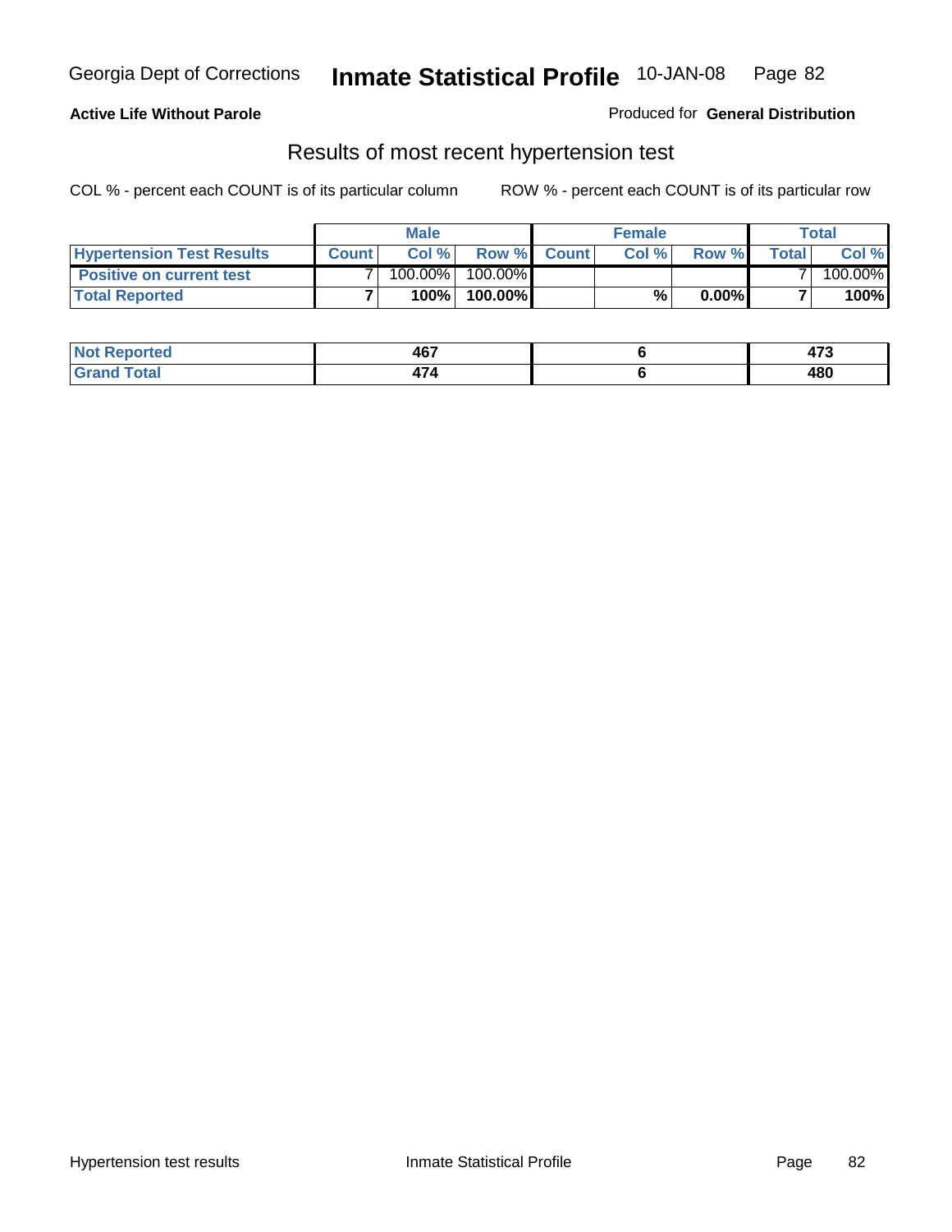**Active Life Without Parole**

Produced for **General Distribution**

## Results of most recent hypertension test

COL % - percent each COUNT is of its particular column

ROW % - percent each COUNT is of its particular row

| | Male | | | Female | | | Total | |
|---|---|---|---|---|---|---|---|---|
| **Hypertension Test Results** | **Count** | **Col %** | **Row %** | **Count** | **Col %** | **Row %** | **Total** | **Col %** |
| **Positive on current test** | 7 | 100.00% | 100.00% | | | | 7 | 100.00% |
| **Total Reported** | **7** | **100%** | **100.00%** | | **%** | **0.00%** | **7** | **100%** |

| | Male | Female | Total |
|---|---|---|---|
| **Not Reported** | **467** | **6** | **473** |
| **Grand Total** | **474** | **6** | **480** |

Hypertension test results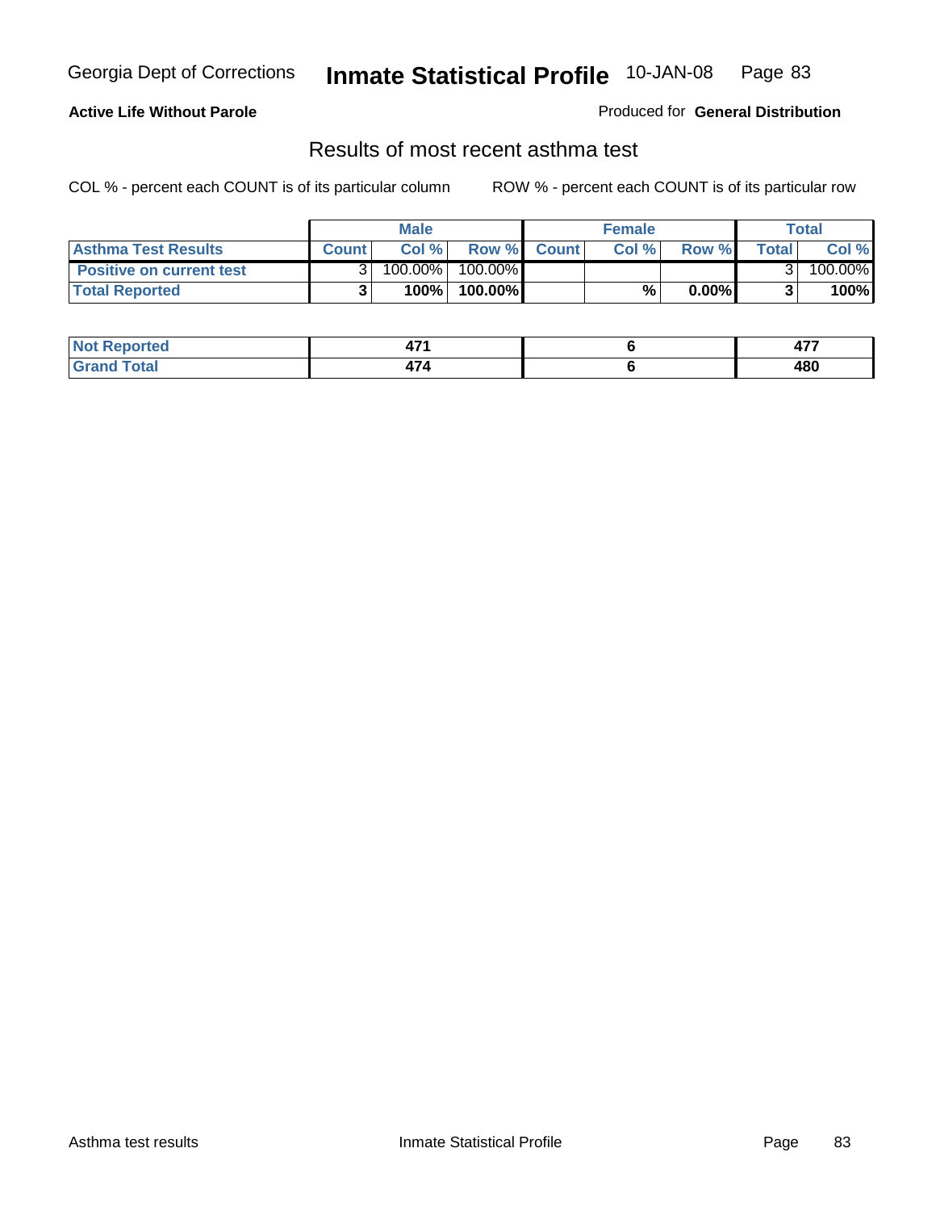Georgia Dept of Corrections **Inmate Statistical Profile** 10-JAN-08

**Active Life Without Parole**

Produced for **General Distribution**

## Results of most recent asthma test

COL % - percent each COUNT is of its particular column ROW % - percent each COUNT is of its particular row

| | Male | | | Female | | | Total | |
|---|---|---|---|---|---|---|---|---|
| **Asthma Test Results** | **Count** | **Col %** | **Row %** | **Count** | **Col %** | **Row %** | **Total** | **Col %** |
| **Positive on current test** | 3 | 100.00% | 100.00% | | | | 3 | 100.00% |
| **Total Reported** | **3** | **100%** | **100.00%** | | **%** | **0.00%** | **3** | **100%** |

| | Male | Female | Total |
|---|---|---|---|
| **Not Reported** | **471** | **6** | **477** |
| **Grand Total** | **474** | **6** | **480** |

Asthma test results Inmate Statistical Profile